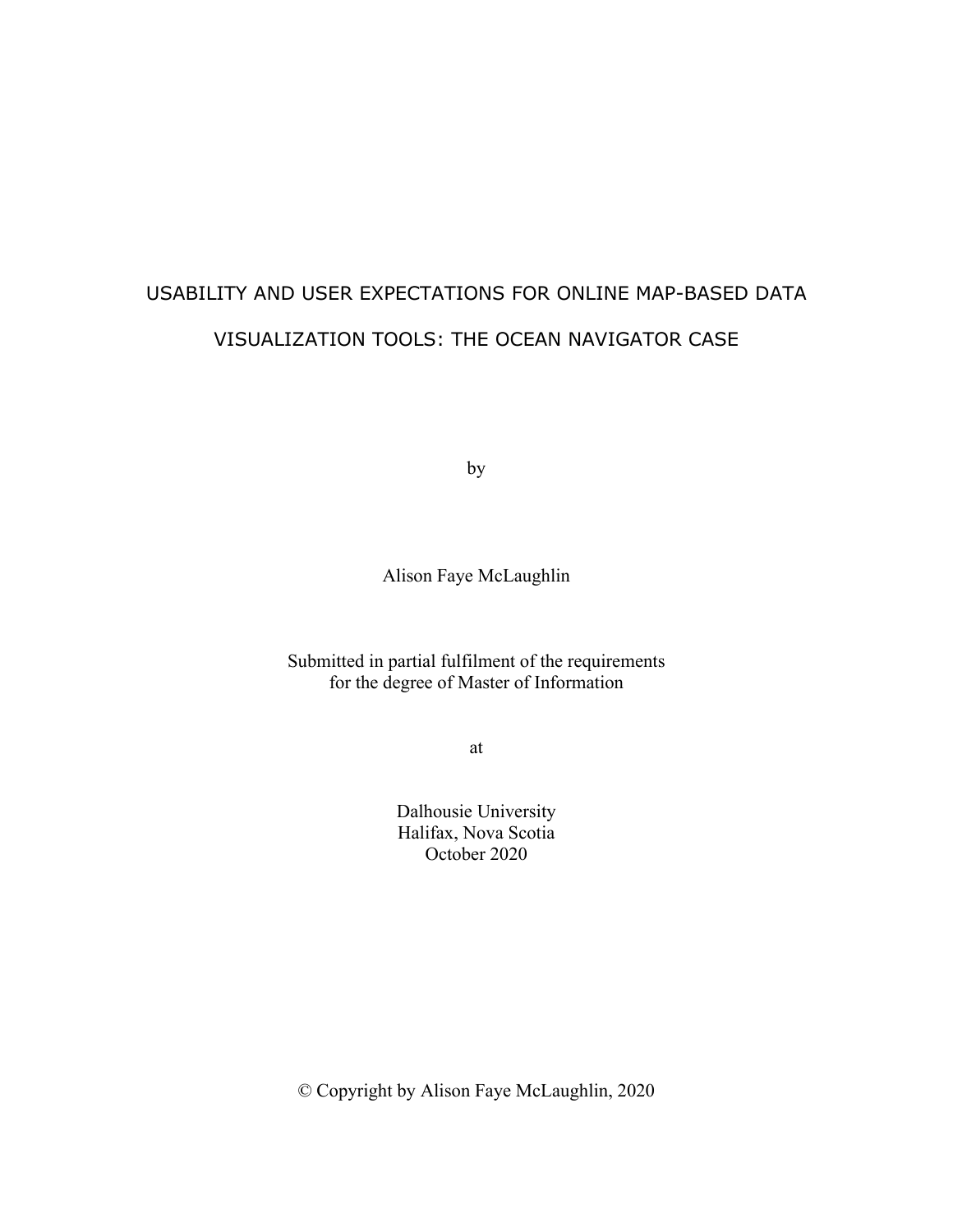# USABILITY AND USER EXPECTATIONS FOR ONLINE MAP-BASED DATA VISUALIZATION TOOLS: THE OCEAN NAVIGATOR CASE

by

Alison Faye McLaughlin

Submitted in partial fulfilment of the requirements
for the degree of Master of Information

at

Dalhousie University
Halifax, Nova Scotia
October 2020

© Copyright by Alison Faye McLaughlin, 2020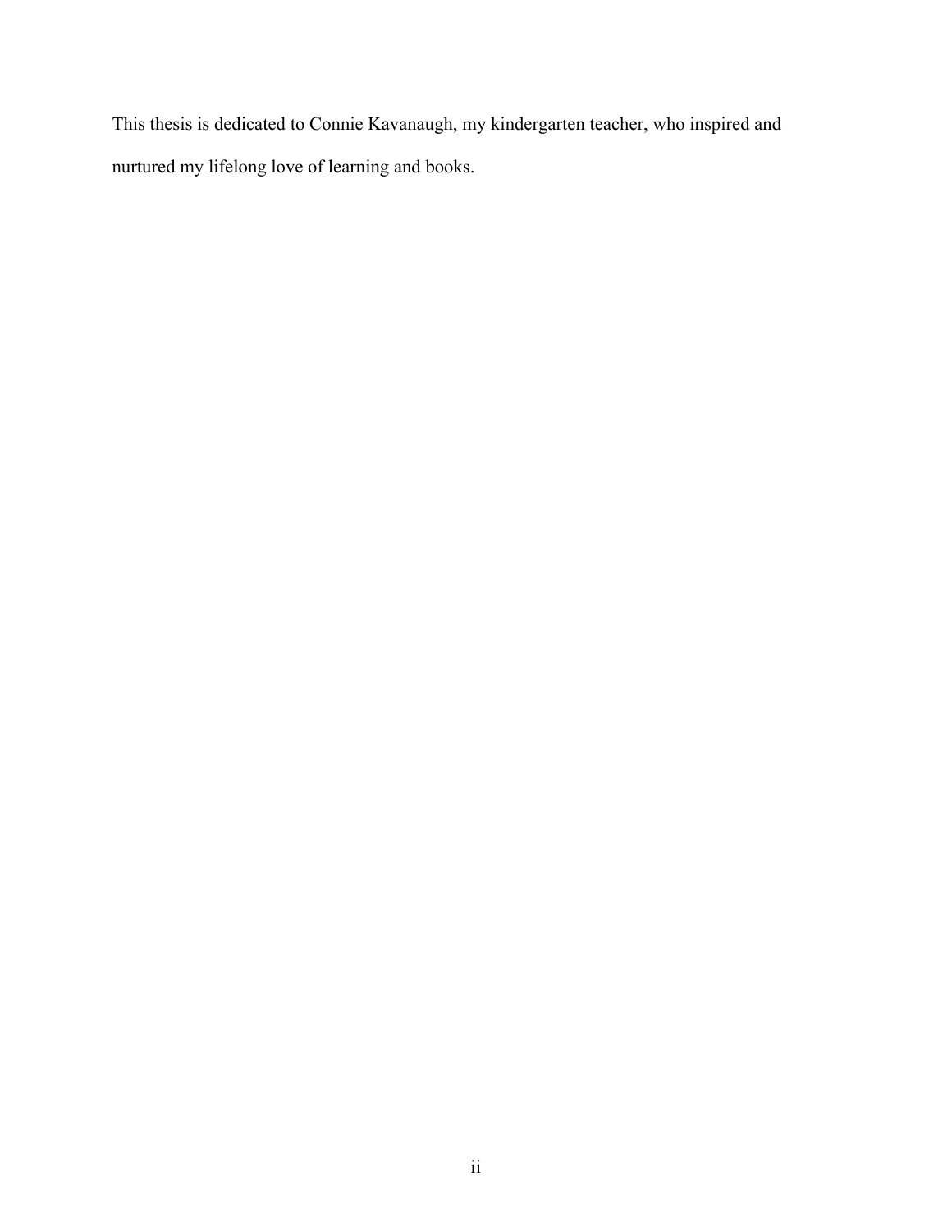This thesis is dedicated to Connie Kavanaugh, my kindergarten teacher, who inspired and nurtured my lifelong love of learning and books.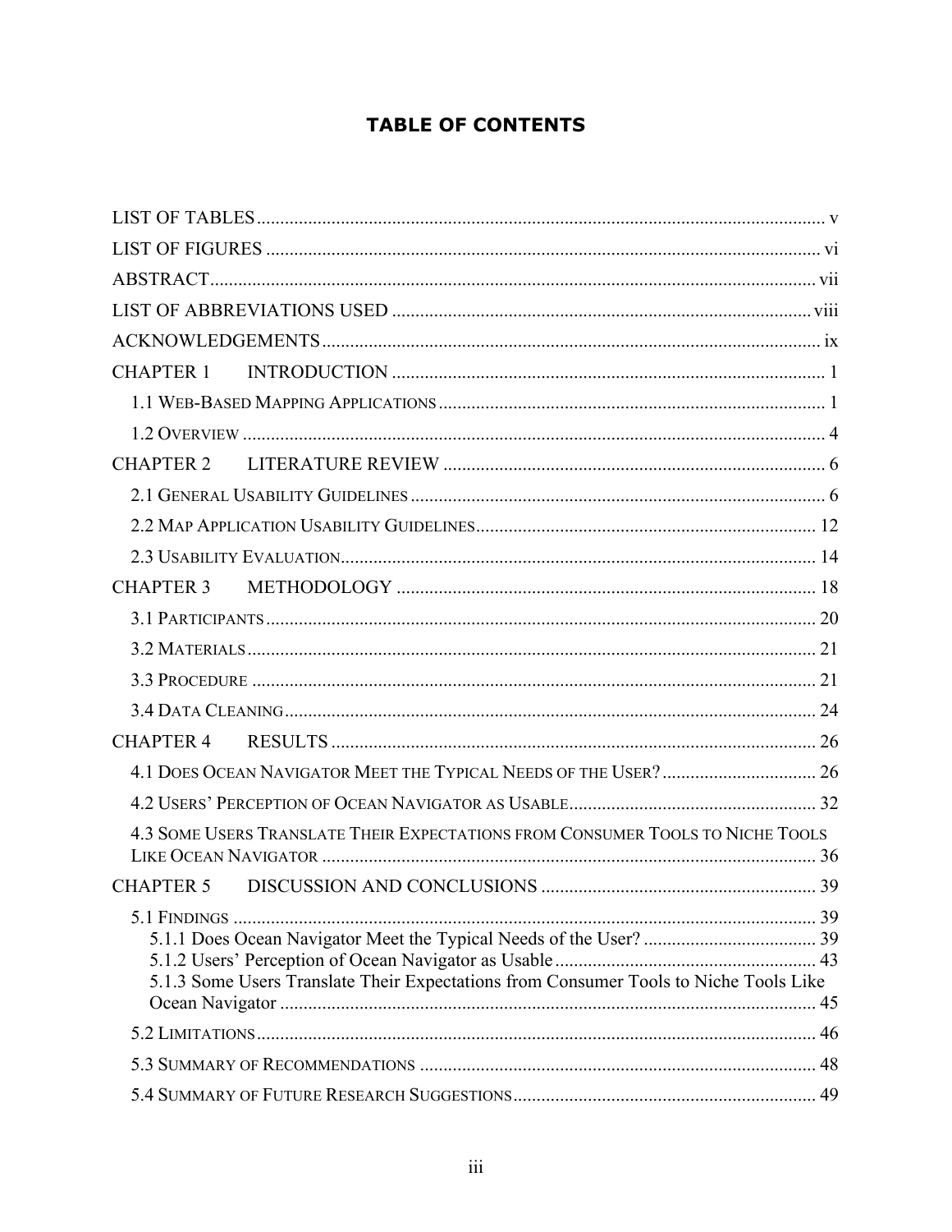# TABLE OF CONTENTS

LIST OF TABLES ........ v

LIST OF FIGURES ........ vi

ABSTRACT ........ vii

LIST OF ABBREVIATIONS USED ........ viii

ACKNOWLEDGEMENTS ........ ix

CHAPTER 1 INTRODUCTION ........ 1

- 1.1 Web-Based Mapping Applications ........ 1
- 1.2 Overview ........ 4

CHAPTER 2 LITERATURE REVIEW ........ 6

- 2.1 General Usability Guidelines ........ 6
- 2.2 Map Application Usability Guidelines ........ 12
- 2.3 Usability Evaluation ........ 14

CHAPTER 3 METHODOLOGY ........ 18

- 3.1 Participants ........ 20
- 3.2 Materials ........ 21
- 3.3 Procedure ........ 21
- 3.4 Data Cleaning ........ 24

CHAPTER 4 RESULTS ........ 26

- 4.1 Does Ocean Navigator Meet the Typical Needs of the User? ........ 26
- 4.2 Users' Perception of Ocean Navigator as Usable ........ 32
- 4.3 Some Users Translate Their Expectations from Consumer Tools to Niche Tools Like Ocean Navigator ........ 36

CHAPTER 5 DISCUSSION AND CONCLUSIONS ........ 39

- 5.1 Findings ........ 39
  - 5.1.1 Does Ocean Navigator Meet the Typical Needs of the User? ........ 39
  - 5.1.2 Users' Perception of Ocean Navigator as Usable ........ 43
  - 5.1.3 Some Users Translate Their Expectations from Consumer Tools to Niche Tools Like Ocean Navigator ........ 45
- 5.2 Limitations ........ 46
- 5.3 Summary of Recommendations ........ 48
- 5.4 Summary of Future Research Suggestions ........ 49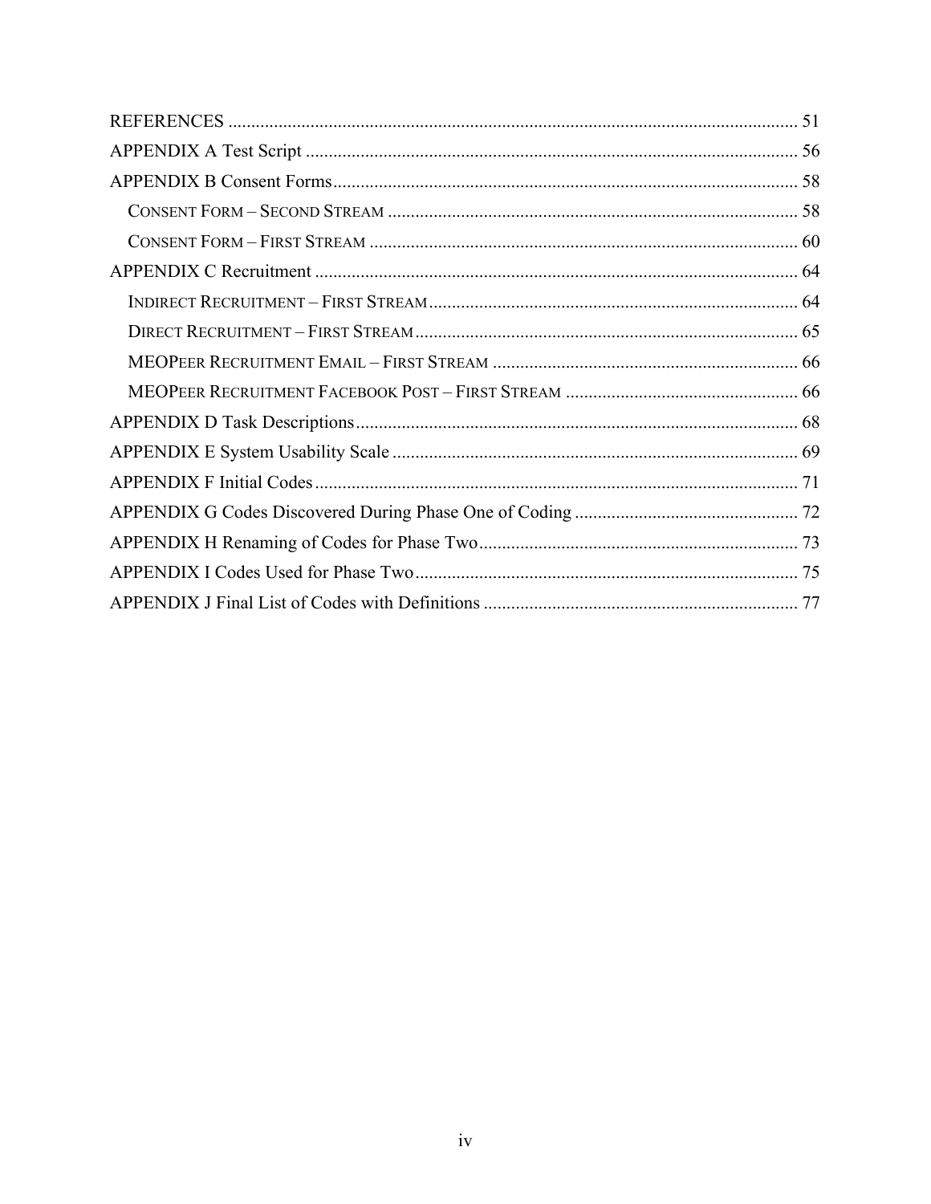REFERENCES ........................................................................................................................ 51

APPENDIX A Test Script ........................................................................................................ 56

APPENDIX B Consent Forms ................................................................................................. 58

- CONSENT FORM – SECOND STREAM ................................................................................. 58
- CONSENT FORM – FIRST STREAM ..................................................................................... 60

APPENDIX C Recruitment ..................................................................................................... 64

- INDIRECT RECRUITMENT – FIRST STREAM ....................................................................... 64
- DIRECT RECRUITMENT – FIRST STREAM .......................................................................... 65
- MEOPEER RECRUITMENT EMAIL – FIRST STREAM .......................................................... 66
- MEOPEER RECRUITMENT FACEBOOK POST – FIRST STREAM .......................................... 66

APPENDIX D Task Descriptions ............................................................................................ 68

APPENDIX E System Usability Scale .................................................................................... 69

APPENDIX F Initial Codes ..................................................................................................... 71

APPENDIX G Codes Discovered During Phase One of Coding ............................................. 72

APPENDIX H Renaming of Codes for Phase Two .................................................................. 73

APPENDIX I Codes Used for Phase Two ............................................................................... 75

APPENDIX J Final List of Codes with Definitions ................................................................. 77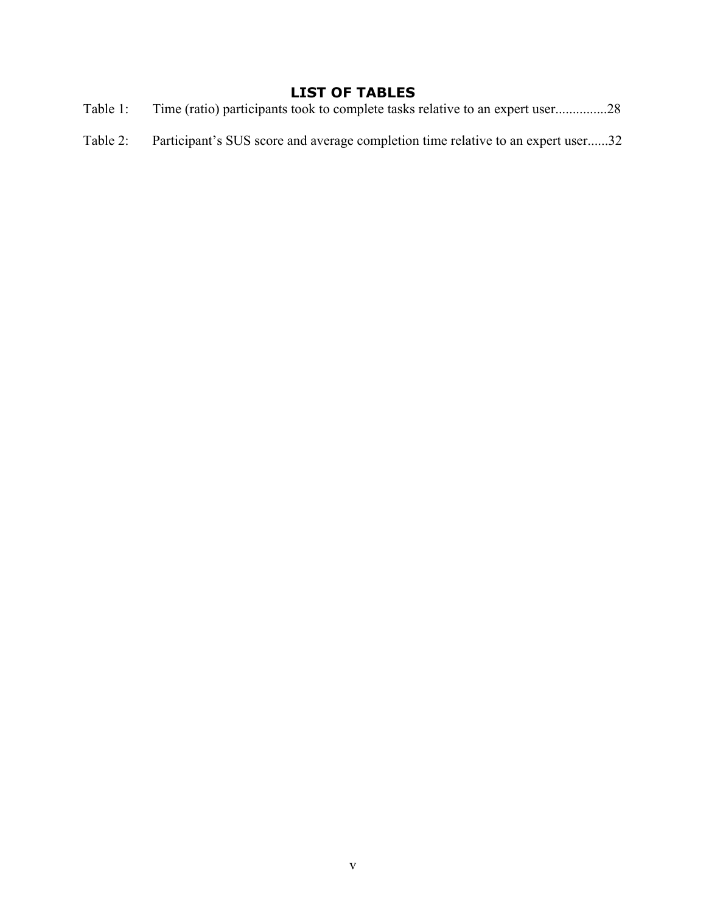# LIST OF TABLES

Table 1: Time (ratio) participants took to complete tasks relative to an expert user...............28

Table 2: Participant's SUS score and average completion time relative to an expert user......32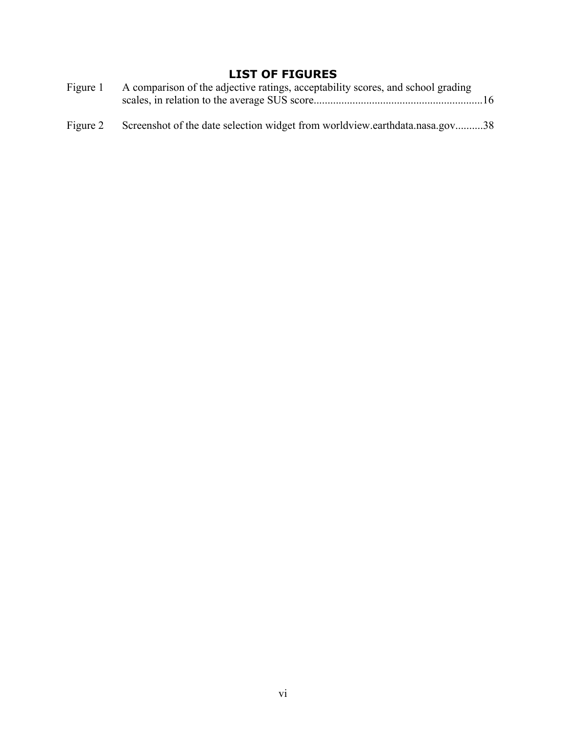# LIST OF FIGURES

Figure 1 A comparison of the adjective ratings, acceptability scores, and school grading scales, in relation to the average SUS score............................................................16

Figure 2 Screenshot of the date selection widget from worldview.earthdata.nasa.gov..........38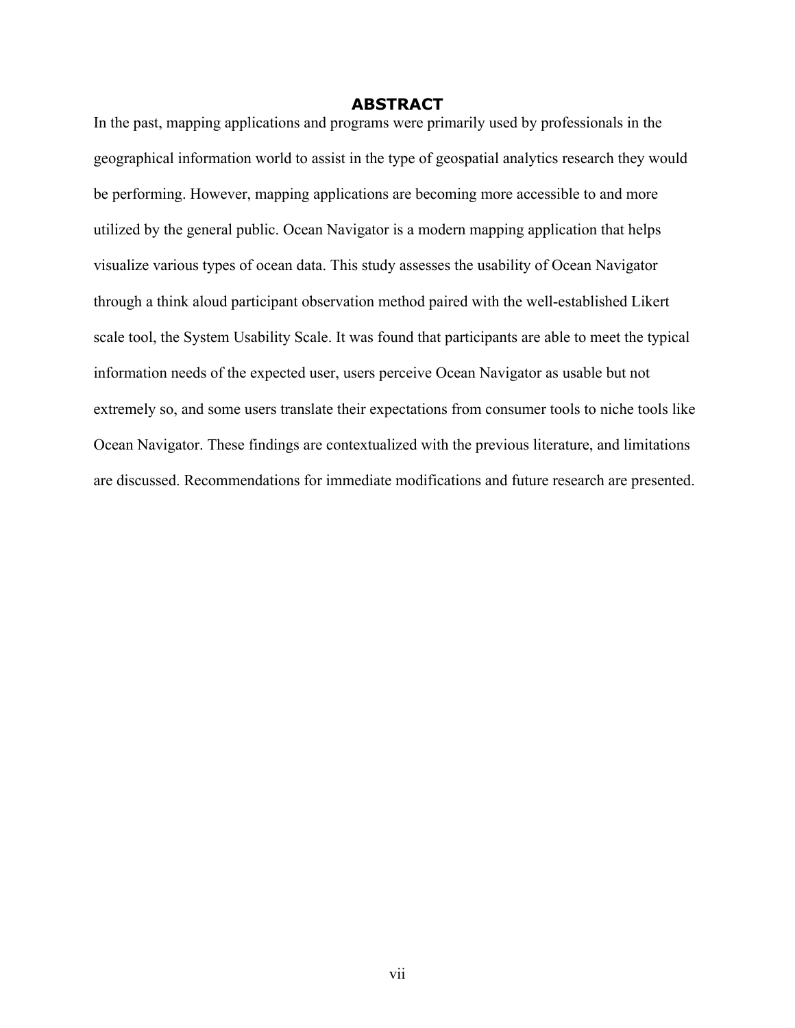# ABSTRACT

In the past, mapping applications and programs were primarily used by professionals in the geographical information world to assist in the type of geospatial analytics research they would be performing. However, mapping applications are becoming more accessible to and more utilized by the general public. Ocean Navigator is a modern mapping application that helps visualize various types of ocean data. This study assesses the usability of Ocean Navigator through a think aloud participant observation method paired with the well-established Likert scale tool, the System Usability Scale. It was found that participants are able to meet the typical information needs of the expected user, users perceive Ocean Navigator as usable but not extremely so, and some users translate their expectations from consumer tools to niche tools like Ocean Navigator. These findings are contextualized with the previous literature, and limitations are discussed. Recommendations for immediate modifications and future research are presented.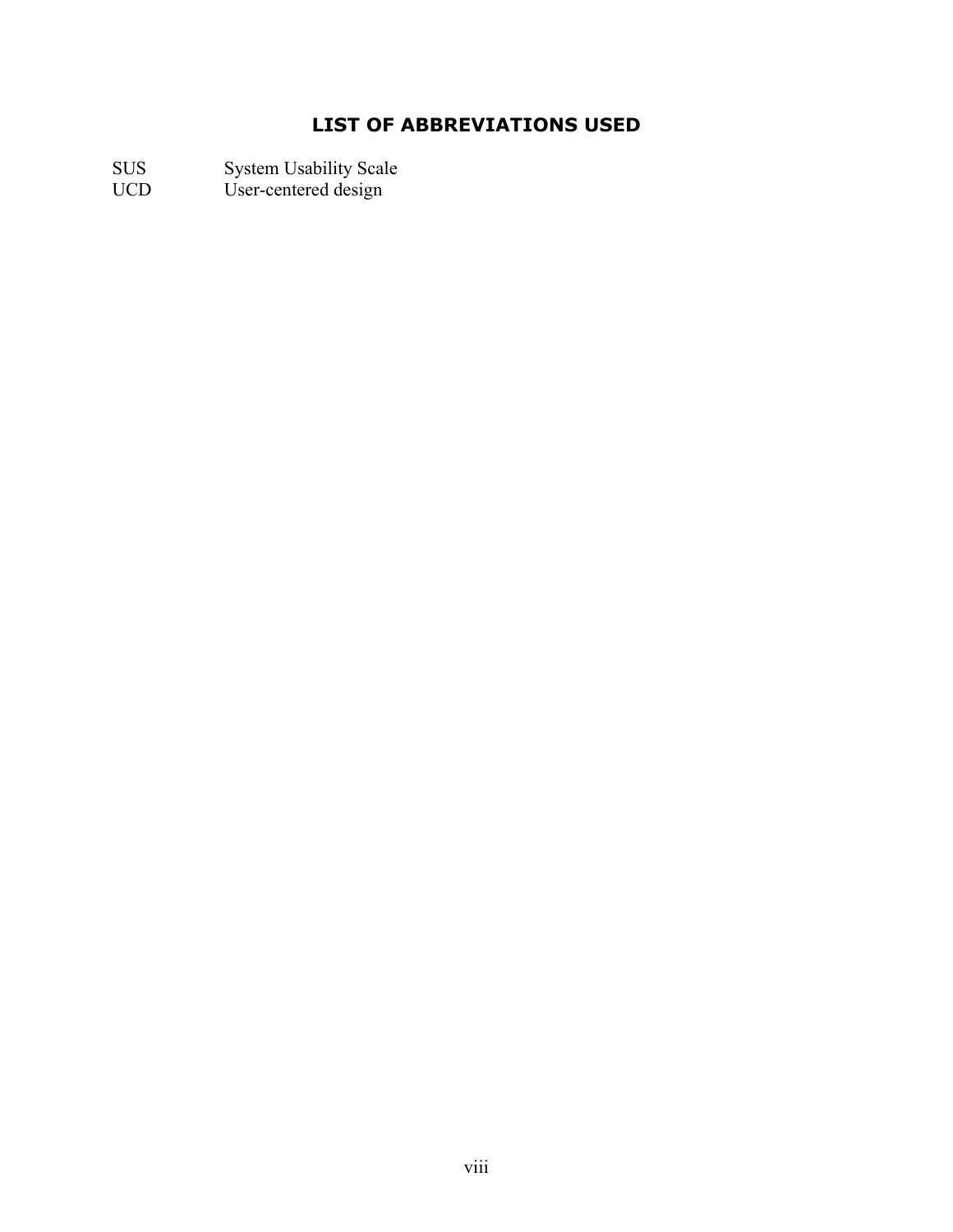# LIST OF ABBREVIATIONS USED

| | |
|---|---|
| SUS | System Usability Scale |
| UCD | User-centered design |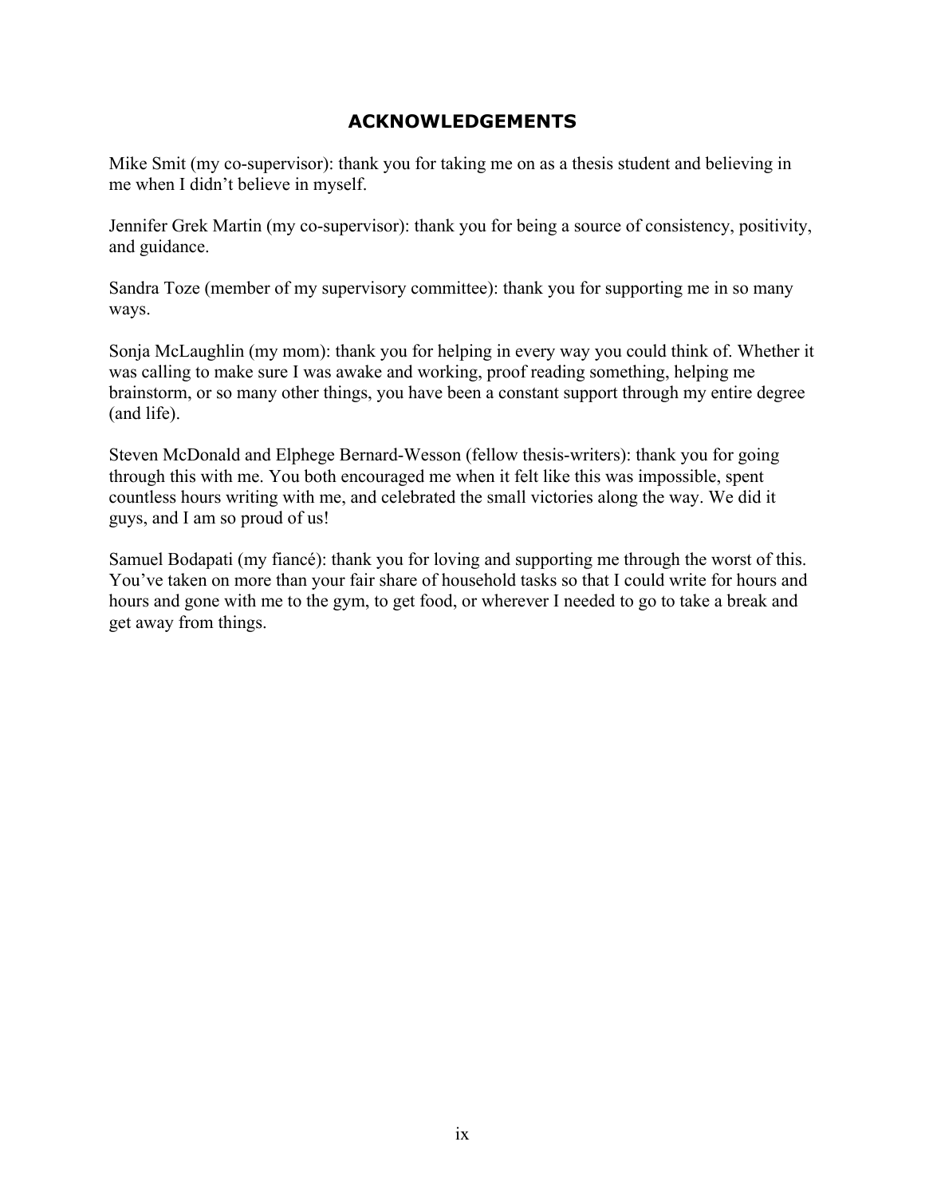# ACKNOWLEDGEMENTS

Mike Smit (my co-supervisor): thank you for taking me on as a thesis student and believing in me when I didn't believe in myself.

Jennifer Grek Martin (my co-supervisor): thank you for being a source of consistency, positivity, and guidance.

Sandra Toze (member of my supervisory committee): thank you for supporting me in so many ways.

Sonja McLaughlin (my mom): thank you for helping in every way you could think of. Whether it was calling to make sure I was awake and working, proof reading something, helping me brainstorm, or so many other things, you have been a constant support through my entire degree (and life).

Steven McDonald and Elphege Bernard-Wesson (fellow thesis-writers): thank you for going through this with me. You both encouraged me when it felt like this was impossible, spent countless hours writing with me, and celebrated the small victories along the way. We did it guys, and I am so proud of us!

Samuel Bodapati (my fiancé): thank you for loving and supporting me through the worst of this. You've taken on more than your fair share of household tasks so that I could write for hours and hours and gone with me to the gym, to get food, or wherever I needed to go to take a break and get away from things.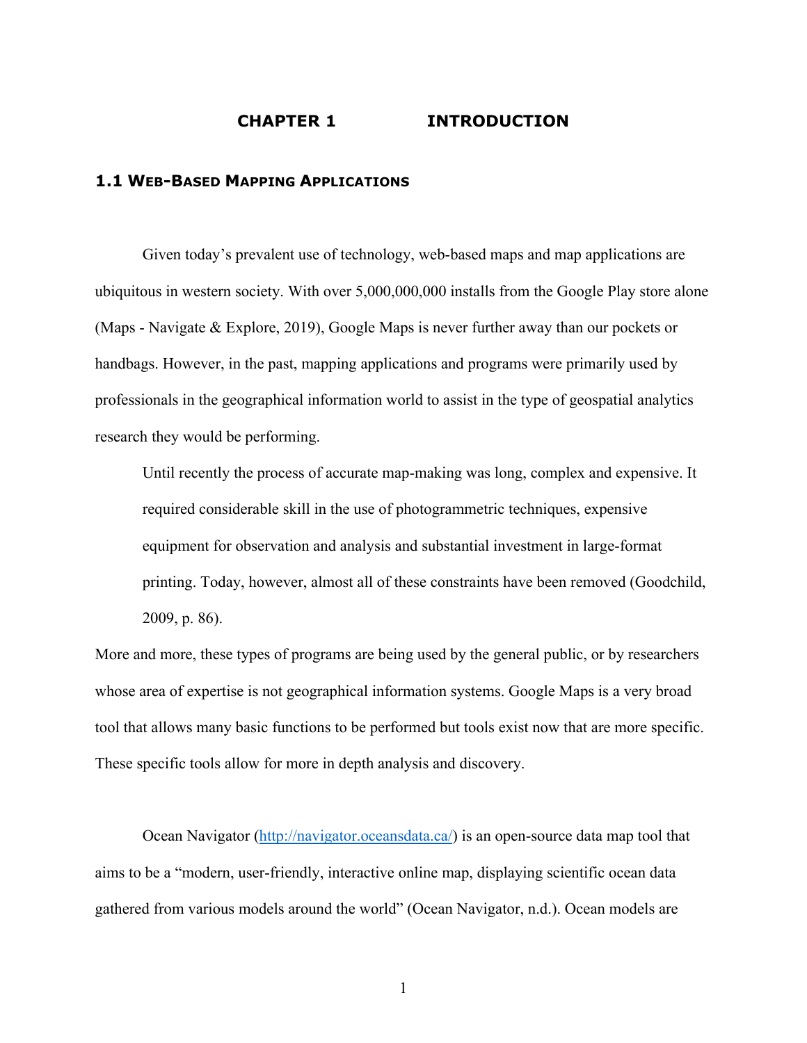# CHAPTER 1 INTRODUCTION

## 1.1 Web-Based Mapping Applications

Given today's prevalent use of technology, web-based maps and map applications are ubiquitous in western society. With over 5,000,000,000 installs from the Google Play store alone (Maps - Navigate & Explore, 2019), Google Maps is never further away than our pockets or handbags. However, in the past, mapping applications and programs were primarily used by professionals in the geographical information world to assist in the type of geospatial analytics research they would be performing.

> Until recently the process of accurate map-making was long, complex and expensive. It required considerable skill in the use of photogrammetric techniques, expensive equipment for observation and analysis and substantial investment in large-format printing. Today, however, almost all of these constraints have been removed (Goodchild, 2009, p. 86).

More and more, these types of programs are being used by the general public, or by researchers whose area of expertise is not geographical information systems. Google Maps is a very broad tool that allows many basic functions to be performed but tools exist now that are more specific. These specific tools allow for more in depth analysis and discovery.

Ocean Navigator (http://navigator.oceansdata.ca/) is an open-source data map tool that aims to be a "modern, user-friendly, interactive online map, displaying scientific ocean data gathered from various models around the world" (Ocean Navigator, n.d.). Ocean models are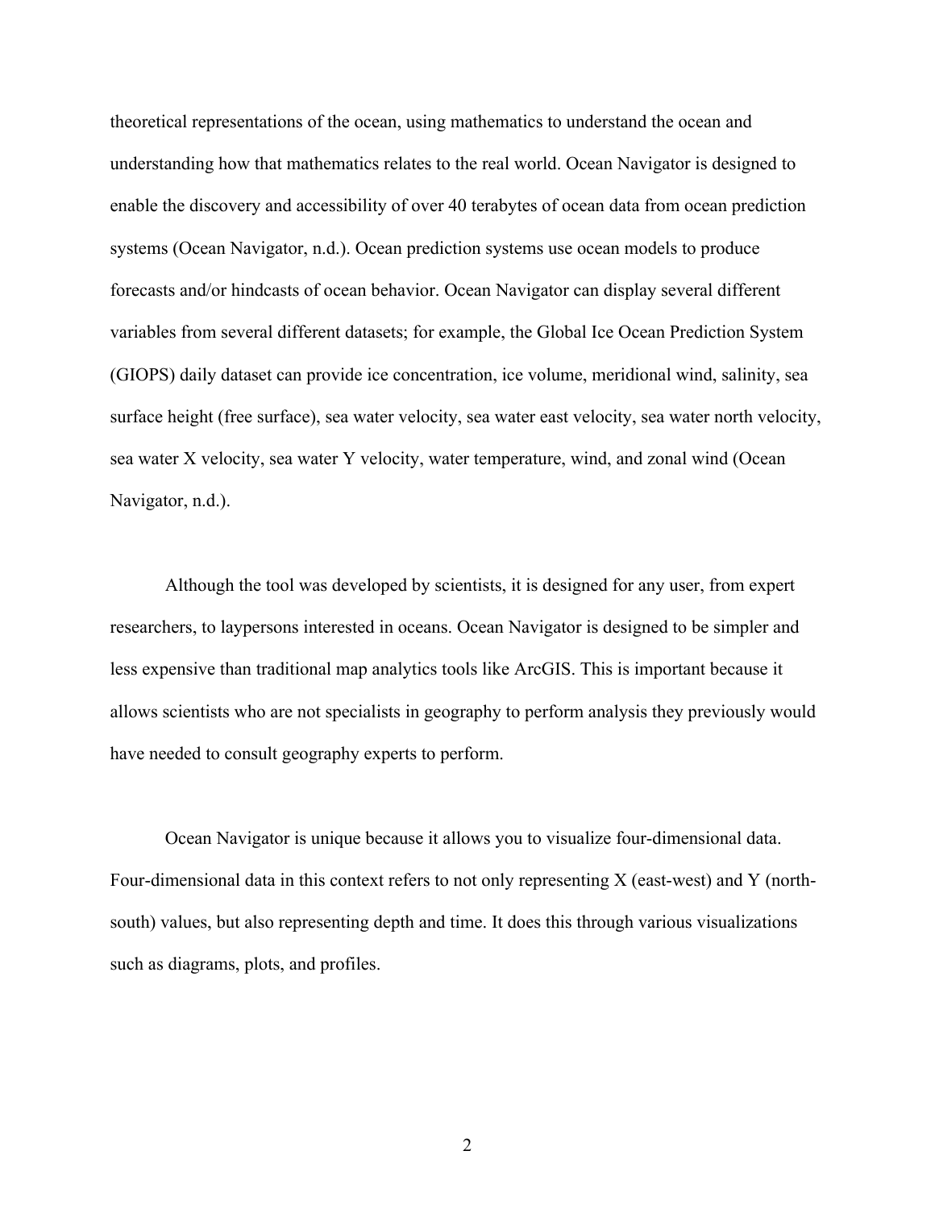theoretical representations of the ocean, using mathematics to understand the ocean and understanding how that mathematics relates to the real world. Ocean Navigator is designed to enable the discovery and accessibility of over 40 terabytes of ocean data from ocean prediction systems (Ocean Navigator, n.d.). Ocean prediction systems use ocean models to produce forecasts and/or hindcasts of ocean behavior. Ocean Navigator can display several different variables from several different datasets; for example, the Global Ice Ocean Prediction System (GIOPS) daily dataset can provide ice concentration, ice volume, meridional wind, salinity, sea surface height (free surface), sea water velocity, sea water east velocity, sea water north velocity, sea water X velocity, sea water Y velocity, water temperature, wind, and zonal wind (Ocean Navigator, n.d.).

Although the tool was developed by scientists, it is designed for any user, from expert researchers, to laypersons interested in oceans. Ocean Navigator is designed to be simpler and less expensive than traditional map analytics tools like ArcGIS. This is important because it allows scientists who are not specialists in geography to perform analysis they previously would have needed to consult geography experts to perform.

Ocean Navigator is unique because it allows you to visualize four-dimensional data. Four-dimensional data in this context refers to not only representing X (east-west) and Y (north-south) values, but also representing depth and time. It does this through various visualizations such as diagrams, plots, and profiles.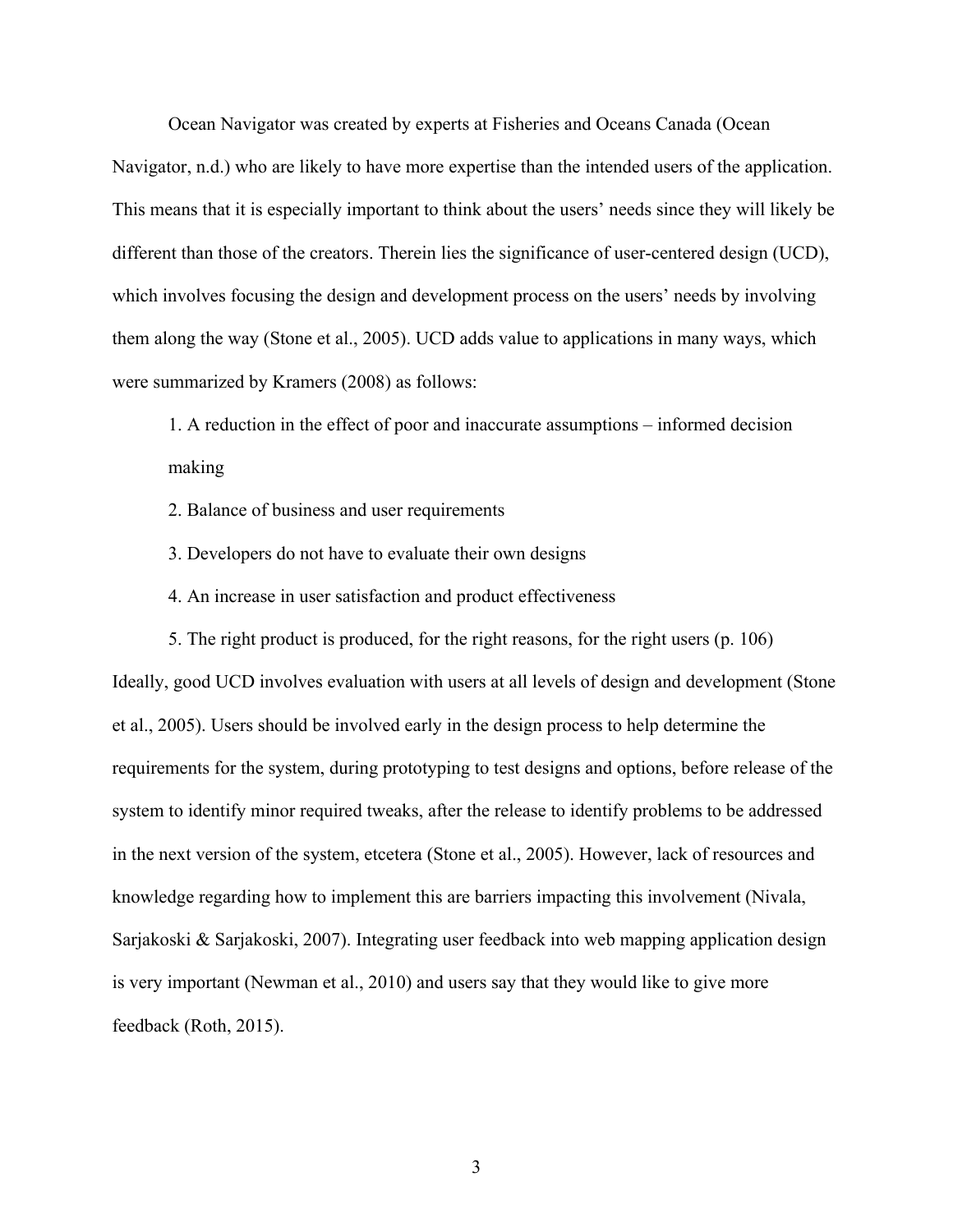Ocean Navigator was created by experts at Fisheries and Oceans Canada (Ocean Navigator, n.d.) who are likely to have more expertise than the intended users of the application. This means that it is especially important to think about the users' needs since they will likely be different than those of the creators. Therein lies the significance of user-centered design (UCD), which involves focusing the design and development process on the users' needs by involving them along the way (Stone et al., 2005). UCD adds value to applications in many ways, which were summarized by Kramers (2008) as follows:

> 1. A reduction in the effect of poor and inaccurate assumptions – informed decision making
> 2. Balance of business and user requirements
> 3. Developers do not have to evaluate their own designs
> 4. An increase in user satisfaction and product effectiveness
> 5. The right product is produced, for the right reasons, for the right users (p. 106)

Ideally, good UCD involves evaluation with users at all levels of design and development (Stone et al., 2005). Users should be involved early in the design process to help determine the requirements for the system, during prototyping to test designs and options, before release of the system to identify minor required tweaks, after the release to identify problems to be addressed in the next version of the system, etcetera (Stone et al., 2005). However, lack of resources and knowledge regarding how to implement this are barriers impacting this involvement (Nivala, Sarjakoski & Sarjakoski, 2007). Integrating user feedback into web mapping application design is very important (Newman et al., 2010) and users say that they would like to give more feedback (Roth, 2015).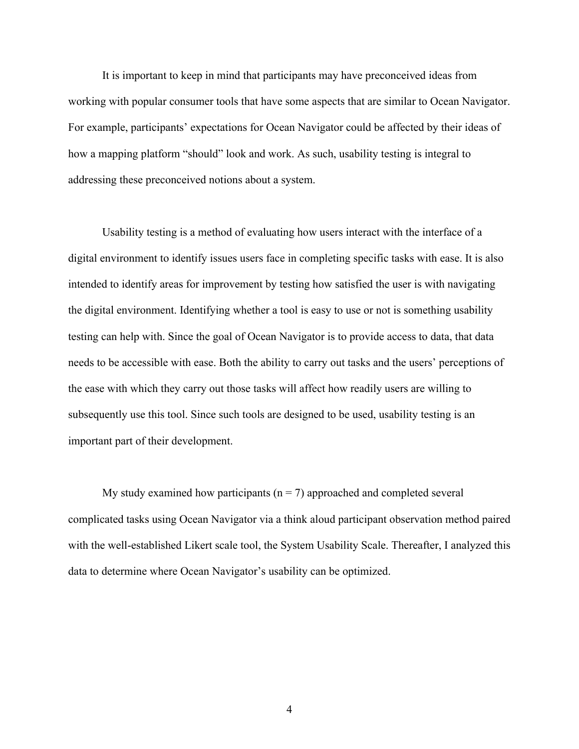It is important to keep in mind that participants may have preconceived ideas from working with popular consumer tools that have some aspects that are similar to Ocean Navigator. For example, participants' expectations for Ocean Navigator could be affected by their ideas of how a mapping platform "should" look and work. As such, usability testing is integral to addressing these preconceived notions about a system.

Usability testing is a method of evaluating how users interact with the interface of a digital environment to identify issues users face in completing specific tasks with ease. It is also intended to identify areas for improvement by testing how satisfied the user is with navigating the digital environment. Identifying whether a tool is easy to use or not is something usability testing can help with. Since the goal of Ocean Navigator is to provide access to data, that data needs to be accessible with ease. Both the ability to carry out tasks and the users' perceptions of the ease with which they carry out those tasks will affect how readily users are willing to subsequently use this tool. Since such tools are designed to be used, usability testing is an important part of their development.

My study examined how participants ($n = 7$) approached and completed several complicated tasks using Ocean Navigator via a think aloud participant observation method paired with the well-established Likert scale tool, the System Usability Scale. Thereafter, I analyzed this data to determine where Ocean Navigator's usability can be optimized.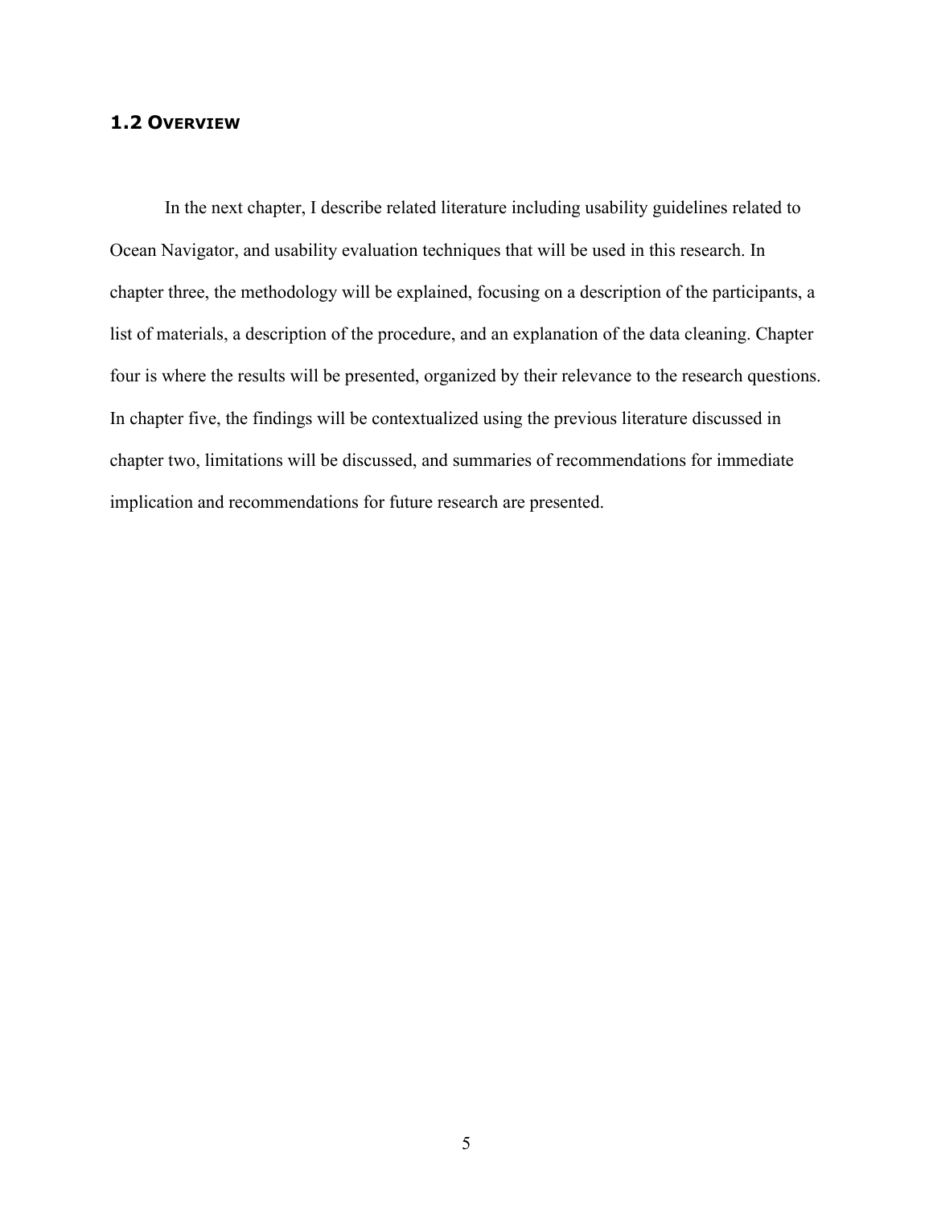## 1.2 Overview

In the next chapter, I describe related literature including usability guidelines related to Ocean Navigator, and usability evaluation techniques that will be used in this research. In chapter three, the methodology will be explained, focusing on a description of the participants, a list of materials, a description of the procedure, and an explanation of the data cleaning. Chapter four is where the results will be presented, organized by their relevance to the research questions. In chapter five, the findings will be contextualized using the previous literature discussed in chapter two, limitations will be discussed, and summaries of recommendations for immediate implication and recommendations for future research are presented.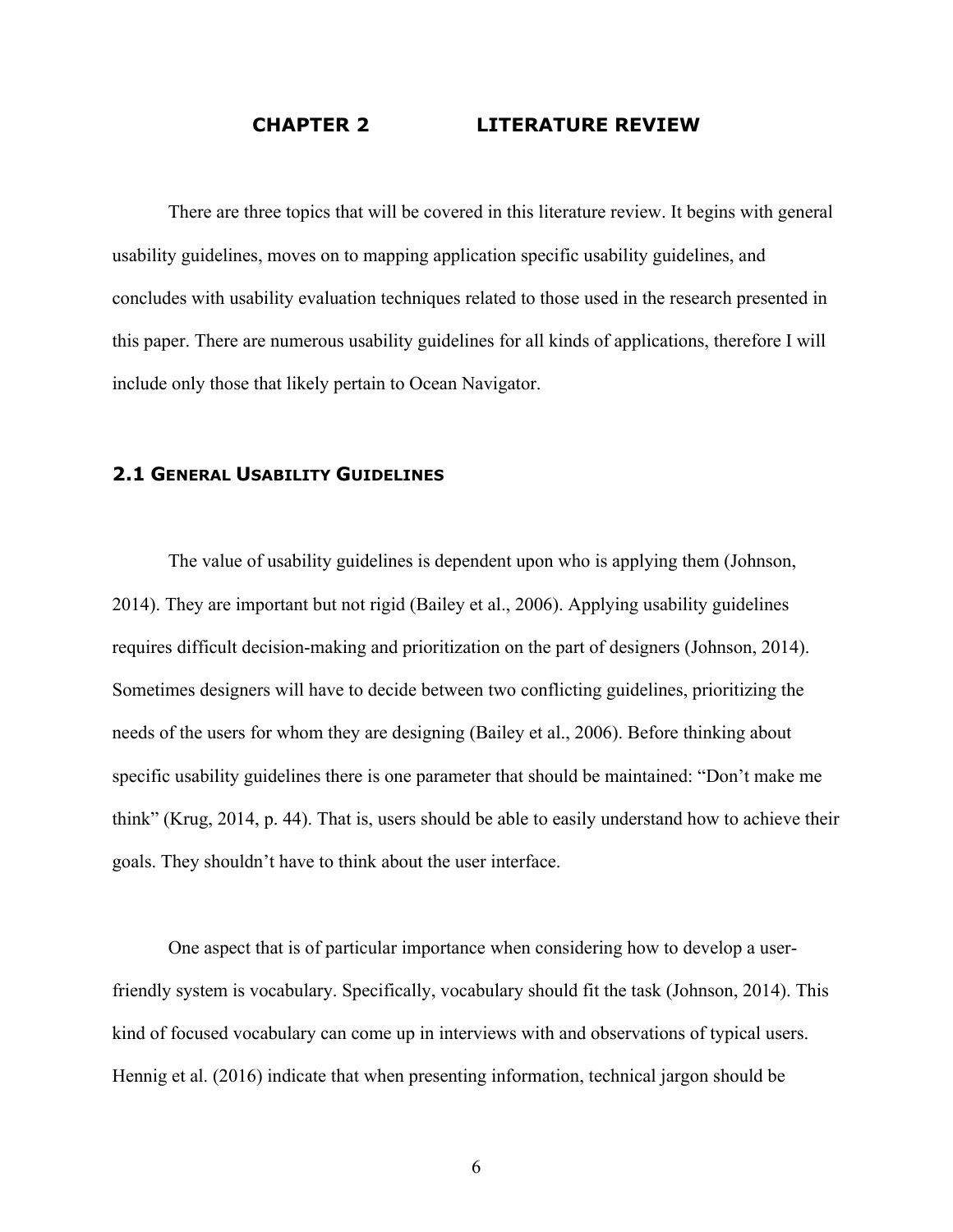# CHAPTER 2 LITERATURE REVIEW

There are three topics that will be covered in this literature review. It begins with general usability guidelines, moves on to mapping application specific usability guidelines, and concludes with usability evaluation techniques related to those used in the research presented in this paper. There are numerous usability guidelines for all kinds of applications, therefore I will include only those that likely pertain to Ocean Navigator.

## 2.1 General Usability Guidelines

The value of usability guidelines is dependent upon who is applying them (Johnson, 2014). They are important but not rigid (Bailey et al., 2006). Applying usability guidelines requires difficult decision-making and prioritization on the part of designers (Johnson, 2014). Sometimes designers will have to decide between two conflicting guidelines, prioritizing the needs of the users for whom they are designing (Bailey et al., 2006). Before thinking about specific usability guidelines there is one parameter that should be maintained: "Don't make me think" (Krug, 2014, p. 44). That is, users should be able to easily understand how to achieve their goals. They shouldn't have to think about the user interface.

One aspect that is of particular importance when considering how to develop a user-friendly system is vocabulary. Specifically, vocabulary should fit the task (Johnson, 2014). This kind of focused vocabulary can come up in interviews with and observations of typical users. Hennig et al. (2016) indicate that when presenting information, technical jargon should be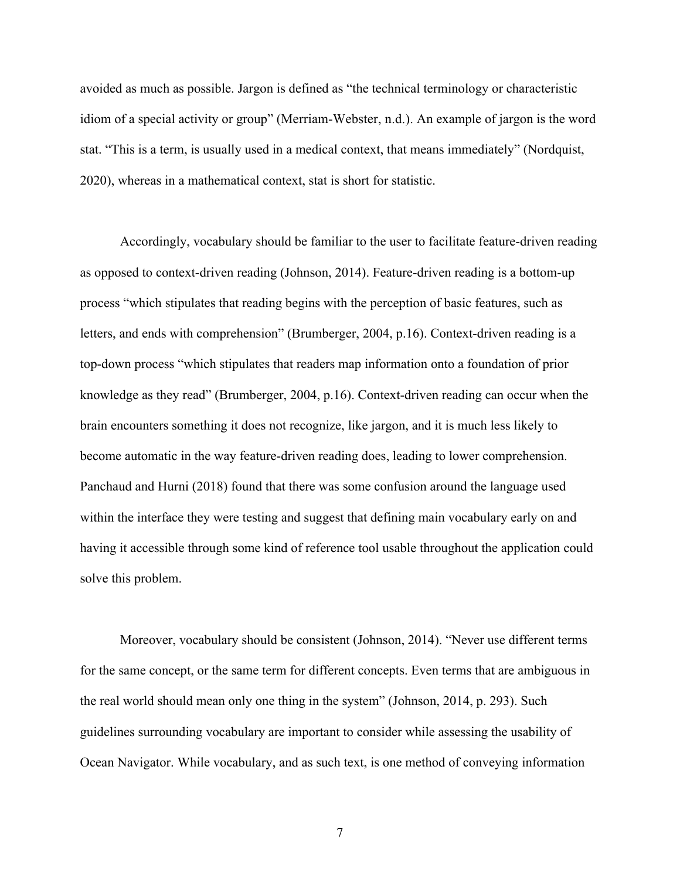avoided as much as possible. Jargon is defined as “the technical terminology or characteristic idiom of a special activity or group” (Merriam-Webster, n.d.). An example of jargon is the word stat. “This is a term, is usually used in a medical context, that means immediately” (Nordquist, 2020), whereas in a mathematical context, stat is short for statistic.

Accordingly, vocabulary should be familiar to the user to facilitate feature-driven reading as opposed to context-driven reading (Johnson, 2014). Feature-driven reading is a bottom-up process “which stipulates that reading begins with the perception of basic features, such as letters, and ends with comprehension” (Brumberger, 2004, p.16). Context-driven reading is a top-down process “which stipulates that readers map information onto a foundation of prior knowledge as they read” (Brumberger, 2004, p.16). Context-driven reading can occur when the brain encounters something it does not recognize, like jargon, and it is much less likely to become automatic in the way feature-driven reading does, leading to lower comprehension. Panchaud and Hurni (2018) found that there was some confusion around the language used within the interface they were testing and suggest that defining main vocabulary early on and having it accessible through some kind of reference tool usable throughout the application could solve this problem.

Moreover, vocabulary should be consistent (Johnson, 2014). “Never use different terms for the same concept, or the same term for different concepts. Even terms that are ambiguous in the real world should mean only one thing in the system” (Johnson, 2014, p. 293). Such guidelines surrounding vocabulary are important to consider while assessing the usability of Ocean Navigator. While vocabulary, and as such text, is one method of conveying information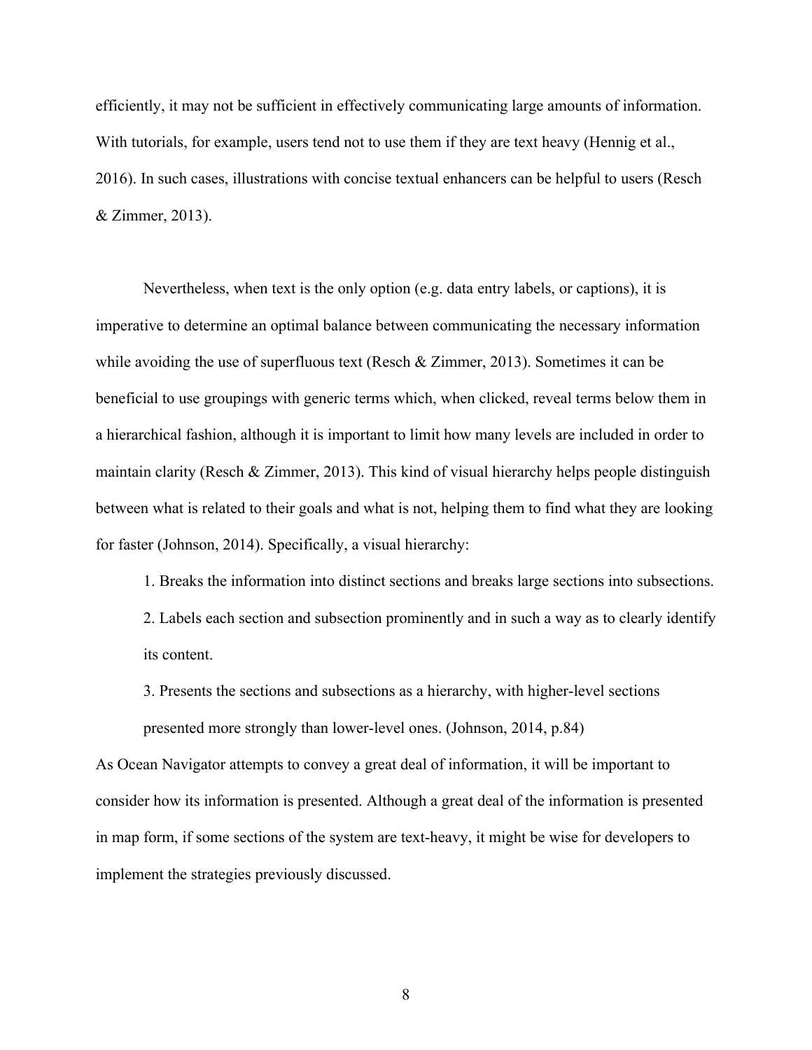efficiently, it may not be sufficient in effectively communicating large amounts of information. With tutorials, for example, users tend not to use them if they are text heavy (Hennig et al., 2016). In such cases, illustrations with concise textual enhancers can be helpful to users (Resch & Zimmer, 2013).

Nevertheless, when text is the only option (e.g. data entry labels, or captions), it is imperative to determine an optimal balance between communicating the necessary information while avoiding the use of superfluous text (Resch & Zimmer, 2013). Sometimes it can be beneficial to use groupings with generic terms which, when clicked, reveal terms below them in a hierarchical fashion, although it is important to limit how many levels are included in order to maintain clarity (Resch & Zimmer, 2013). This kind of visual hierarchy helps people distinguish between what is related to their goals and what is not, helping them to find what they are looking for faster (Johnson, 2014). Specifically, a visual hierarchy:

> 1. Breaks the information into distinct sections and breaks large sections into subsections.
> 2. Labels each section and subsection prominently and in such a way as to clearly identify its content.
> 3. Presents the sections and subsections as a hierarchy, with higher-level sections presented more strongly than lower-level ones. (Johnson, 2014, p.84)

As Ocean Navigator attempts to convey a great deal of information, it will be important to consider how its information is presented. Although a great deal of the information is presented in map form, if some sections of the system are text-heavy, it might be wise for developers to implement the strategies previously discussed.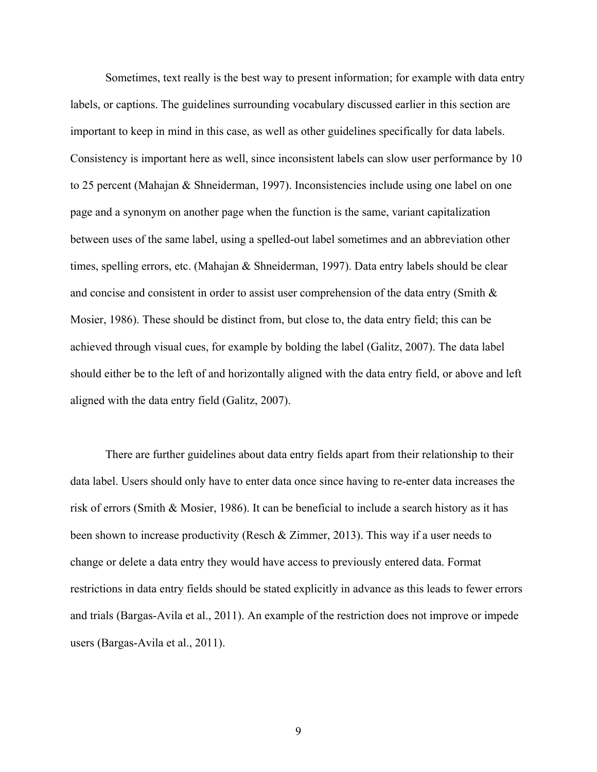Sometimes, text really is the best way to present information; for example with data entry labels, or captions. The guidelines surrounding vocabulary discussed earlier in this section are important to keep in mind in this case, as well as other guidelines specifically for data labels. Consistency is important here as well, since inconsistent labels can slow user performance by 10 to 25 percent (Mahajan & Shneiderman, 1997). Inconsistencies include using one label on one page and a synonym on another page when the function is the same, variant capitalization between uses of the same label, using a spelled-out label sometimes and an abbreviation other times, spelling errors, etc. (Mahajan & Shneiderman, 1997). Data entry labels should be clear and concise and consistent in order to assist user comprehension of the data entry (Smith & Mosier, 1986). These should be distinct from, but close to, the data entry field; this can be achieved through visual cues, for example by bolding the label (Galitz, 2007). The data label should either be to the left of and horizontally aligned with the data entry field, or above and left aligned with the data entry field (Galitz, 2007).

There are further guidelines about data entry fields apart from their relationship to their data label. Users should only have to enter data once since having to re-enter data increases the risk of errors (Smith & Mosier, 1986). It can be beneficial to include a search history as it has been shown to increase productivity (Resch & Zimmer, 2013). This way if a user needs to change or delete a data entry they would have access to previously entered data. Format restrictions in data entry fields should be stated explicitly in advance as this leads to fewer errors and trials (Bargas-Avila et al., 2011). An example of the restriction does not improve or impede users (Bargas-Avila et al., 2011).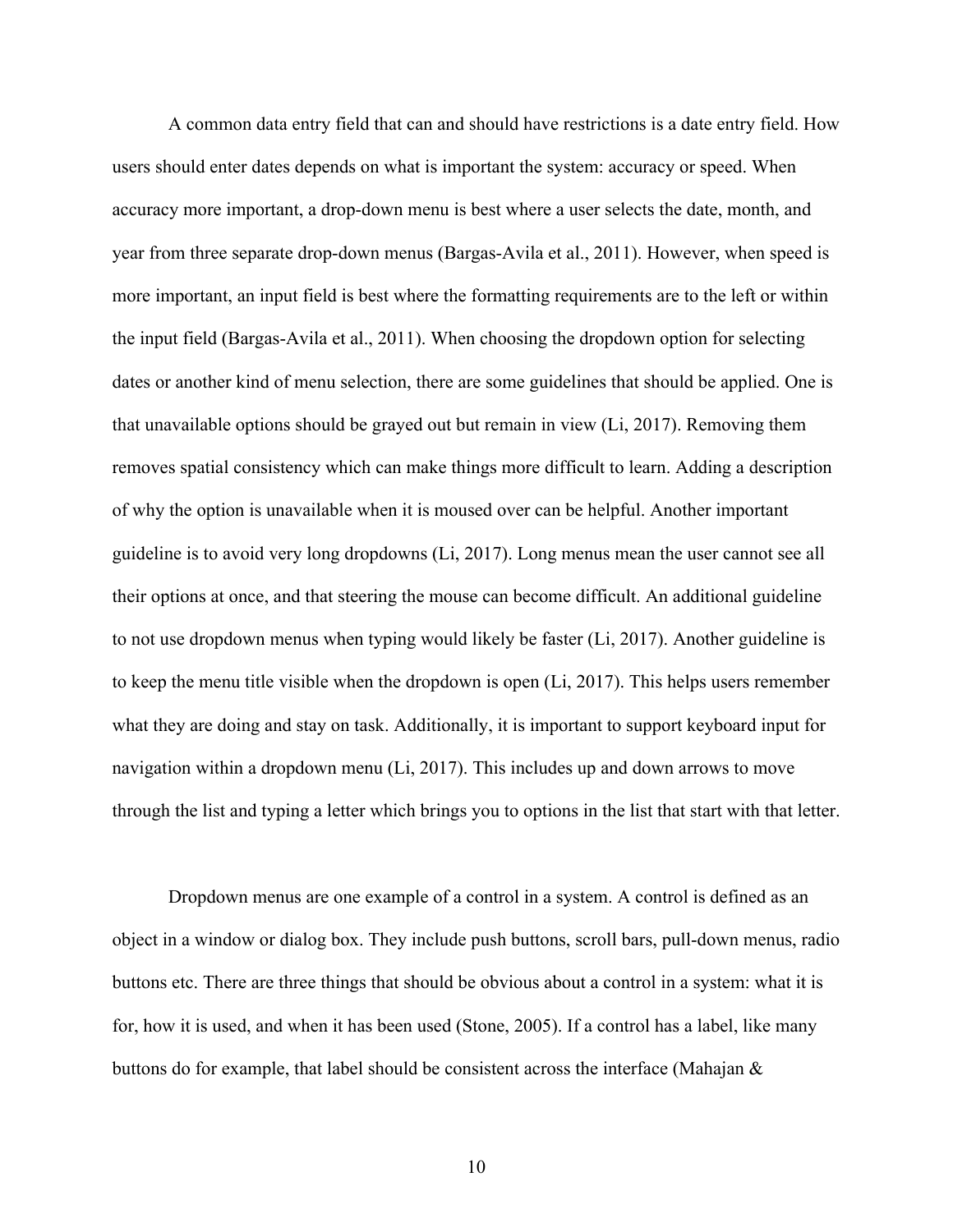A common data entry field that can and should have restrictions is a date entry field. How users should enter dates depends on what is important the system: accuracy or speed. When accuracy more important, a drop-down menu is best where a user selects the date, month, and year from three separate drop-down menus (Bargas-Avila et al., 2011). However, when speed is more important, an input field is best where the formatting requirements are to the left or within the input field (Bargas-Avila et al., 2011). When choosing the dropdown option for selecting dates or another kind of menu selection, there are some guidelines that should be applied. One is that unavailable options should be grayed out but remain in view (Li, 2017). Removing them removes spatial consistency which can make things more difficult to learn. Adding a description of why the option is unavailable when it is moused over can be helpful. Another important guideline is to avoid very long dropdowns (Li, 2017). Long menus mean the user cannot see all their options at once, and that steering the mouse can become difficult. An additional guideline to not use dropdown menus when typing would likely be faster (Li, 2017). Another guideline is to keep the menu title visible when the dropdown is open (Li, 2017). This helps users remember what they are doing and stay on task. Additionally, it is important to support keyboard input for navigation within a dropdown menu (Li, 2017). This includes up and down arrows to move through the list and typing a letter which brings you to options in the list that start with that letter.

Dropdown menus are one example of a control in a system. A control is defined as an object in a window or dialog box. They include push buttons, scroll bars, pull-down menus, radio buttons etc. There are three things that should be obvious about a control in a system: what it is for, how it is used, and when it has been used (Stone, 2005). If a control has a label, like many buttons do for example, that label should be consistent across the interface (Mahajan &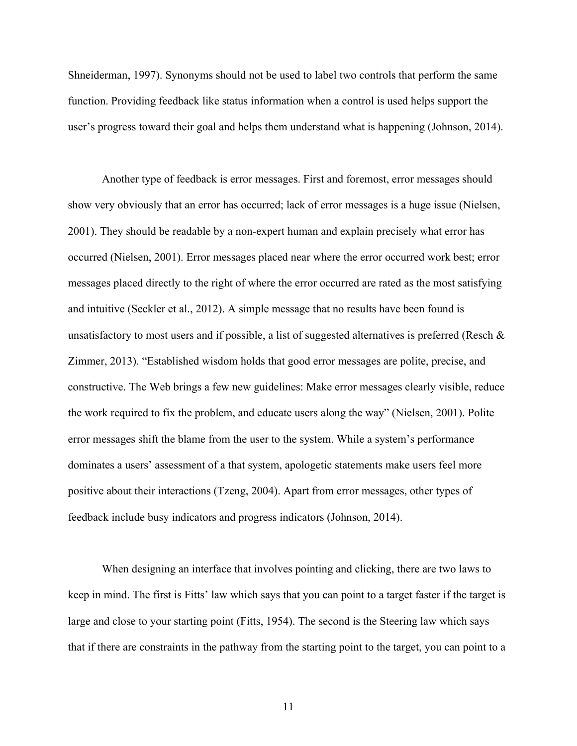Shneiderman, 1997). Synonyms should not be used to label two controls that perform the same function. Providing feedback like status information when a control is used helps support the user's progress toward their goal and helps them understand what is happening (Johnson, 2014).

Another type of feedback is error messages. First and foremost, error messages should show very obviously that an error has occurred; lack of error messages is a huge issue (Nielsen, 2001). They should be readable by a non-expert human and explain precisely what error has occurred (Nielsen, 2001). Error messages placed near where the error occurred work best; error messages placed directly to the right of where the error occurred are rated as the most satisfying and intuitive (Seckler et al., 2012). A simple message that no results have been found is unsatisfactory to most users and if possible, a list of suggested alternatives is preferred (Resch & Zimmer, 2013). "Established wisdom holds that good error messages are polite, precise, and constructive. The Web brings a few new guidelines: Make error messages clearly visible, reduce the work required to fix the problem, and educate users along the way" (Nielsen, 2001). Polite error messages shift the blame from the user to the system. While a system's performance dominates a users' assessment of a that system, apologetic statements make users feel more positive about their interactions (Tzeng, 2004). Apart from error messages, other types of feedback include busy indicators and progress indicators (Johnson, 2014).

When designing an interface that involves pointing and clicking, there are two laws to keep in mind. The first is Fitts' law which says that you can point to a target faster if the target is large and close to your starting point (Fitts, 1954). The second is the Steering law which says that if there are constraints in the pathway from the starting point to the target, you can point to a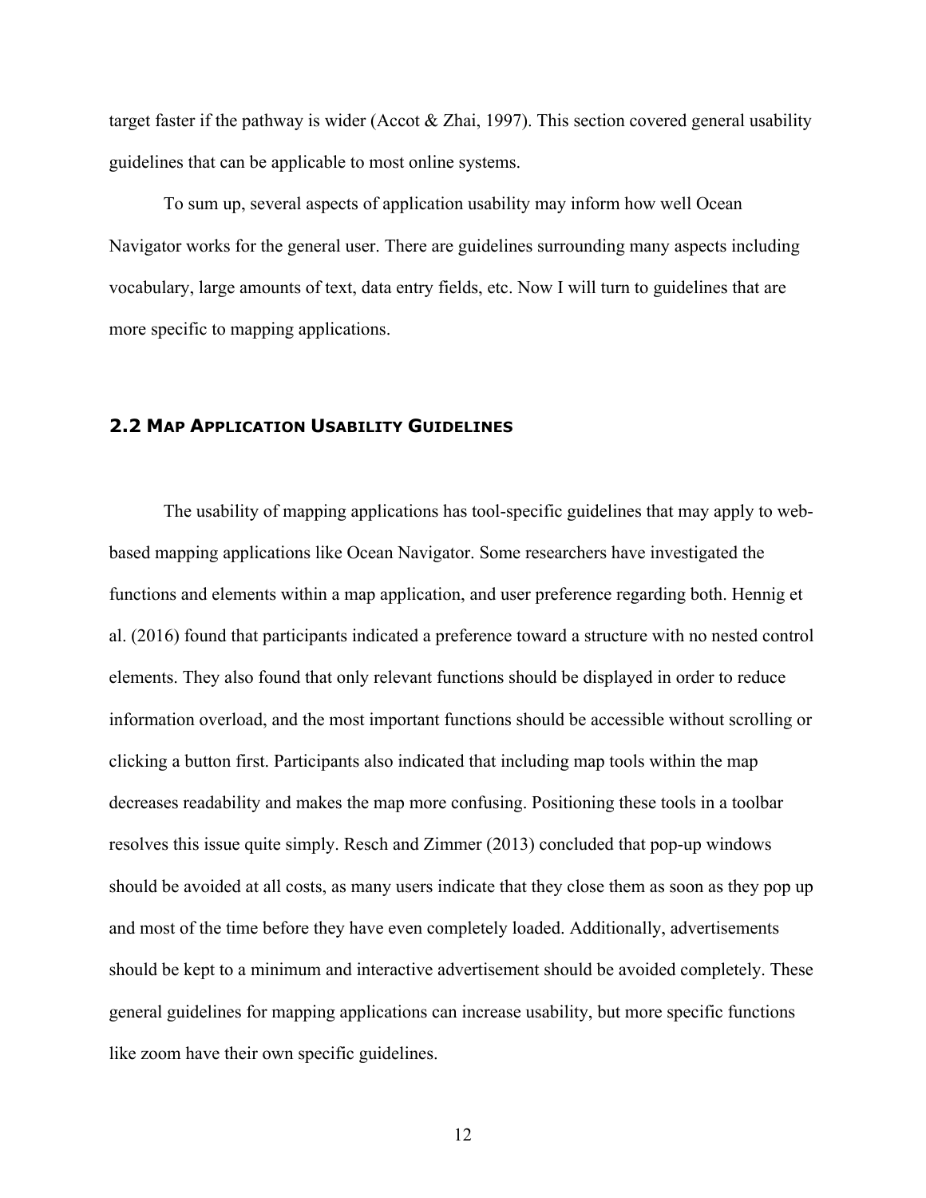target faster if the pathway is wider (Accot & Zhai, 1997). This section covered general usability guidelines that can be applicable to most online systems.

To sum up, several aspects of application usability may inform how well Ocean Navigator works for the general user. There are guidelines surrounding many aspects including vocabulary, large amounts of text, data entry fields, etc. Now I will turn to guidelines that are more specific to mapping applications.

## 2.2 Map Application Usability Guidelines

The usability of mapping applications has tool-specific guidelines that may apply to web-based mapping applications like Ocean Navigator. Some researchers have investigated the functions and elements within a map application, and user preference regarding both. Hennig et al. (2016) found that participants indicated a preference toward a structure with no nested control elements. They also found that only relevant functions should be displayed in order to reduce information overload, and the most important functions should be accessible without scrolling or clicking a button first. Participants also indicated that including map tools within the map decreases readability and makes the map more confusing. Positioning these tools in a toolbar resolves this issue quite simply. Resch and Zimmer (2013) concluded that pop-up windows should be avoided at all costs, as many users indicate that they close them as soon as they pop up and most of the time before they have even completely loaded. Additionally, advertisements should be kept to a minimum and interactive advertisement should be avoided completely. These general guidelines for mapping applications can increase usability, but more specific functions like zoom have their own specific guidelines.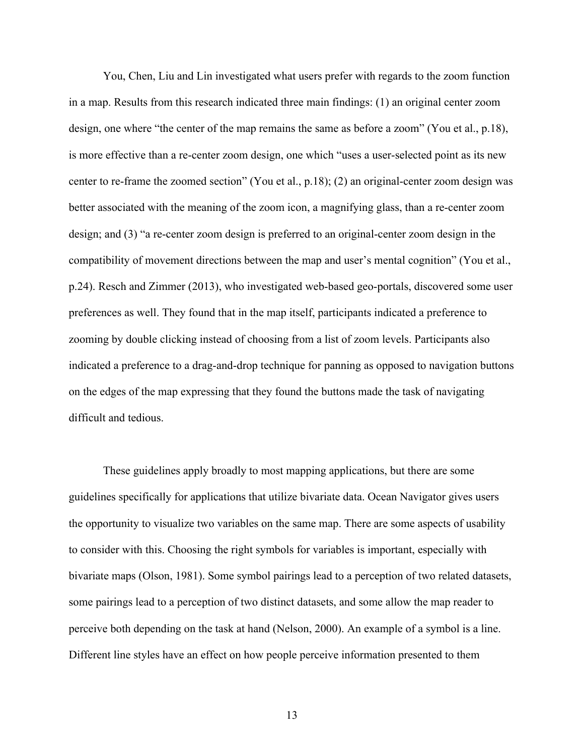You, Chen, Liu and Lin investigated what users prefer with regards to the zoom function in a map. Results from this research indicated three main findings: (1) an original center zoom design, one where "the center of the map remains the same as before a zoom" (You et al., p.18), is more effective than a re-center zoom design, one which "uses a user-selected point as its new center to re-frame the zoomed section" (You et al., p.18); (2) an original-center zoom design was better associated with the meaning of the zoom icon, a magnifying glass, than a re-center zoom design; and (3) "a re-center zoom design is preferred to an original-center zoom design in the compatibility of movement directions between the map and user's mental cognition" (You et al., p.24). Resch and Zimmer (2013), who investigated web-based geo-portals, discovered some user preferences as well. They found that in the map itself, participants indicated a preference to zooming by double clicking instead of choosing from a list of zoom levels. Participants also indicated a preference to a drag-and-drop technique for panning as opposed to navigation buttons on the edges of the map expressing that they found the buttons made the task of navigating difficult and tedious.

These guidelines apply broadly to most mapping applications, but there are some guidelines specifically for applications that utilize bivariate data. Ocean Navigator gives users the opportunity to visualize two variables on the same map. There are some aspects of usability to consider with this. Choosing the right symbols for variables is important, especially with bivariate maps (Olson, 1981). Some symbol pairings lead to a perception of two related datasets, some pairings lead to a perception of two distinct datasets, and some allow the map reader to perceive both depending on the task at hand (Nelson, 2000). An example of a symbol is a line. Different line styles have an effect on how people perceive information presented to them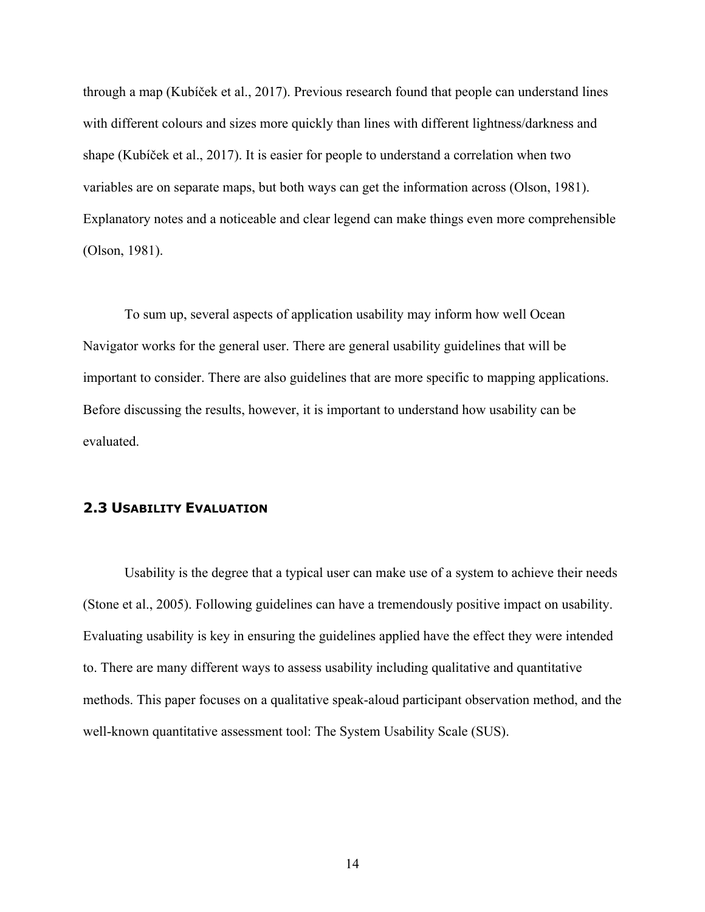through a map (Kubíček et al., 2017). Previous research found that people can understand lines with different colours and sizes more quickly than lines with different lightness/darkness and shape (Kubíček et al., 2017). It is easier for people to understand a correlation when two variables are on separate maps, but both ways can get the information across (Olson, 1981). Explanatory notes and a noticeable and clear legend can make things even more comprehensible (Olson, 1981).

To sum up, several aspects of application usability may inform how well Ocean Navigator works for the general user. There are general usability guidelines that will be important to consider. There are also guidelines that are more specific to mapping applications. Before discussing the results, however, it is important to understand how usability can be evaluated.

## 2.3 Usability Evaluation

Usability is the degree that a typical user can make use of a system to achieve their needs (Stone et al., 2005). Following guidelines can have a tremendously positive impact on usability. Evaluating usability is key in ensuring the guidelines applied have the effect they were intended to. There are many different ways to assess usability including qualitative and quantitative methods. This paper focuses on a qualitative speak-aloud participant observation method, and the well-known quantitative assessment tool: The System Usability Scale (SUS).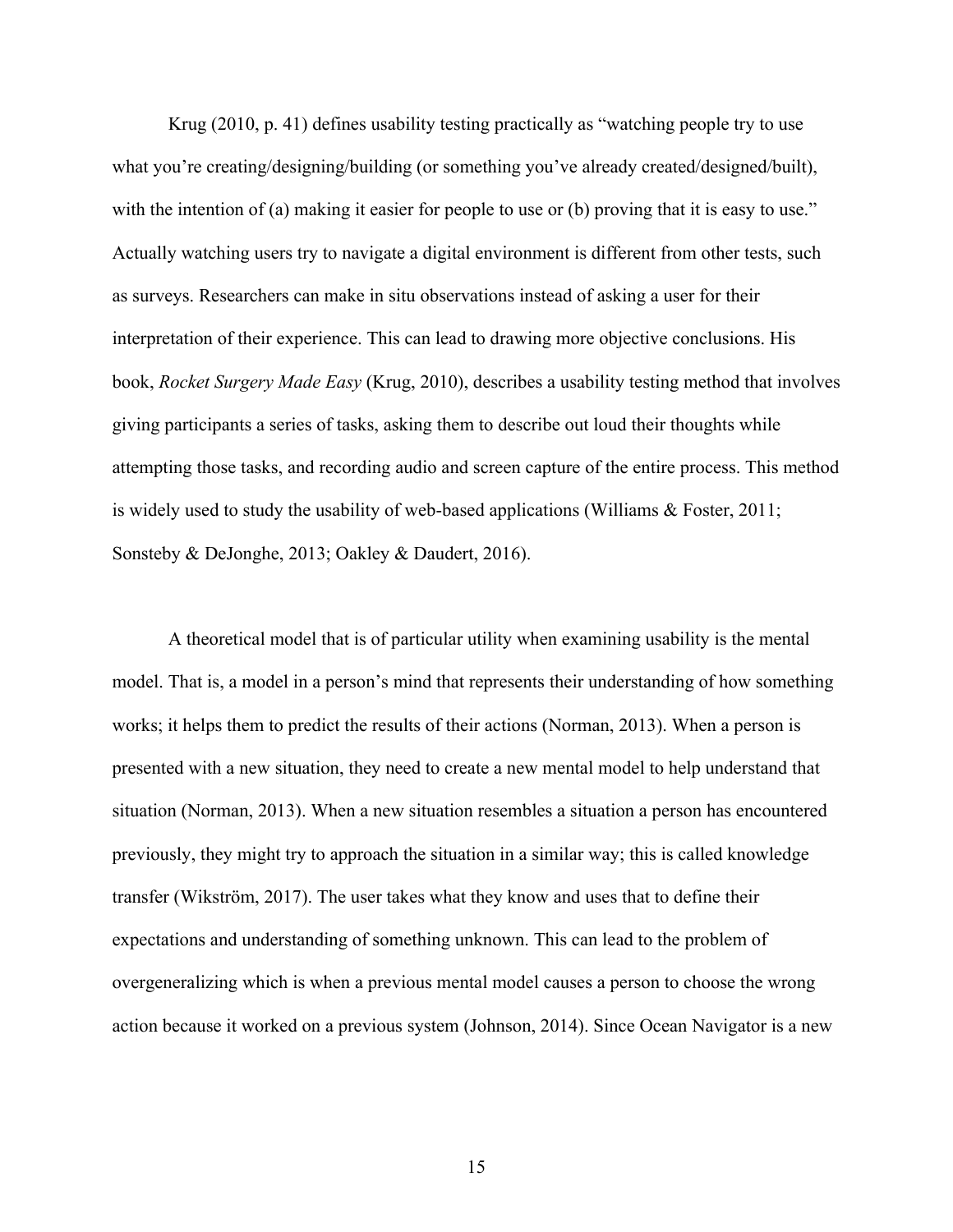Krug (2010, p. 41) defines usability testing practically as "watching people try to use what you're creating/designing/building (or something you've already created/designed/built), with the intention of (a) making it easier for people to use or (b) proving that it is easy to use." Actually watching users try to navigate a digital environment is different from other tests, such as surveys. Researchers can make in situ observations instead of asking a user for their interpretation of their experience. This can lead to drawing more objective conclusions. His book, *Rocket Surgery Made Easy* (Krug, 2010), describes a usability testing method that involves giving participants a series of tasks, asking them to describe out loud their thoughts while attempting those tasks, and recording audio and screen capture of the entire process. This method is widely used to study the usability of web-based applications (Williams & Foster, 2011; Sonsteby & DeJonghe, 2013; Oakley & Daudert, 2016).

A theoretical model that is of particular utility when examining usability is the mental model. That is, a model in a person's mind that represents their understanding of how something works; it helps them to predict the results of their actions (Norman, 2013). When a person is presented with a new situation, they need to create a new mental model to help understand that situation (Norman, 2013). When a new situation resembles a situation a person has encountered previously, they might try to approach the situation in a similar way; this is called knowledge transfer (Wikström, 2017). The user takes what they know and uses that to define their expectations and understanding of something unknown. This can lead to the problem of overgeneralizing which is when a previous mental model causes a person to choose the wrong action because it worked on a previous system (Johnson, 2014). Since Ocean Navigator is a new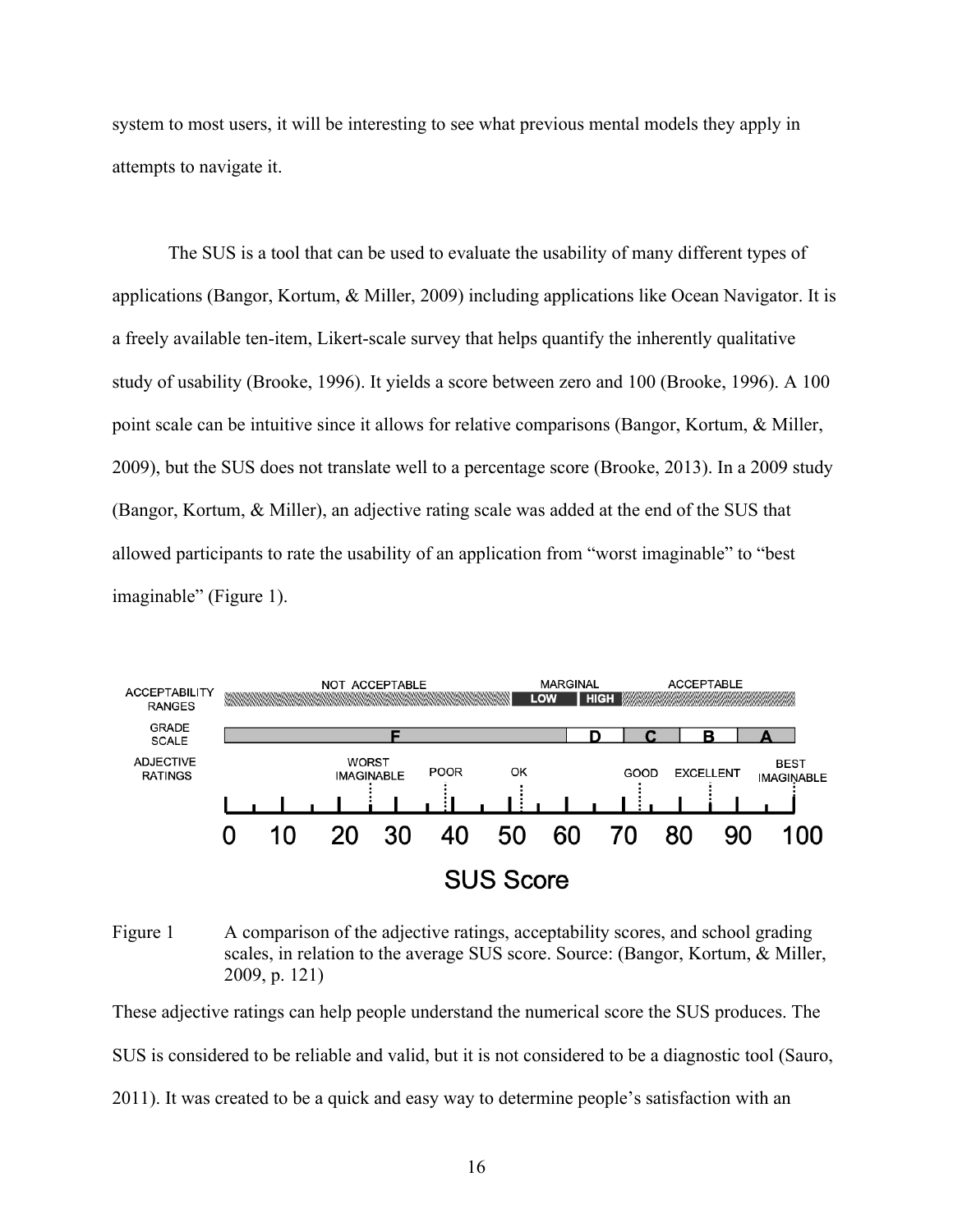system to most users, it will be interesting to see what previous mental models they apply in attempts to navigate it.

The SUS is a tool that can be used to evaluate the usability of many different types of applications (Bangor, Kortum, & Miller, 2009) including applications like Ocean Navigator. It is a freely available ten-item, Likert-scale survey that helps quantify the inherently qualitative study of usability (Brooke, 1996). It yields a score between zero and 100 (Brooke, 1996). A 100 point scale can be intuitive since it allows for relative comparisons (Bangor, Kortum, & Miller, 2009), but the SUS does not translate well to a percentage score (Brooke, 2013). In a 2009 study (Bangor, Kortum, & Miller), an adjective rating scale was added at the end of the SUS that allowed participants to rate the usability of an application from "worst imaginable" to "best imaginable" (Figure 1).

Figure 1 A comparison of the adjective ratings, acceptability scores, and school grading scales, in relation to the average SUS score. Source: (Bangor, Kortum, & Miller, 2009, p. 121)

These adjective ratings can help people understand the numerical score the SUS produces. The SUS is considered to be reliable and valid, but it is not considered to be a diagnostic tool (Sauro, 2011). It was created to be a quick and easy way to determine people's satisfaction with an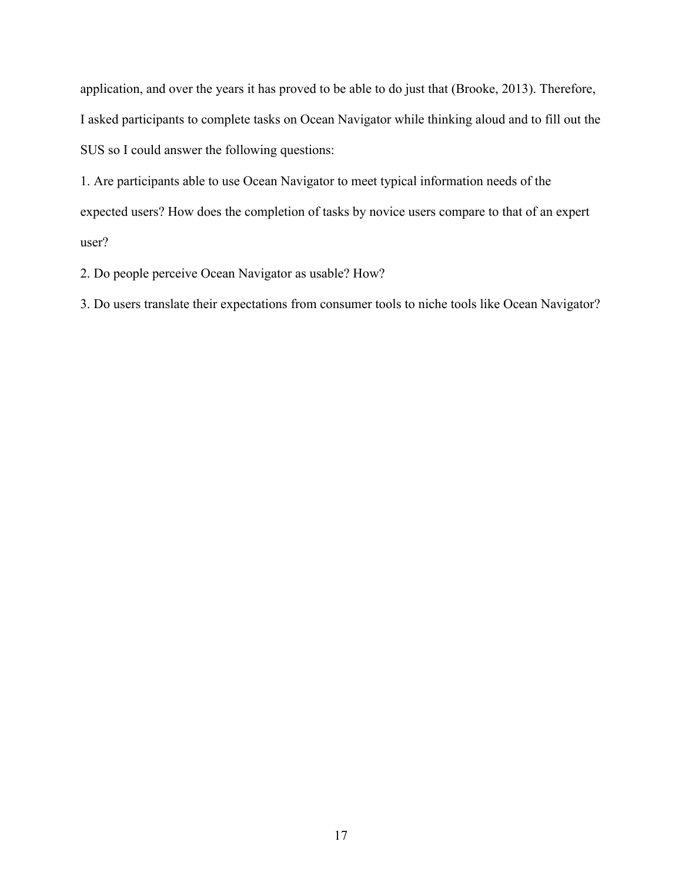application, and over the years it has proved to be able to do just that (Brooke, 2013). Therefore, I asked participants to complete tasks on Ocean Navigator while thinking aloud and to fill out the SUS so I could answer the following questions:

1. Are participants able to use Ocean Navigator to meet typical information needs of the expected users? How does the completion of tasks by novice users compare to that of an expert user?

2. Do people perceive Ocean Navigator as usable? How?

3. Do users translate their expectations from consumer tools to niche tools like Ocean Navigator?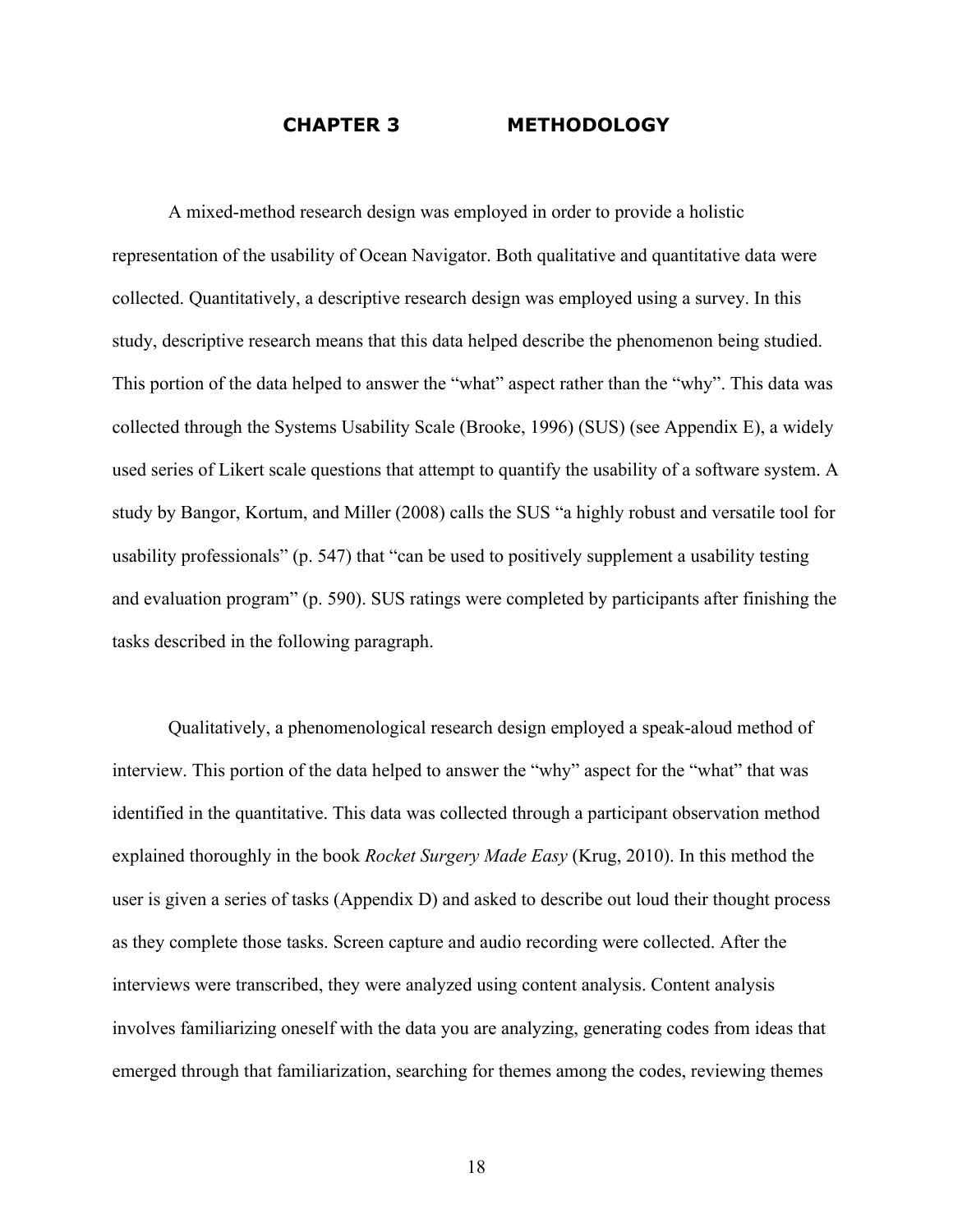# CHAPTER 3 METHODOLOGY

A mixed-method research design was employed in order to provide a holistic representation of the usability of Ocean Navigator. Both qualitative and quantitative data were collected. Quantitatively, a descriptive research design was employed using a survey. In this study, descriptive research means that this data helped describe the phenomenon being studied. This portion of the data helped to answer the "what" aspect rather than the "why". This data was collected through the Systems Usability Scale (Brooke, 1996) (SUS) (see Appendix E), a widely used series of Likert scale questions that attempt to quantify the usability of a software system. A study by Bangor, Kortum, and Miller (2008) calls the SUS "a highly robust and versatile tool for usability professionals" (p. 547) that "can be used to positively supplement a usability testing and evaluation program" (p. 590). SUS ratings were completed by participants after finishing the tasks described in the following paragraph.

Qualitatively, a phenomenological research design employed a speak-aloud method of interview. This portion of the data helped to answer the "why" aspect for the "what" that was identified in the quantitative. This data was collected through a participant observation method explained thoroughly in the book *Rocket Surgery Made Easy* (Krug, 2010). In this method the user is given a series of tasks (Appendix D) and asked to describe out loud their thought process as they complete those tasks. Screen capture and audio recording were collected. After the interviews were transcribed, they were analyzed using content analysis. Content analysis involves familiarizing oneself with the data you are analyzing, generating codes from ideas that emerged through that familiarization, searching for themes among the codes, reviewing themes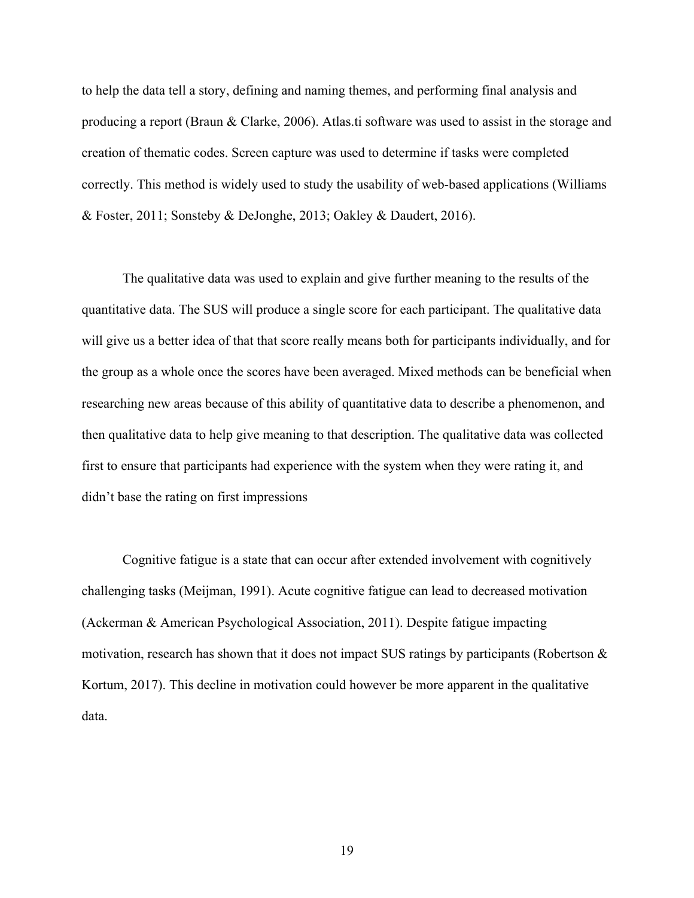to help the data tell a story, defining and naming themes, and performing final analysis and producing a report (Braun & Clarke, 2006). Atlas.ti software was used to assist in the storage and creation of thematic codes. Screen capture was used to determine if tasks were completed correctly. This method is widely used to study the usability of web-based applications (Williams & Foster, 2011; Sonsteby & DeJonghe, 2013; Oakley & Daudert, 2016).

The qualitative data was used to explain and give further meaning to the results of the quantitative data. The SUS will produce a single score for each participant. The qualitative data will give us a better idea of that that score really means both for participants individually, and for the group as a whole once the scores have been averaged. Mixed methods can be beneficial when researching new areas because of this ability of quantitative data to describe a phenomenon, and then qualitative data to help give meaning to that description. The qualitative data was collected first to ensure that participants had experience with the system when they were rating it, and didn't base the rating on first impressions

Cognitive fatigue is a state that can occur after extended involvement with cognitively challenging tasks (Meijman, 1991). Acute cognitive fatigue can lead to decreased motivation (Ackerman & American Psychological Association, 2011). Despite fatigue impacting motivation, research has shown that it does not impact SUS ratings by participants (Robertson & Kortum, 2017). This decline in motivation could however be more apparent in the qualitative data.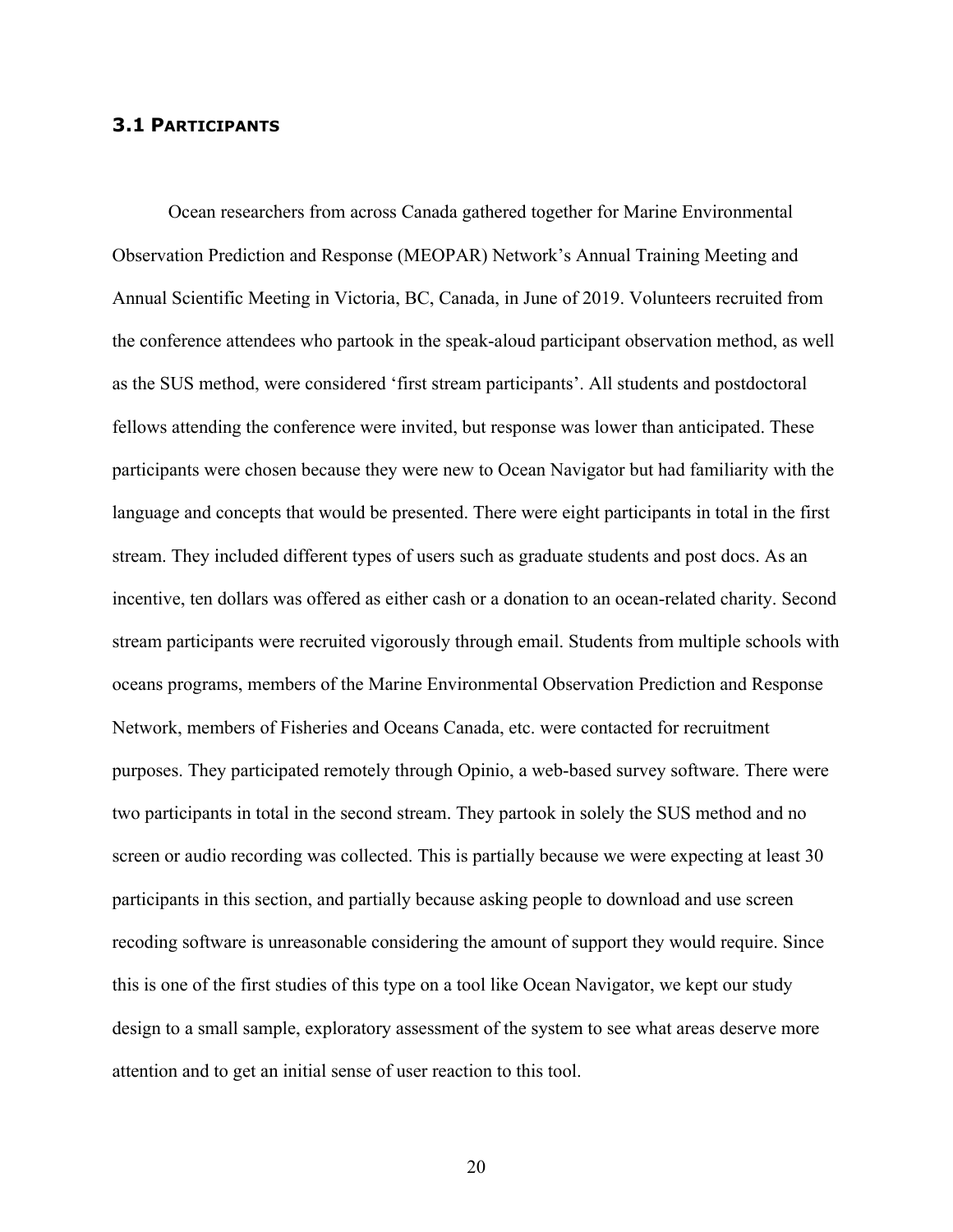### 3.1 Participants

Ocean researchers from across Canada gathered together for Marine Environmental Observation Prediction and Response (MEOPAR) Network's Annual Training Meeting and Annual Scientific Meeting in Victoria, BC, Canada, in June of 2019. Volunteers recruited from the conference attendees who partook in the speak-aloud participant observation method, as well as the SUS method, were considered 'first stream participants'. All students and postdoctoral fellows attending the conference were invited, but response was lower than anticipated. These participants were chosen because they were new to Ocean Navigator but had familiarity with the language and concepts that would be presented. There were eight participants in total in the first stream. They included different types of users such as graduate students and post docs. As an incentive, ten dollars was offered as either cash or a donation to an ocean-related charity. Second stream participants were recruited vigorously through email. Students from multiple schools with oceans programs, members of the Marine Environmental Observation Prediction and Response Network, members of Fisheries and Oceans Canada, etc. were contacted for recruitment purposes. They participated remotely through Opinio, a web-based survey software. There were two participants in total in the second stream. They partook in solely the SUS method and no screen or audio recording was collected. This is partially because we were expecting at least 30 participants in this section, and partially because asking people to download and use screen recoding software is unreasonable considering the amount of support they would require. Since this is one of the first studies of this type on a tool like Ocean Navigator, we kept our study design to a small sample, exploratory assessment of the system to see what areas deserve more attention and to get an initial sense of user reaction to this tool.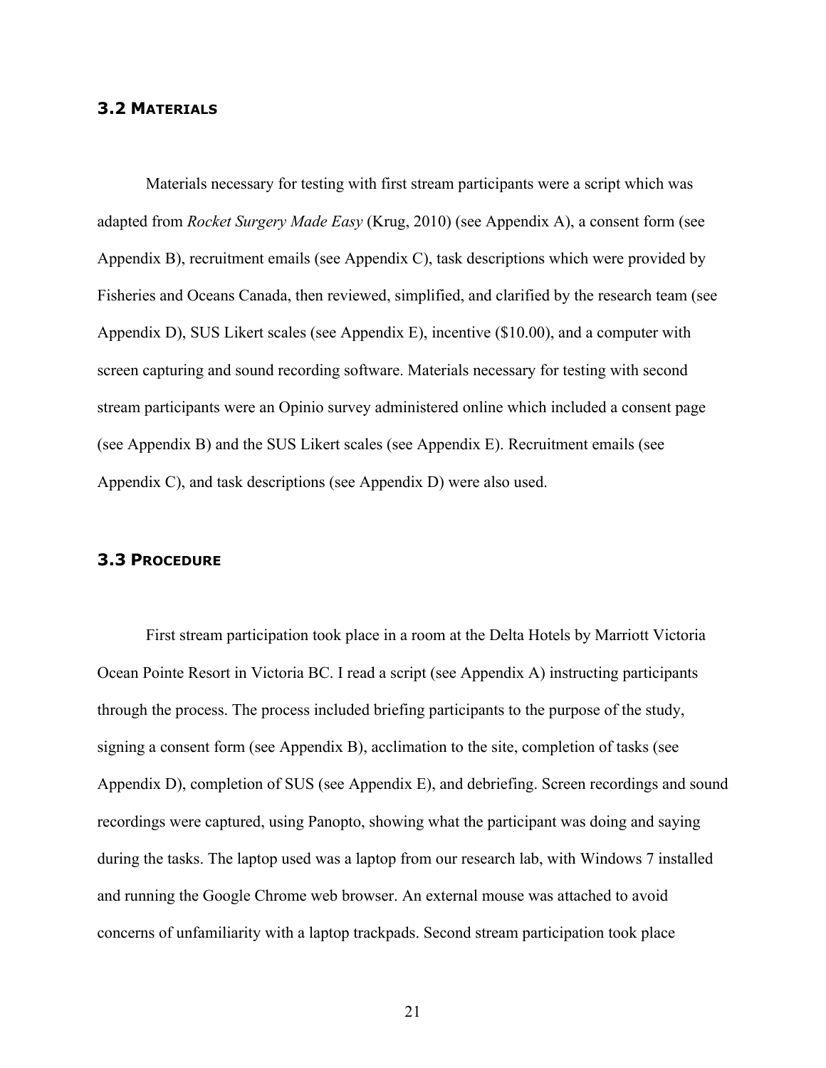### 3.2 Materials

Materials necessary for testing with first stream participants were a script which was adapted from *Rocket Surgery Made Easy* (Krug, 2010) (see Appendix A), a consent form (see Appendix B), recruitment emails (see Appendix C), task descriptions which were provided by Fisheries and Oceans Canada, then reviewed, simplified, and clarified by the research team (see Appendix D), SUS Likert scales (see Appendix E), incentive ($10.00), and a computer with screen capturing and sound recording software. Materials necessary for testing with second stream participants were an Opinio survey administered online which included a consent page (see Appendix B) and the SUS Likert scales (see Appendix E). Recruitment emails (see Appendix C), and task descriptions (see Appendix D) were also used.

### 3.3 Procedure

First stream participation took place in a room at the Delta Hotels by Marriott Victoria Ocean Pointe Resort in Victoria BC. I read a script (see Appendix A) instructing participants through the process. The process included briefing participants to the purpose of the study, signing a consent form (see Appendix B), acclimation to the site, completion of tasks (see Appendix D), completion of SUS (see Appendix E), and debriefing. Screen recordings and sound recordings were captured, using Panopto, showing what the participant was doing and saying during the tasks. The laptop used was a laptop from our research lab, with Windows 7 installed and running the Google Chrome web browser. An external mouse was attached to avoid concerns of unfamiliarity with a laptop trackpads. Second stream participation took place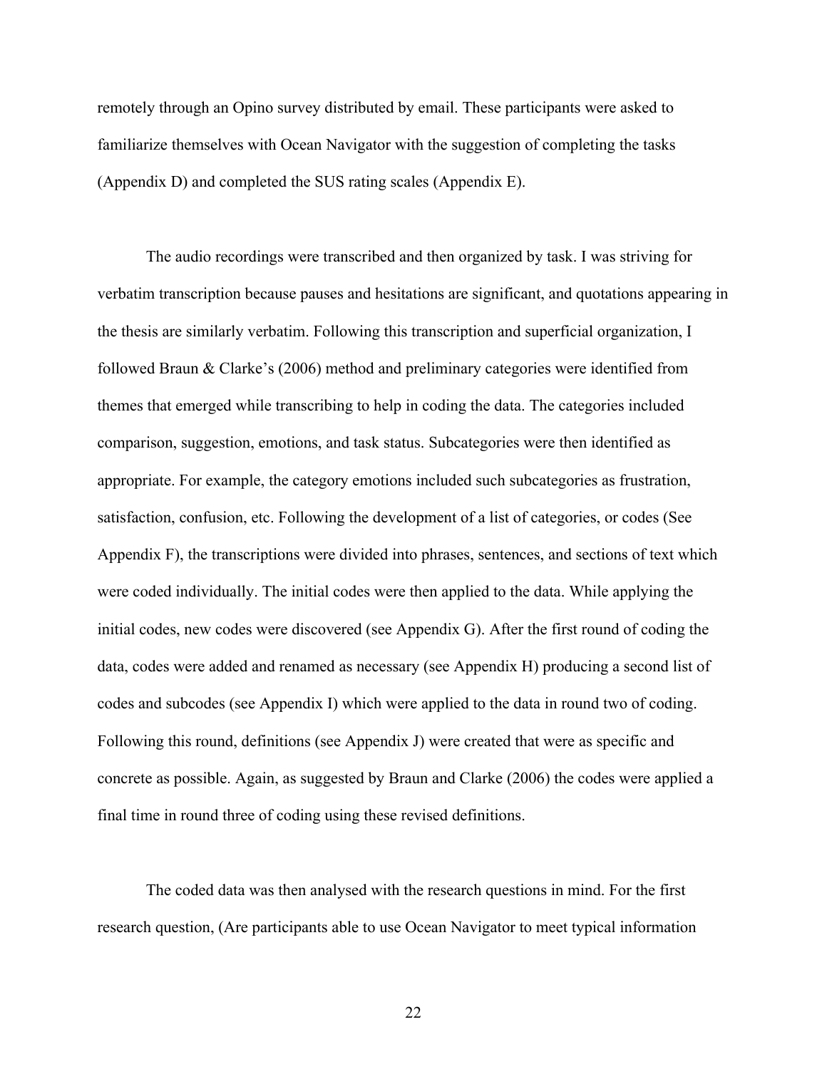remotely through an Opino survey distributed by email. These participants were asked to familiarize themselves with Ocean Navigator with the suggestion of completing the tasks (Appendix D) and completed the SUS rating scales (Appendix E).

The audio recordings were transcribed and then organized by task. I was striving for verbatim transcription because pauses and hesitations are significant, and quotations appearing in the thesis are similarly verbatim. Following this transcription and superficial organization, I followed Braun & Clarke's (2006) method and preliminary categories were identified from themes that emerged while transcribing to help in coding the data. The categories included comparison, suggestion, emotions, and task status. Subcategories were then identified as appropriate. For example, the category emotions included such subcategories as frustration, satisfaction, confusion, etc. Following the development of a list of categories, or codes (See Appendix F), the transcriptions were divided into phrases, sentences, and sections of text which were coded individually. The initial codes were then applied to the data. While applying the initial codes, new codes were discovered (see Appendix G). After the first round of coding the data, codes were added and renamed as necessary (see Appendix H) producing a second list of codes and subcodes (see Appendix I) which were applied to the data in round two of coding. Following this round, definitions (see Appendix J) were created that were as specific and concrete as possible. Again, as suggested by Braun and Clarke (2006) the codes were applied a final time in round three of coding using these revised definitions.

The coded data was then analysed with the research questions in mind. For the first research question, (Are participants able to use Ocean Navigator to meet typical information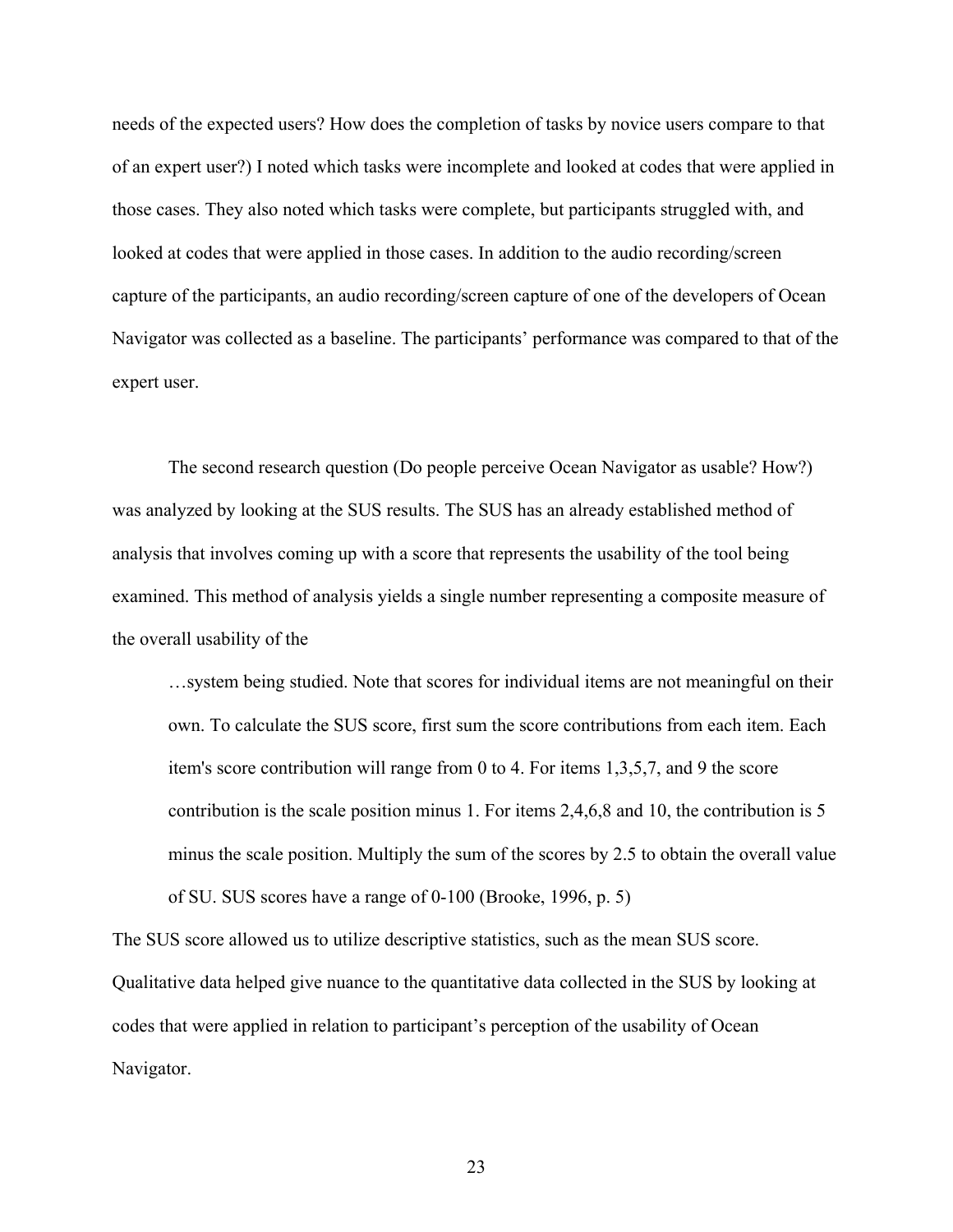needs of the expected users? How does the completion of tasks by novice users compare to that of an expert user?) I noted which tasks were incomplete and looked at codes that were applied in those cases. They also noted which tasks were complete, but participants struggled with, and looked at codes that were applied in those cases. In addition to the audio recording/screen capture of the participants, an audio recording/screen capture of one of the developers of Ocean Navigator was collected as a baseline. The participants' performance was compared to that of the expert user.

The second research question (Do people perceive Ocean Navigator as usable? How?) was analyzed by looking at the SUS results. The SUS has an already established method of analysis that involves coming up with a score that represents the usability of the tool being examined. This method of analysis yields a single number representing a composite measure of the overall usability of the

> …system being studied. Note that scores for individual items are not meaningful on their own. To calculate the SUS score, first sum the score contributions from each item. Each item's score contribution will range from 0 to 4. For items 1,3,5,7, and 9 the score contribution is the scale position minus 1. For items 2,4,6,8 and 10, the contribution is 5 minus the scale position. Multiply the sum of the scores by 2.5 to obtain the overall value of SU. SUS scores have a range of 0-100 (Brooke, 1996, p. 5)

The SUS score allowed us to utilize descriptive statistics, such as the mean SUS score. Qualitative data helped give nuance to the quantitative data collected in the SUS by looking at codes that were applied in relation to participant's perception of the usability of Ocean Navigator.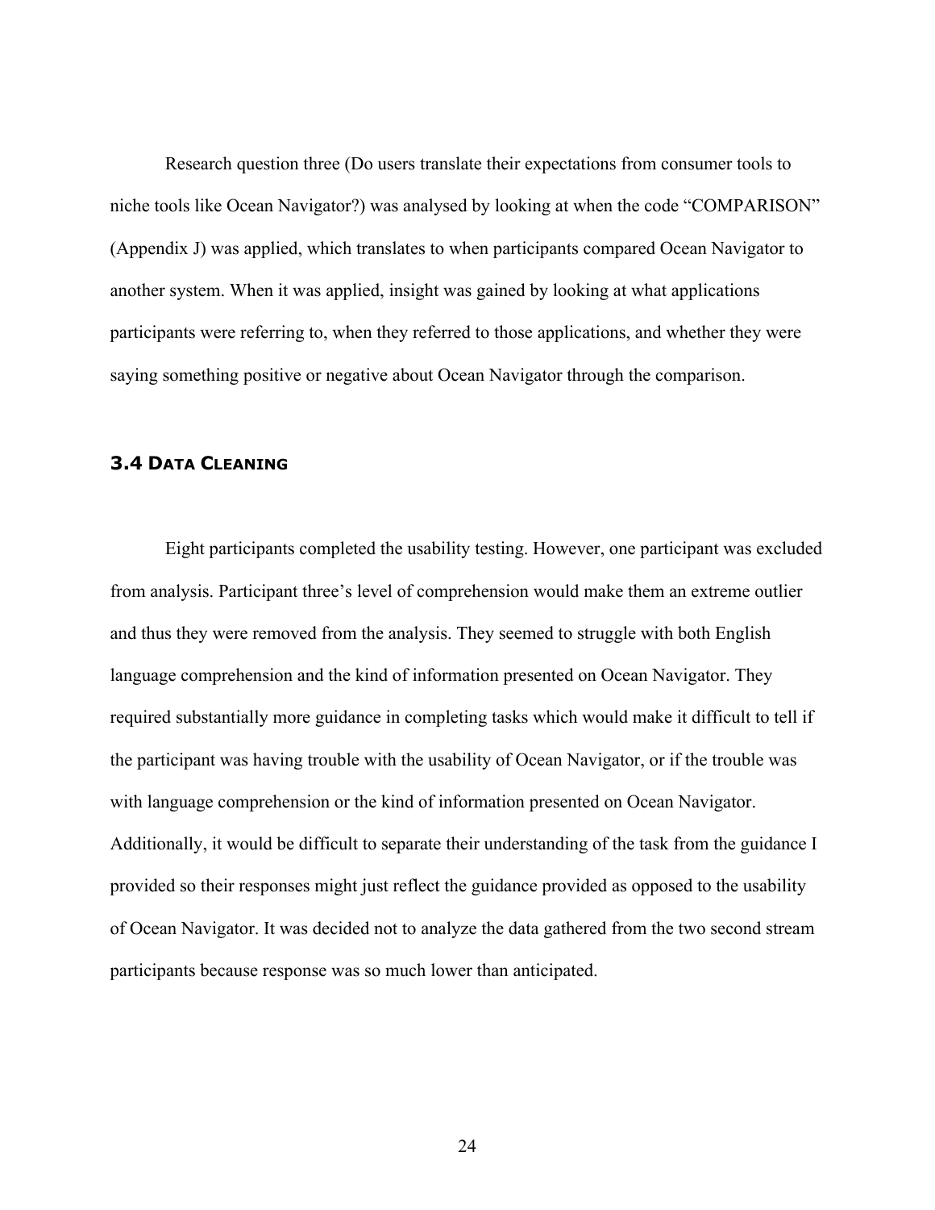Research question three (Do users translate their expectations from consumer tools to niche tools like Ocean Navigator?) was analysed by looking at when the code "COMPARISON" (Appendix J) was applied, which translates to when participants compared Ocean Navigator to another system. When it was applied, insight was gained by looking at what applications participants were referring to, when they referred to those applications, and whether they were saying something positive or negative about Ocean Navigator through the comparison.

### 3.4 Data Cleaning

Eight participants completed the usability testing. However, one participant was excluded from analysis. Participant three's level of comprehension would make them an extreme outlier and thus they were removed from the analysis. They seemed to struggle with both English language comprehension and the kind of information presented on Ocean Navigator. They required substantially more guidance in completing tasks which would make it difficult to tell if the participant was having trouble with the usability of Ocean Navigator, or if the trouble was with language comprehension or the kind of information presented on Ocean Navigator. Additionally, it would be difficult to separate their understanding of the task from the guidance I provided so their responses might just reflect the guidance provided as opposed to the usability of Ocean Navigator. It was decided not to analyze the data gathered from the two second stream participants because response was so much lower than anticipated.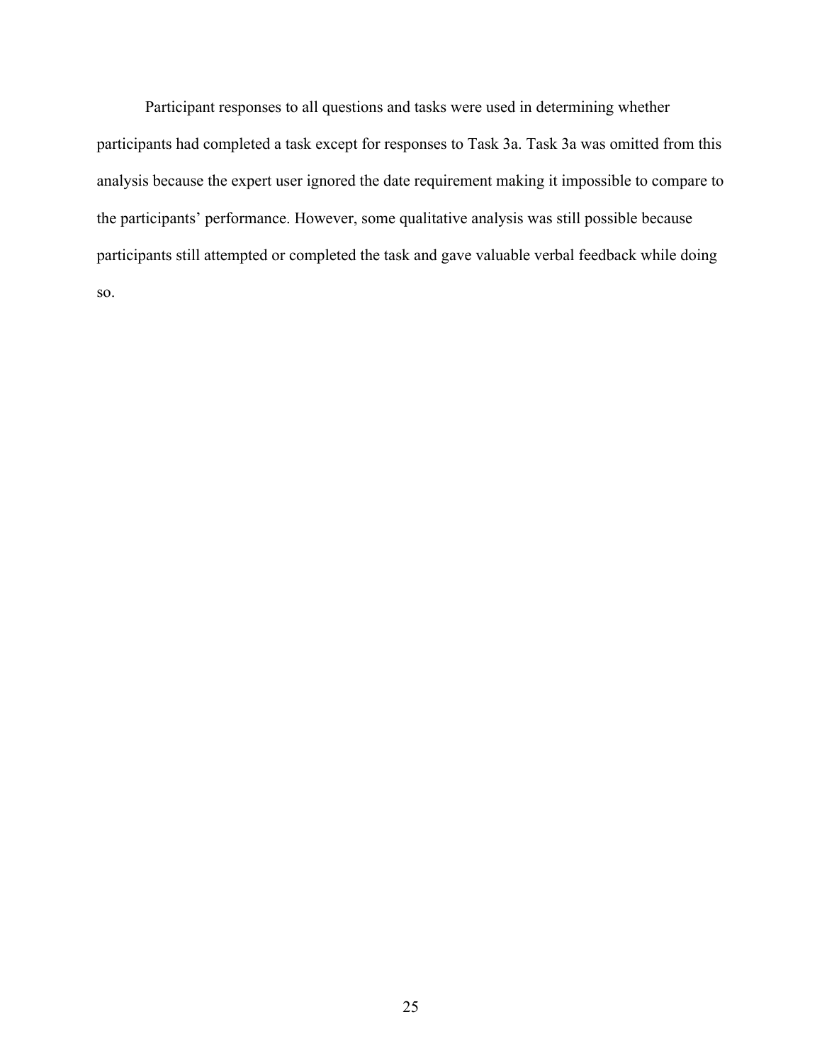Participant responses to all questions and tasks were used in determining whether participants had completed a task except for responses to Task 3a. Task 3a was omitted from this analysis because the expert user ignored the date requirement making it impossible to compare to the participants' performance. However, some qualitative analysis was still possible because participants still attempted or completed the task and gave valuable verbal feedback while doing so.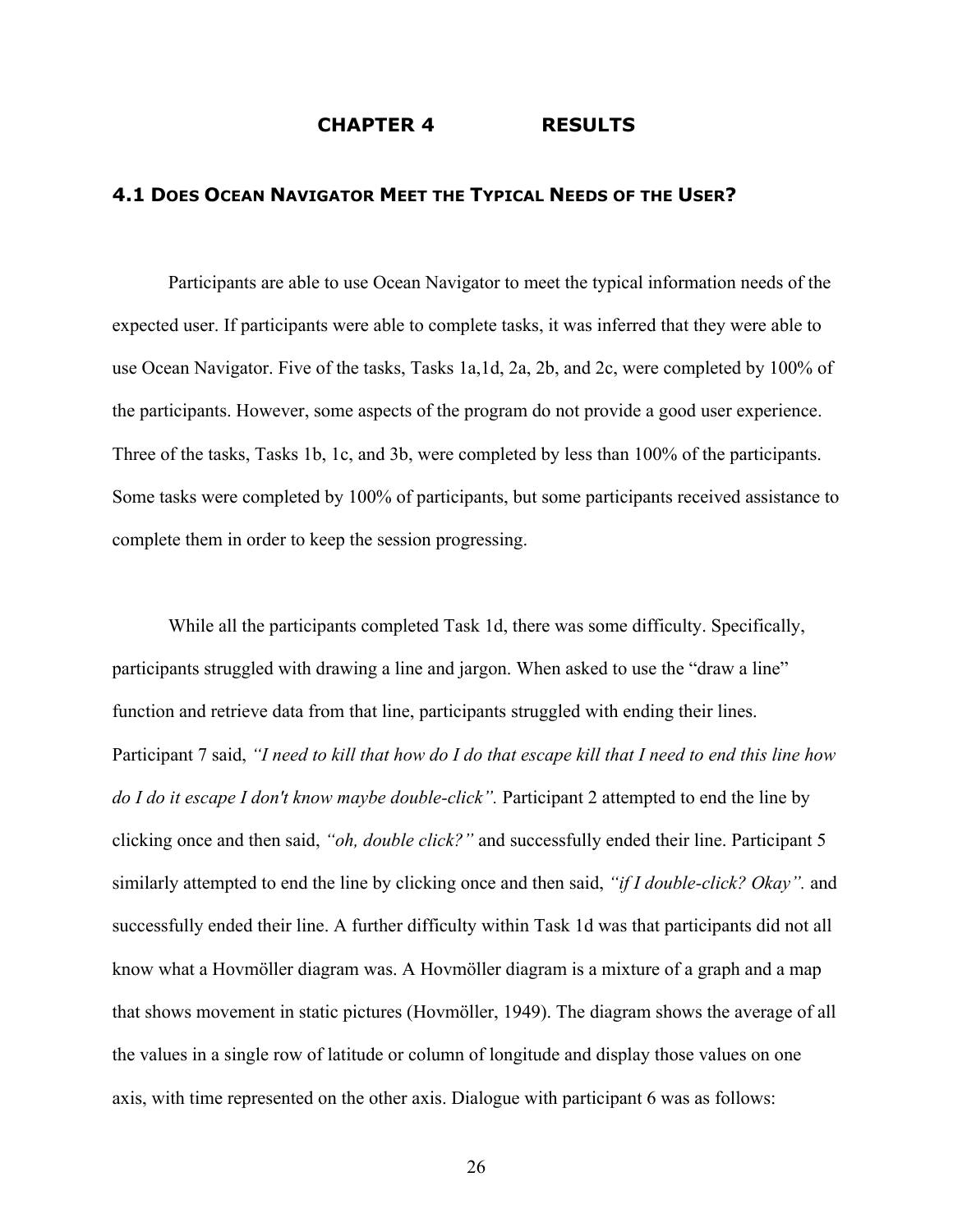# CHAPTER 4 RESULTS

## 4.1 Does Ocean Navigator Meet the Typical Needs of the User?

Participants are able to use Ocean Navigator to meet the typical information needs of the expected user. If participants were able to complete tasks, it was inferred that they were able to use Ocean Navigator. Five of the tasks, Tasks 1a,1d, 2a, 2b, and 2c, were completed by 100% of the participants. However, some aspects of the program do not provide a good user experience. Three of the tasks, Tasks 1b, 1c, and 3b, were completed by less than 100% of the participants. Some tasks were completed by 100% of participants, but some participants received assistance to complete them in order to keep the session progressing.

While all the participants completed Task 1d, there was some difficulty. Specifically, participants struggled with drawing a line and jargon. When asked to use the "draw a line" function and retrieve data from that line, participants struggled with ending their lines. Participant 7 said, *"I need to kill that how do I do that escape kill that I need to end this line how do I do it escape I don't know maybe double-click".* Participant 2 attempted to end the line by clicking once and then said, *"oh, double click?"* and successfully ended their line. Participant 5 similarly attempted to end the line by clicking once and then said, *"if I double-click? Okay".* and successfully ended their line. A further difficulty within Task 1d was that participants did not all know what a Hovmöller diagram was. A Hovmöller diagram is a mixture of a graph and a map that shows movement in static pictures (Hovmöller, 1949). The diagram shows the average of all the values in a single row of latitude or column of longitude and display those values on one axis, with time represented on the other axis. Dialogue with participant 6 was as follows: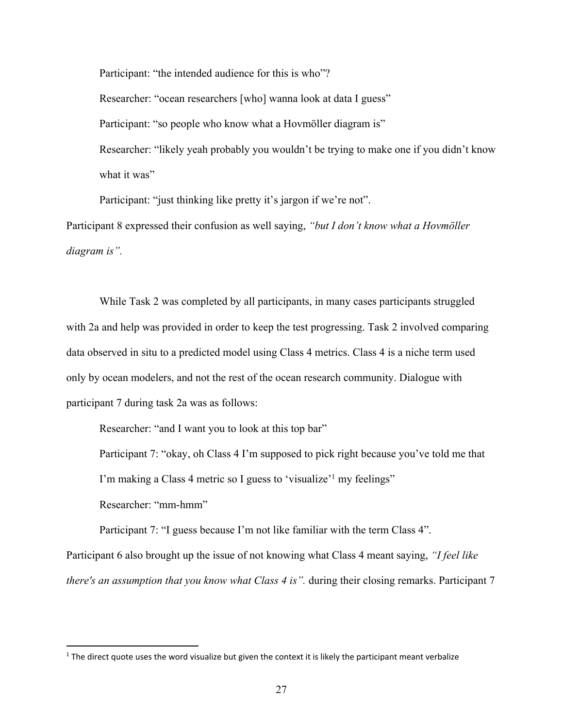Participant: "the intended audience for this is who"?

Researcher: "ocean researchers [who] wanna look at data I guess"

Participant: "so people who know what a Hovmöller diagram is"

Researcher: "likely yeah probably you wouldn't be trying to make one if you didn't know what it was"

Participant: "just thinking like pretty it's jargon if we're not".

Participant 8 expressed their confusion as well saying, *"but I don't know what a Hovmöller diagram is".*

While Task 2 was completed by all participants, in many cases participants struggled with 2a and help was provided in order to keep the test progressing. Task 2 involved comparing data observed in situ to a predicted model using Class 4 metrics. Class 4 is a niche term used only by ocean modelers, and not the rest of the ocean research community. Dialogue with participant 7 during task 2a was as follows:

Researcher: "and I want you to look at this top bar"

Participant 7: "okay, oh Class 4 I'm supposed to pick right because you've told me that I'm making a Class 4 metric so I guess to 'visualize'[1] my feelings"

Researcher: "mm-hmm"

Participant 7: "I guess because I'm not like familiar with the term Class 4".

Participant 6 also brought up the issue of not knowing what Class 4 meant saying, *"I feel like there's an assumption that you know what Class 4 is".* during their closing remarks. Participant 7

[1] The direct quote uses the word visualize but given the context it is likely the participant meant verbalize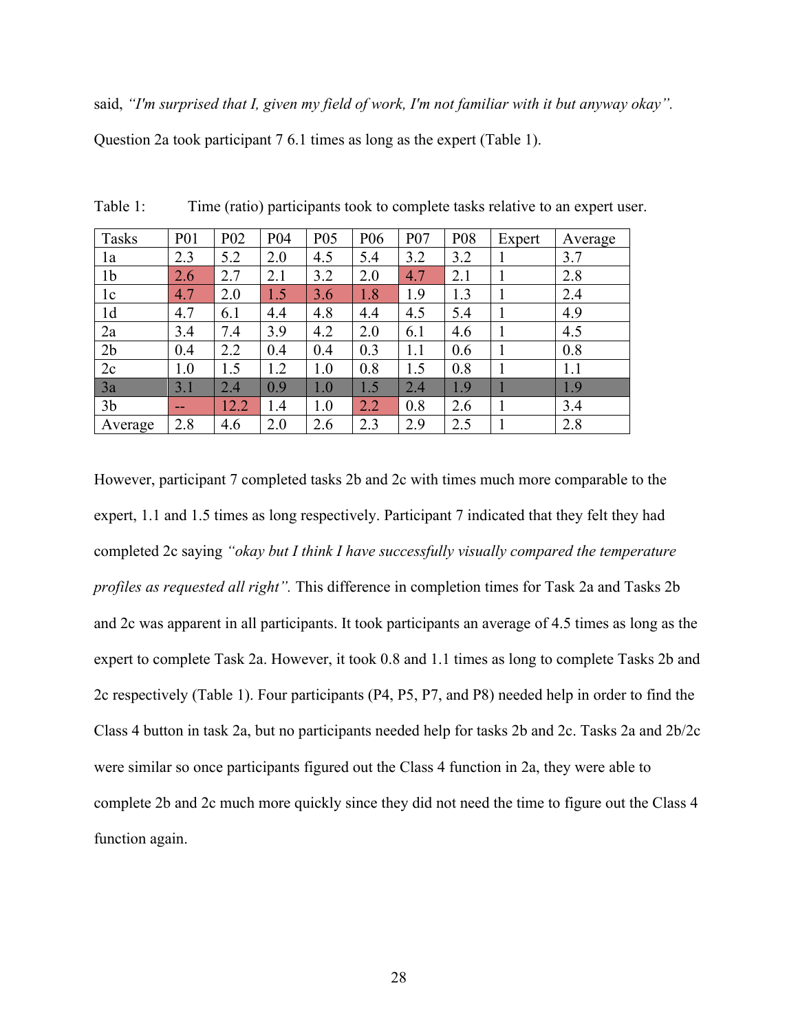said, *"I'm surprised that I, given my field of work, I'm not familiar with it but anyway okay".* Question 2a took participant 7 6.1 times as long as the expert (Table 1).

Table 1: Time (ratio) participants took to complete tasks relative to an expert user.

| Tasks | P01 | P02 | P04 | P05 | P06 | P07 | P08 | Expert | Average |
|---|---|---|---|---|---|---|---|---|---|
| 1a | 2.3 | 5.2 | 2.0 | 4.5 | 5.4 | 3.2 | 3.2 | 1 | 3.7 |
| 1b | 2.6 | 2.7 | 2.1 | 3.2 | 2.0 | 4.7 | 2.1 | 1 | 2.8 |
| 1c | 4.7 | 2.0 | 1.5 | 3.6 | 1.8 | 1.9 | 1.3 | 1 | 2.4 |
| 1d | 4.7 | 6.1 | 4.4 | 4.8 | 4.4 | 4.5 | 5.4 | 1 | 4.9 |
| 2a | 3.4 | 7.4 | 3.9 | 4.2 | 2.0 | 6.1 | 4.6 | 1 | 4.5 |
| 2b | 0.4 | 2.2 | 0.4 | 0.4 | 0.3 | 1.1 | 0.6 | 1 | 0.8 |
| 2c | 1.0 | 1.5 | 1.2 | 1.0 | 0.8 | 1.5 | 0.8 | 1 | 1.1 |
| 3a | 3.1 | 2.4 | 0.9 | 1.0 | 1.5 | 2.4 | 1.9 | 1 | 1.9 |
| 3b | -- | 12.2 | 1.4 | 1.0 | 2.2 | 0.8 | 2.6 | 1 | 3.4 |
| Average | 2.8 | 4.6 | 2.0 | 2.6 | 2.3 | 2.9 | 2.5 | 1 | 2.8 |

However, participant 7 completed tasks 2b and 2c with times much more comparable to the expert, 1.1 and 1.5 times as long respectively. Participant 7 indicated that they felt they had completed 2c saying *"okay but I think I have successfully visually compared the temperature profiles as requested all right".* This difference in completion times for Task 2a and Tasks 2b and 2c was apparent in all participants. It took participants an average of 4.5 times as long as the expert to complete Task 2a. However, it took 0.8 and 1.1 times as long to complete Tasks 2b and 2c respectively (Table 1). Four participants (P4, P5, P7, and P8) needed help in order to find the Class 4 button in task 2a, but no participants needed help for tasks 2b and 2c. Tasks 2a and 2b/2c were similar so once participants figured out the Class 4 function in 2a, they were able to complete 2b and 2c much more quickly since they did not need the time to figure out the Class 4 function again.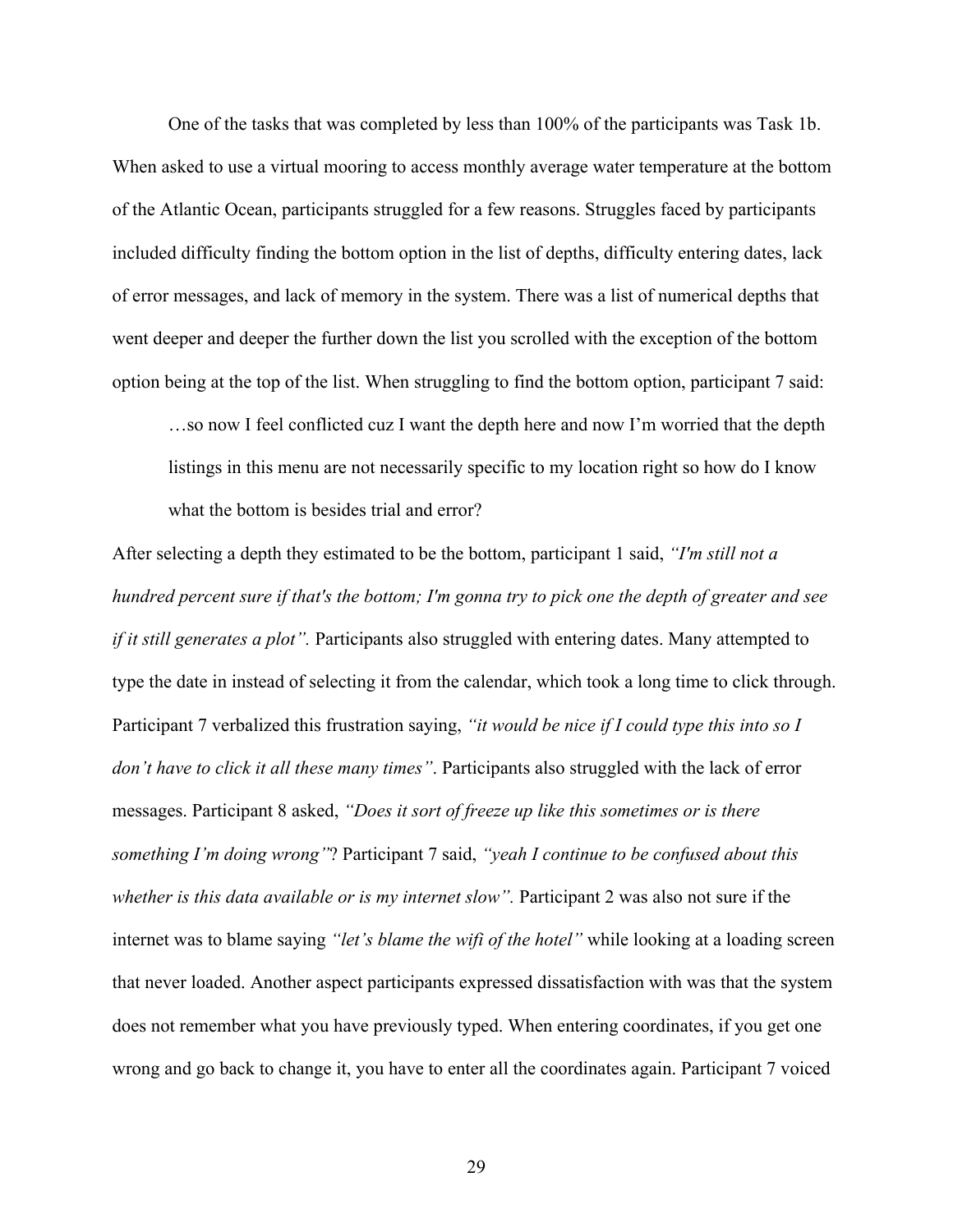One of the tasks that was completed by less than 100% of the participants was Task 1b. When asked to use a virtual mooring to access monthly average water temperature at the bottom of the Atlantic Ocean, participants struggled for a few reasons. Struggles faced by participants included difficulty finding the bottom option in the list of depths, difficulty entering dates, lack of error messages, and lack of memory in the system. There was a list of numerical depths that went deeper and deeper the further down the list you scrolled with the exception of the bottom option being at the top of the list. When struggling to find the bottom option, participant 7 said:

> …so now I feel conflicted cuz I want the depth here and now I'm worried that the depth listings in this menu are not necessarily specific to my location right so how do I know what the bottom is besides trial and error?

After selecting a depth they estimated to be the bottom, participant 1 said, *"I'm still not a hundred percent sure if that's the bottom; I'm gonna try to pick one the depth of greater and see if it still generates a plot".* Participants also struggled with entering dates. Many attempted to type the date in instead of selecting it from the calendar, which took a long time to click through. Participant 7 verbalized this frustration saying, *"it would be nice if I could type this into so I don't have to click it all these many times"*. Participants also struggled with the lack of error messages. Participant 8 asked, *"Does it sort of freeze up like this sometimes or is there something I'm doing wrong"*? Participant 7 said, *"yeah I continue to be confused about this whether is this data available or is my internet slow".* Participant 2 was also not sure if the internet was to blame saying *"let's blame the wifi of the hotel"* while looking at a loading screen that never loaded. Another aspect participants expressed dissatisfaction with was that the system does not remember what you have previously typed. When entering coordinates, if you get one wrong and go back to change it, you have to enter all the coordinates again. Participant 7 voiced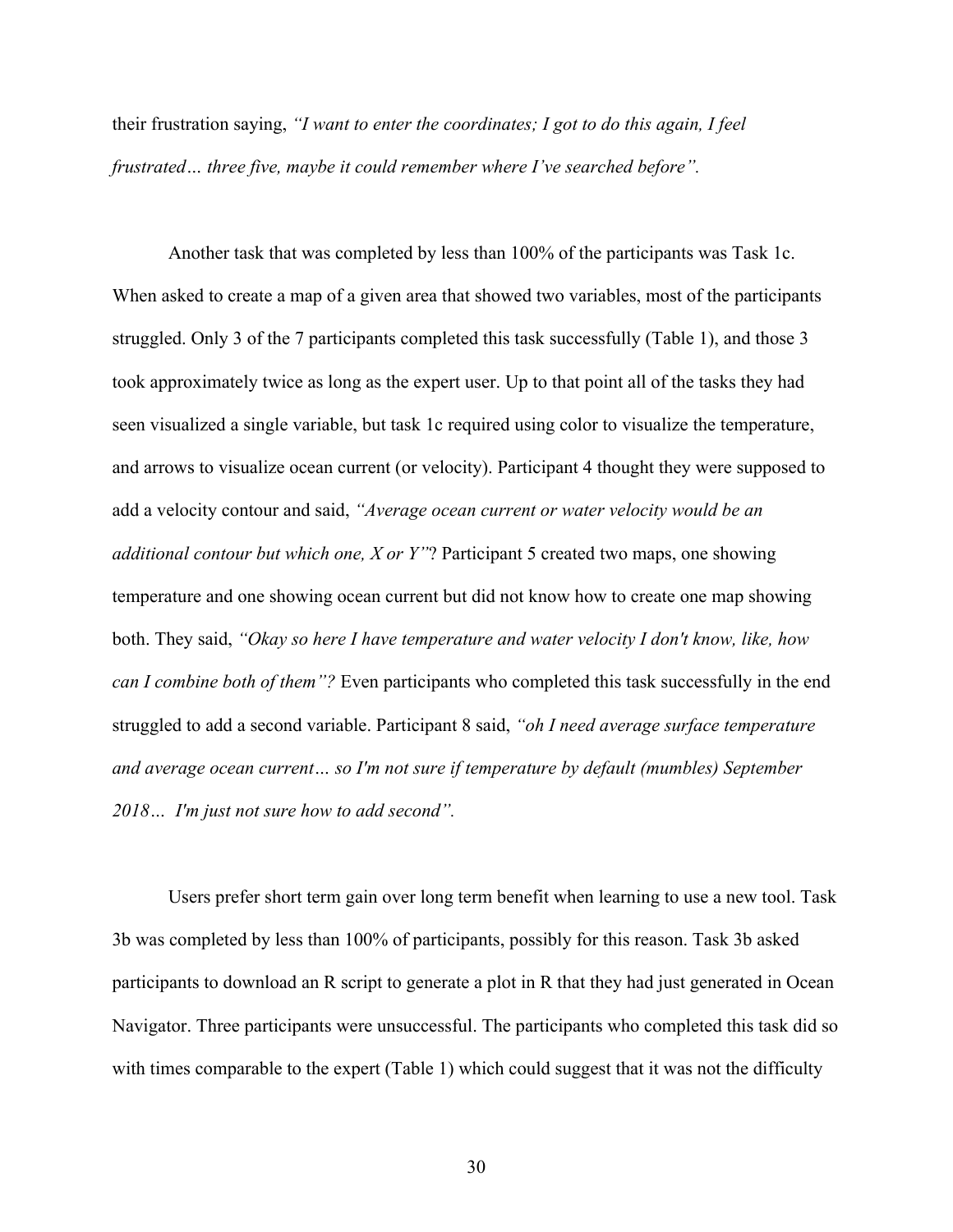their frustration saying, *"I want to enter the coordinates; I got to do this again, I feel frustrated… three five, maybe it could remember where I've searched before".*

Another task that was completed by less than 100% of the participants was Task 1c. When asked to create a map of a given area that showed two variables, most of the participants struggled. Only 3 of the 7 participants completed this task successfully (Table 1), and those 3 took approximately twice as long as the expert user. Up to that point all of the tasks they had seen visualized a single variable, but task 1c required using color to visualize the temperature, and arrows to visualize ocean current (or velocity). Participant 4 thought they were supposed to add a velocity contour and said, *"Average ocean current or water velocity would be an additional contour but which one, X or Y"*? Participant 5 created two maps, one showing temperature and one showing ocean current but did not know how to create one map showing both. They said, *"Okay so here I have temperature and water velocity I don't know, like, how can I combine both of them"?* Even participants who completed this task successfully in the end struggled to add a second variable. Participant 8 said, *"oh I need average surface temperature and average ocean current… so I'm not sure if temperature by default (mumbles) September 2018… I'm just not sure how to add second".*

Users prefer short term gain over long term benefit when learning to use a new tool. Task 3b was completed by less than 100% of participants, possibly for this reason. Task 3b asked participants to download an R script to generate a plot in R that they had just generated in Ocean Navigator. Three participants were unsuccessful. The participants who completed this task did so with times comparable to the expert (Table 1) which could suggest that it was not the difficulty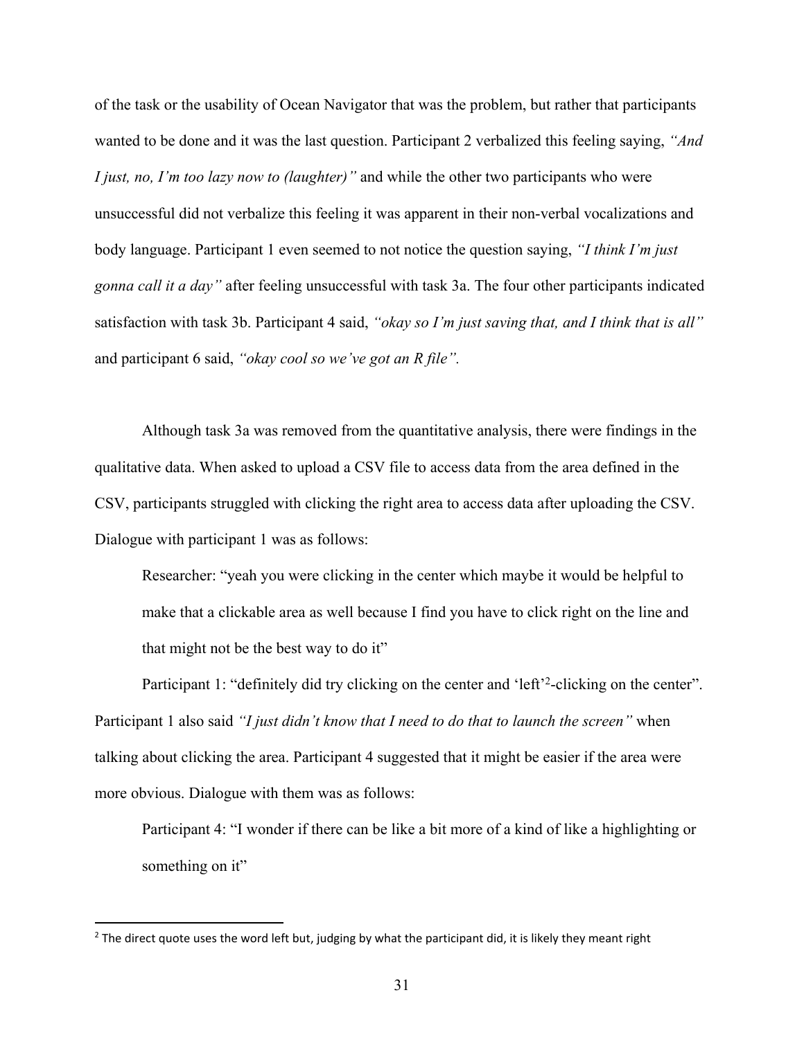of the task or the usability of Ocean Navigator that was the problem, but rather that participants wanted to be done and it was the last question. Participant 2 verbalized this feeling saying, *"And I just, no, I'm too lazy now to (laughter)"* and while the other two participants who were unsuccessful did not verbalize this feeling it was apparent in their non-verbal vocalizations and body language. Participant 1 even seemed to not notice the question saying, *"I think I'm just gonna call it a day"* after feeling unsuccessful with task 3a. The four other participants indicated satisfaction with task 3b. Participant 4 said, *"okay so I'm just saving that, and I think that is all"* and participant 6 said, *"okay cool so we've got an R file".*

Although task 3a was removed from the quantitative analysis, there were findings in the qualitative data. When asked to upload a CSV file to access data from the area defined in the CSV, participants struggled with clicking the right area to access data after uploading the CSV. Dialogue with participant 1 was as follows:

> Researcher: "yeah you were clicking in the center which maybe it would be helpful to make that a clickable area as well because I find you have to click right on the line and that might not be the best way to do it"
>
> Participant 1: "definitely did try clicking on the center and 'left'[2]-clicking on the center".

Participant 1 also said *"I just didn't know that I need to do that to launch the screen"* when talking about clicking the area. Participant 4 suggested that it might be easier if the area were more obvious. Dialogue with them was as follows:

> Participant 4: "I wonder if there can be like a bit more of a kind of like a highlighting or something on it"

[2] The direct quote uses the word left but, judging by what the participant did, it is likely they meant right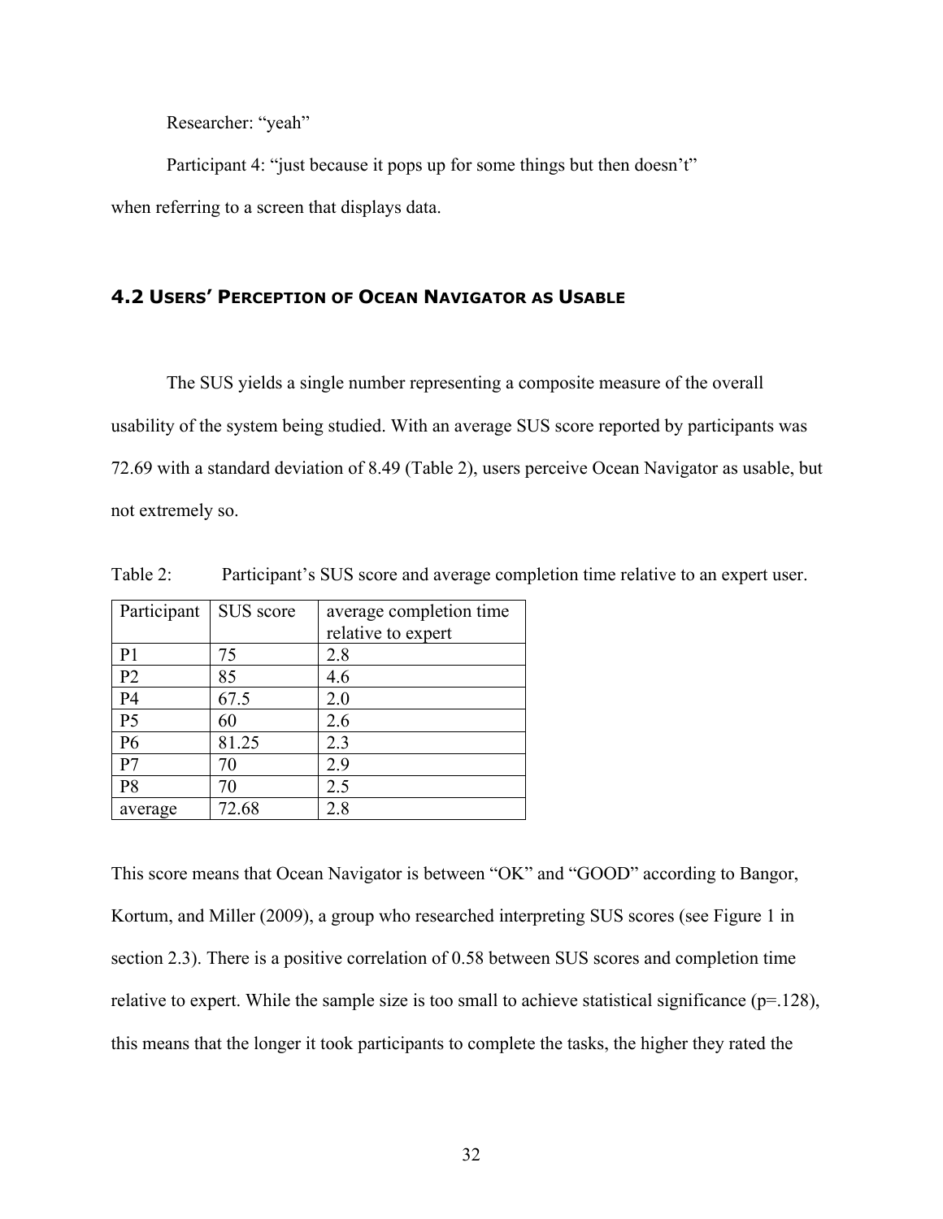Researcher: “yeah”

Participant 4: “just because it pops up for some things but then doesn’t”

when referring to a screen that displays data.

## 4.2 USERS’ PERCEPTION OF OCEAN NAVIGATOR AS USABLE

The SUS yields a single number representing a composite measure of the overall usability of the system being studied. With an average SUS score reported by participants was 72.69 with a standard deviation of 8.49 (Table 2), users perceive Ocean Navigator as usable, but not extremely so.

Table 2: Participant’s SUS score and average completion time relative to an expert user.

| Participant | SUS score | average completion time relative to expert |
|---|---|---|
| P1 | 75 | 2.8 |
| P2 | 85 | 4.6 |
| P4 | 67.5 | 2.0 |
| P5 | 60 | 2.6 |
| P6 | 81.25 | 2.3 |
| P7 | 70 | 2.9 |
| P8 | 70 | 2.5 |
| average | 72.68 | 2.8 |

This score means that Ocean Navigator is between “OK” and “GOOD” according to Bangor, Kortum, and Miller (2009), a group who researched interpreting SUS scores (see Figure 1 in section 2.3). There is a positive correlation of 0.58 between SUS scores and completion time relative to expert. While the sample size is too small to achieve statistical significance ($p=.128$), this means that the longer it took participants to complete the tasks, the higher they rated the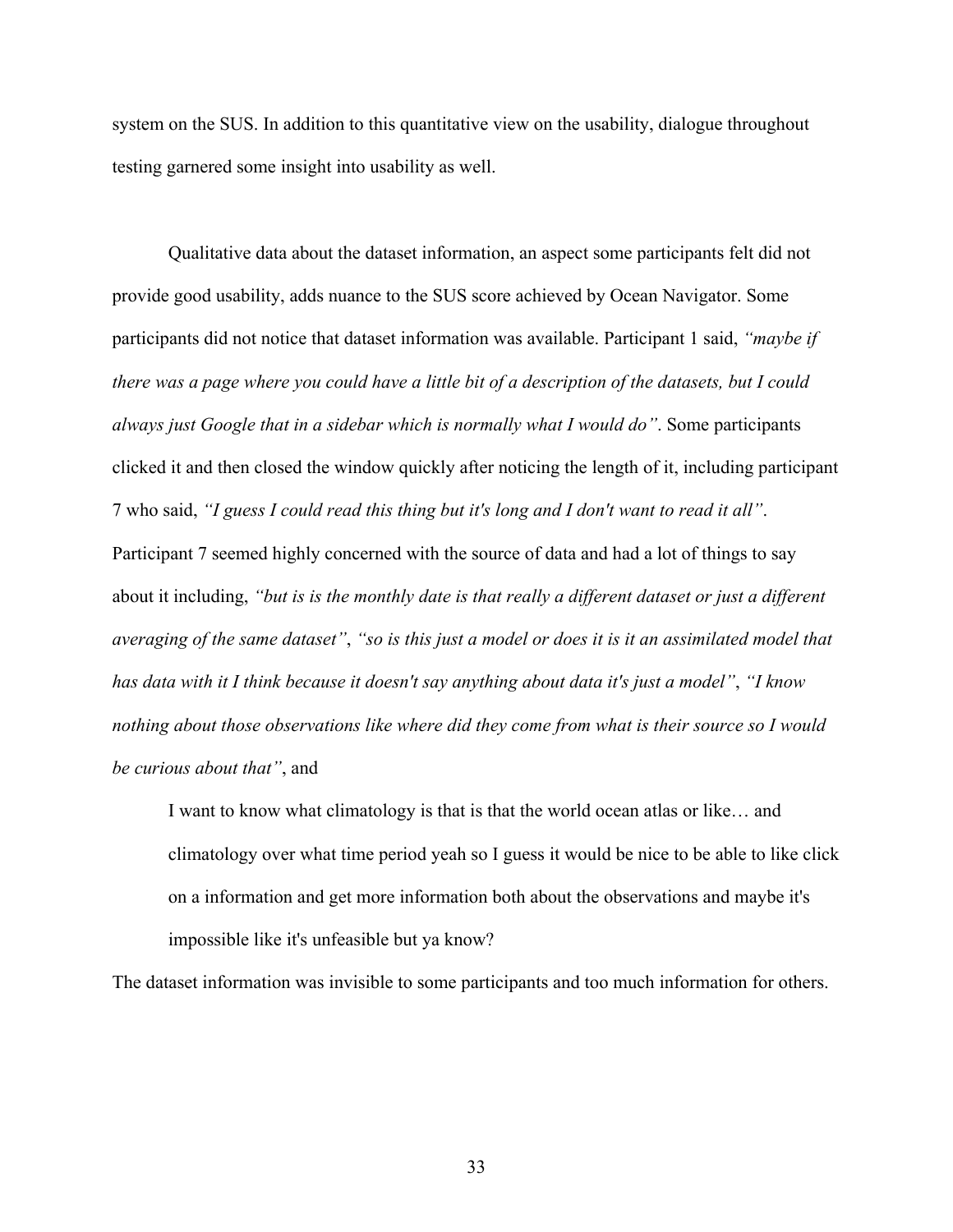system on the SUS. In addition to this quantitative view on the usability, dialogue throughout testing garnered some insight into usability as well.

Qualitative data about the dataset information, an aspect some participants felt did not provide good usability, adds nuance to the SUS score achieved by Ocean Navigator. Some participants did not notice that dataset information was available. Participant 1 said, *"maybe if there was a page where you could have a little bit of a description of the datasets, but I could always just Google that in a sidebar which is normally what I would do"*. Some participants clicked it and then closed the window quickly after noticing the length of it, including participant 7 who said, *"I guess I could read this thing but it's long and I don't want to read it all"*. Participant 7 seemed highly concerned with the source of data and had a lot of things to say about it including, *"but is is the monthly date is that really a different dataset or just a different averaging of the same dataset"*, *"so is this just a model or does it is it an assimilated model that has data with it I think because it doesn't say anything about data it's just a model"*, *"I know nothing about those observations like where did they come from what is their source so I would be curious about that"*, and

> I want to know what climatology is that is that the world ocean atlas or like… and climatology over what time period yeah so I guess it would be nice to be able to like click on a information and get more information both about the observations and maybe it's impossible like it's unfeasible but ya know?

The dataset information was invisible to some participants and too much information for others.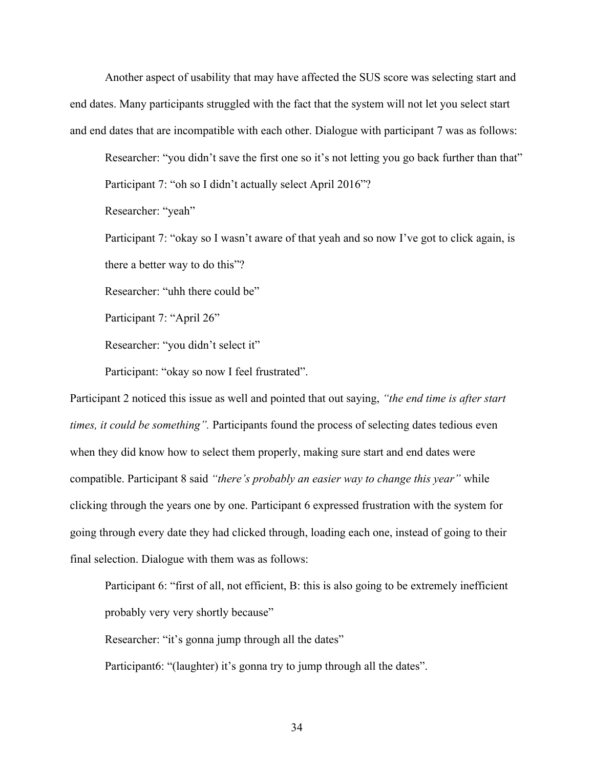Another aspect of usability that may have affected the SUS score was selecting start and end dates. Many participants struggled with the fact that the system will not let you select start and end dates that are incompatible with each other. Dialogue with participant 7 was as follows:

> Researcher: "you didn't save the first one so it's not letting you go back further than that"
>
> Participant 7: "oh so I didn't actually select April 2016"?
>
> Researcher: "yeah"
>
> Participant 7: "okay so I wasn't aware of that yeah and so now I've got to click again, is there a better way to do this"?
>
> Researcher: "uhh there could be"
>
> Participant 7: "April 26"
>
> Researcher: "you didn't select it"
>
> Participant: "okay so now I feel frustrated".

Participant 2 noticed this issue as well and pointed that out saying, *"the end time is after start times, it could be something".* Participants found the process of selecting dates tedious even when they did know how to select them properly, making sure start and end dates were compatible. Participant 8 said *"there's probably an easier way to change this year"* while clicking through the years one by one. Participant 6 expressed frustration with the system for going through every date they had clicked through, loading each one, instead of going to their final selection. Dialogue with them was as follows:

> Participant 6: "first of all, not efficient, B: this is also going to be extremely inefficient probably very very shortly because"
>
> Researcher: "it's gonna jump through all the dates"
>
> Participant6: "(laughter) it's gonna try to jump through all the dates".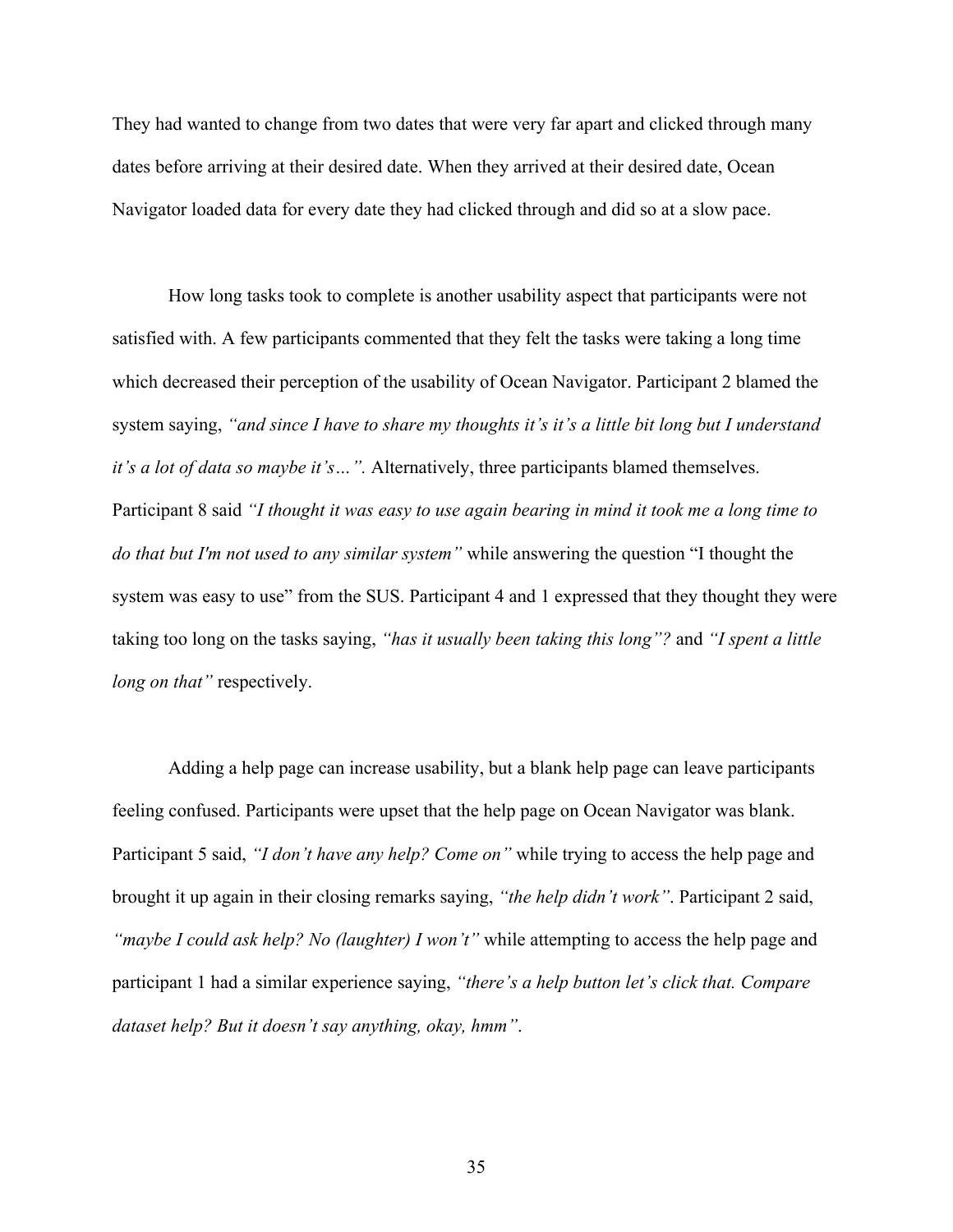They had wanted to change from two dates that were very far apart and clicked through many dates before arriving at their desired date. When they arrived at their desired date, Ocean Navigator loaded data for every date they had clicked through and did so at a slow pace.

How long tasks took to complete is another usability aspect that participants were not satisfied with. A few participants commented that they felt the tasks were taking a long time which decreased their perception of the usability of Ocean Navigator. Participant 2 blamed the system saying, *"and since I have to share my thoughts it's it's a little bit long but I understand it's a lot of data so maybe it's…".* Alternatively, three participants blamed themselves. Participant 8 said *"I thought it was easy to use again bearing in mind it took me a long time to do that but I'm not used to any similar system"* while answering the question "I thought the system was easy to use" from the SUS. Participant 4 and 1 expressed that they thought they were taking too long on the tasks saying, *"has it usually been taking this long"?* and *"I spent a little long on that"* respectively.

Adding a help page can increase usability, but a blank help page can leave participants feeling confused. Participants were upset that the help page on Ocean Navigator was blank. Participant 5 said, *"I don't have any help? Come on"* while trying to access the help page and brought it up again in their closing remarks saying, *"the help didn't work"*. Participant 2 said, *"maybe I could ask help? No (laughter) I won't"* while attempting to access the help page and participant 1 had a similar experience saying, *"there's a help button let's click that. Compare dataset help? But it doesn't say anything, okay, hmm"*.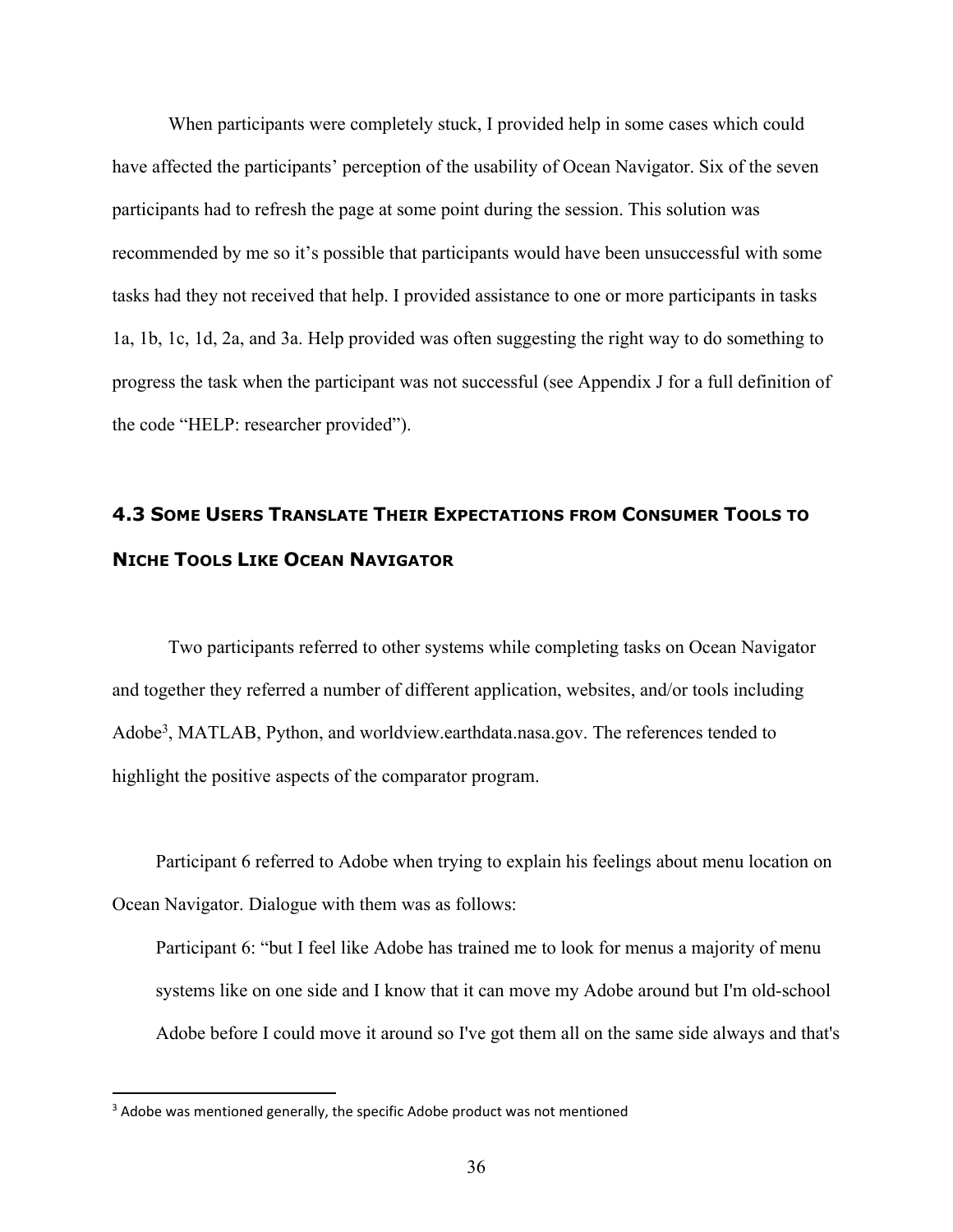When participants were completely stuck, I provided help in some cases which could have affected the participants' perception of the usability of Ocean Navigator. Six of the seven participants had to refresh the page at some point during the session. This solution was recommended by me so it's possible that participants would have been unsuccessful with some tasks had they not received that help. I provided assistance to one or more participants in tasks 1a, 1b, 1c, 1d, 2a, and 3a. Help provided was often suggesting the right way to do something to progress the task when the participant was not successful (see Appendix J for a full definition of the code "HELP: researcher provided").

## 4.3 Some Users Translate Their Expectations from Consumer Tools to Niche Tools Like Ocean Navigator

Two participants referred to other systems while completing tasks on Ocean Navigator and together they referred a number of different application, websites, and/or tools including Adobe[3], MATLAB, Python, and worldview.earthdata.nasa.gov. The references tended to highlight the positive aspects of the comparator program.

Participant 6 referred to Adobe when trying to explain his feelings about menu location on Ocean Navigator. Dialogue with them was as follows:

> Participant 6: "but I feel like Adobe has trained me to look for menus a majority of menu systems like on one side and I know that it can move my Adobe around but I'm old-school Adobe before I could move it around so I've got them all on the same side always and that's

[3] Adobe was mentioned generally, the specific Adobe product was not mentioned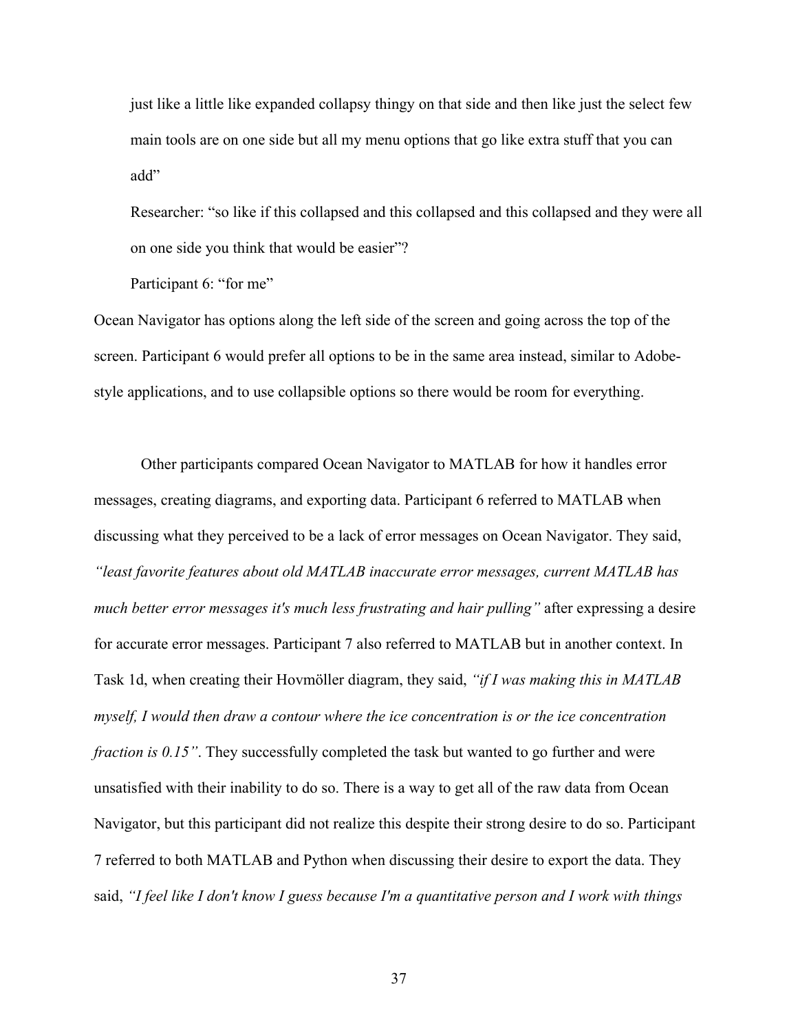> just like a little like expanded collapsy thingy on that side and then like just the select few main tools are on one side but all my menu options that go like extra stuff that you can add"
>
> Researcher: "so like if this collapsed and this collapsed and this collapsed and they were all on one side you think that would be easier"?
>
> Participant 6: "for me"

Ocean Navigator has options along the left side of the screen and going across the top of the screen. Participant 6 would prefer all options to be in the same area instead, similar to Adobe-style applications, and to use collapsible options so there would be room for everything.

Other participants compared Ocean Navigator to MATLAB for how it handles error messages, creating diagrams, and exporting data. Participant 6 referred to MATLAB when discussing what they perceived to be a lack of error messages on Ocean Navigator. They said, *"least favorite features about old MATLAB inaccurate error messages, current MATLAB has much better error messages it's much less frustrating and hair pulling"* after expressing a desire for accurate error messages. Participant 7 also referred to MATLAB but in another context. In Task 1d, when creating their Hovmöller diagram, they said, *"if I was making this in MATLAB myself, I would then draw a contour where the ice concentration is or the ice concentration fraction is 0.15"*. They successfully completed the task but wanted to go further and were unsatisfied with their inability to do so. There is a way to get all of the raw data from Ocean Navigator, but this participant did not realize this despite their strong desire to do so. Participant 7 referred to both MATLAB and Python when discussing their desire to export the data. They said, *"I feel like I don't know I guess because I'm a quantitative person and I work with things*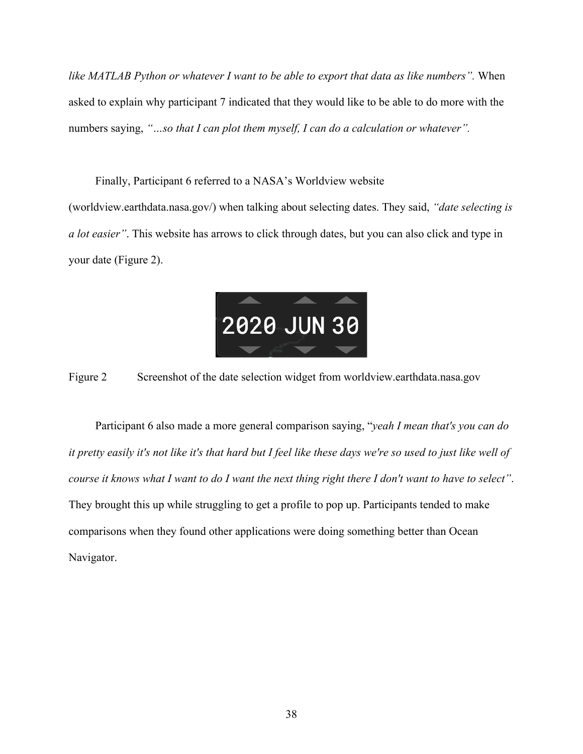*like MATLAB Python or whatever I want to be able to export that data as like numbers".* When asked to explain why participant 7 indicated that they would like to be able to do more with the numbers saying, *"...so that I can plot them myself, I can do a calculation or whatever".*

Finally, Participant 6 referred to a NASA's Worldview website (worldview.earthdata.nasa.gov/) when talking about selecting dates. They said, *"date selecting is a lot easier"*. This website has arrows to click through dates, but you can also click and type in your date (Figure 2).

Figure 2 Screenshot of the date selection widget from worldview.earthdata.nasa.gov

Participant 6 also made a more general comparison saying, "*yeah I mean that's you can do it pretty easily it's not like it's that hard but I feel like these days we're so used to just like well of course it knows what I want to do I want the next thing right there I don't want to have to select"*. They brought this up while struggling to get a profile to pop up. Participants tended to make comparisons when they found other applications were doing something better than Ocean Navigator.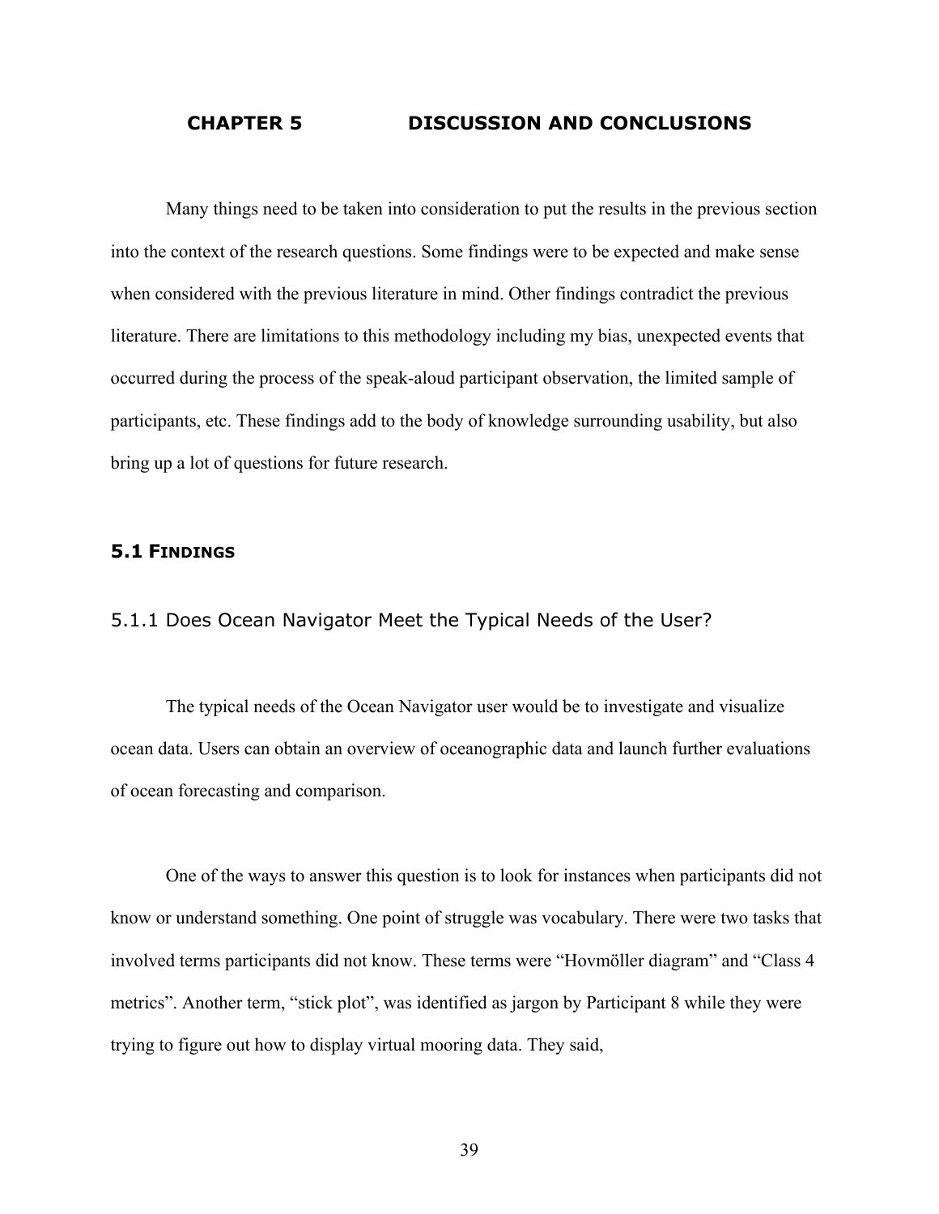# CHAPTER 5 DISCUSSION AND CONCLUSIONS

Many things need to be taken into consideration to put the results in the previous section into the context of the research questions. Some findings were to be expected and make sense when considered with the previous literature in mind. Other findings contradict the previous literature. There are limitations to this methodology including my bias, unexpected events that occurred during the process of the speak-aloud participant observation, the limited sample of participants, etc. These findings add to the body of knowledge surrounding usability, but also bring up a lot of questions for future research.

## 5.1 FINDINGS

### 5.1.1 Does Ocean Navigator Meet the Typical Needs of the User?

The typical needs of the Ocean Navigator user would be to investigate and visualize ocean data. Users can obtain an overview of oceanographic data and launch further evaluations of ocean forecasting and comparison.

One of the ways to answer this question is to look for instances when participants did not know or understand something. One point of struggle was vocabulary. There were two tasks that involved terms participants did not know. These terms were "Hovmöller diagram" and "Class 4 metrics". Another term, "stick plot", was identified as jargon by Participant 8 while they were trying to figure out how to display virtual mooring data. They said,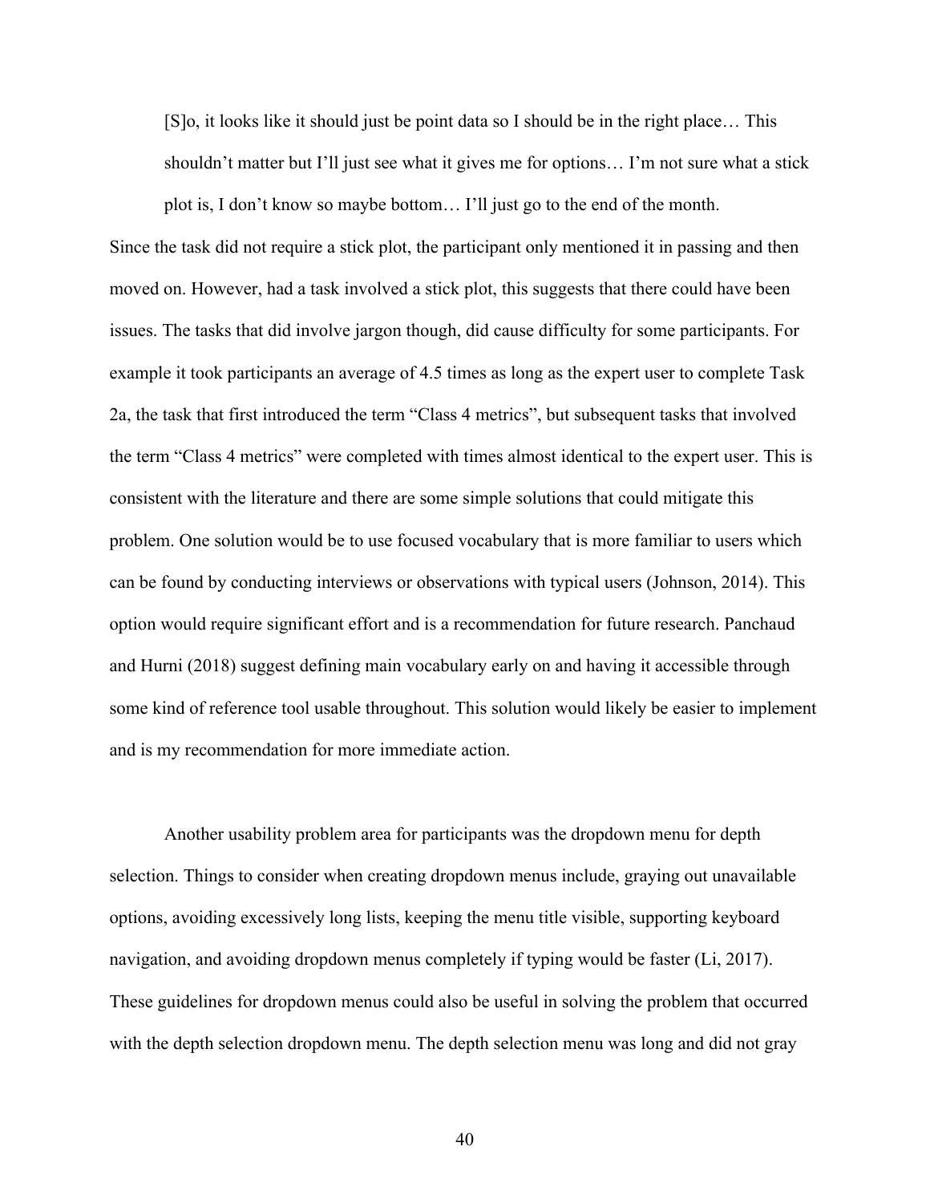> [S]o, it looks like it should just be point data so I should be in the right place… This shouldn't matter but I'll just see what it gives me for options… I'm not sure what a stick plot is, I don't know so maybe bottom… I'll just go to the end of the month.

Since the task did not require a stick plot, the participant only mentioned it in passing and then moved on. However, had a task involved a stick plot, this suggests that there could have been issues. The tasks that did involve jargon though, did cause difficulty for some participants. For example it took participants an average of 4.5 times as long as the expert user to complete Task 2a, the task that first introduced the term "Class 4 metrics", but subsequent tasks that involved the term "Class 4 metrics" were completed with times almost identical to the expert user. This is consistent with the literature and there are some simple solutions that could mitigate this problem. One solution would be to use focused vocabulary that is more familiar to users which can be found by conducting interviews or observations with typical users (Johnson, 2014). This option would require significant effort and is a recommendation for future research. Panchaud and Hurni (2018) suggest defining main vocabulary early on and having it accessible through some kind of reference tool usable throughout. This solution would likely be easier to implement and is my recommendation for more immediate action.

Another usability problem area for participants was the dropdown menu for depth selection. Things to consider when creating dropdown menus include, graying out unavailable options, avoiding excessively long lists, keeping the menu title visible, supporting keyboard navigation, and avoiding dropdown menus completely if typing would be faster (Li, 2017). These guidelines for dropdown menus could also be useful in solving the problem that occurred with the depth selection dropdown menu. The depth selection menu was long and did not gray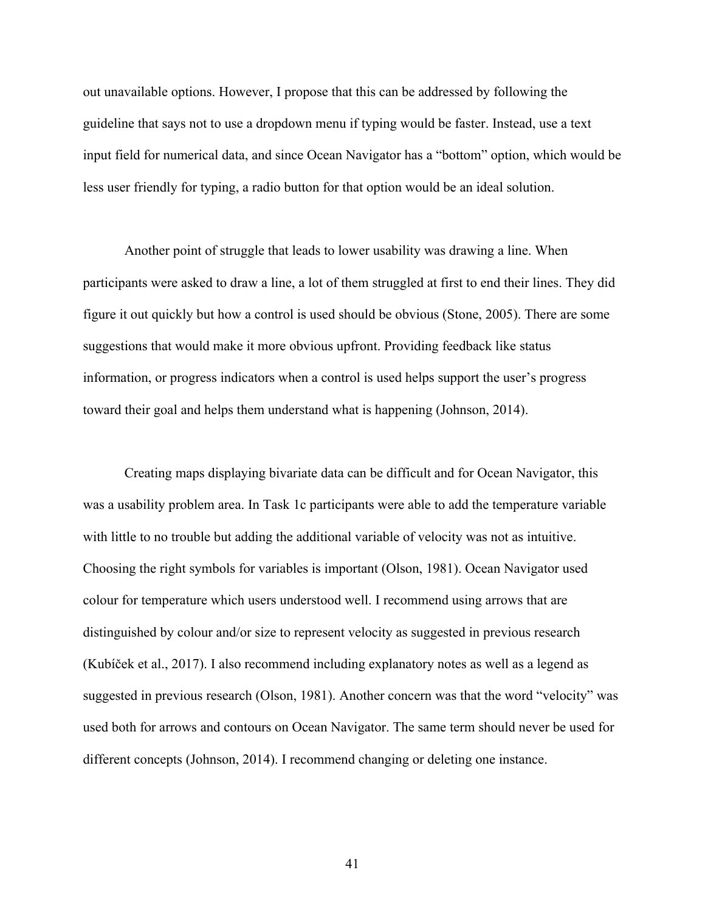out unavailable options. However, I propose that this can be addressed by following the guideline that says not to use a dropdown menu if typing would be faster. Instead, use a text input field for numerical data, and since Ocean Navigator has a “bottom” option, which would be less user friendly for typing, a radio button for that option would be an ideal solution.

Another point of struggle that leads to lower usability was drawing a line. When participants were asked to draw a line, a lot of them struggled at first to end their lines. They did figure it out quickly but how a control is used should be obvious (Stone, 2005). There are some suggestions that would make it more obvious upfront. Providing feedback like status information, or progress indicators when a control is used helps support the user’s progress toward their goal and helps them understand what is happening (Johnson, 2014).

Creating maps displaying bivariate data can be difficult and for Ocean Navigator, this was a usability problem area. In Task 1c participants were able to add the temperature variable with little to no trouble but adding the additional variable of velocity was not as intuitive. Choosing the right symbols for variables is important (Olson, 1981). Ocean Navigator used colour for temperature which users understood well. I recommend using arrows that are distinguished by colour and/or size to represent velocity as suggested in previous research (Kubíček et al., 2017). I also recommend including explanatory notes as well as a legend as suggested in previous research (Olson, 1981). Another concern was that the word “velocity” was used both for arrows and contours on Ocean Navigator. The same term should never be used for different concepts (Johnson, 2014). I recommend changing or deleting one instance.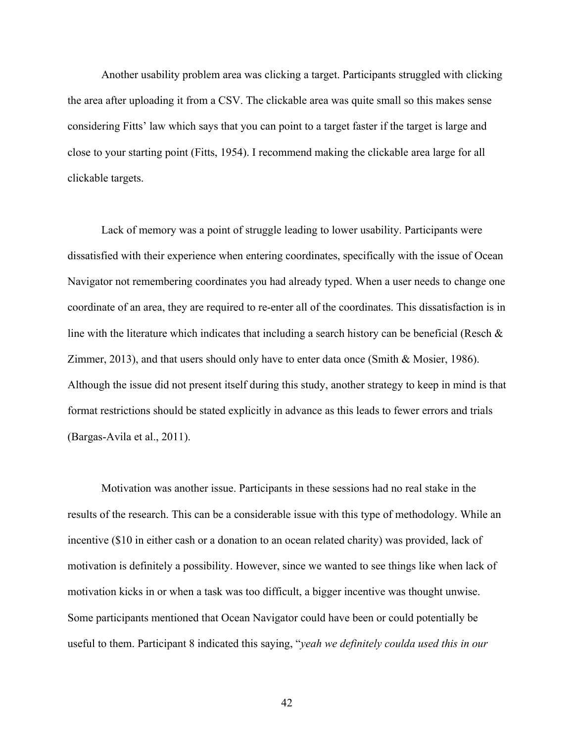Another usability problem area was clicking a target. Participants struggled with clicking the area after uploading it from a CSV. The clickable area was quite small so this makes sense considering Fitts' law which says that you can point to a target faster if the target is large and close to your starting point (Fitts, 1954). I recommend making the clickable area large for all clickable targets.

Lack of memory was a point of struggle leading to lower usability. Participants were dissatisfied with their experience when entering coordinates, specifically with the issue of Ocean Navigator not remembering coordinates you had already typed. When a user needs to change one coordinate of an area, they are required to re-enter all of the coordinates. This dissatisfaction is in line with the literature which indicates that including a search history can be beneficial (Resch & Zimmer, 2013), and that users should only have to enter data once (Smith & Mosier, 1986). Although the issue did not present itself during this study, another strategy to keep in mind is that format restrictions should be stated explicitly in advance as this leads to fewer errors and trials (Bargas-Avila et al., 2011).

Motivation was another issue. Participants in these sessions had no real stake in the results of the research. This can be a considerable issue with this type of methodology. While an incentive ($10 in either cash or a donation to an ocean related charity) was provided, lack of motivation is definitely a possibility. However, since we wanted to see things like when lack of motivation kicks in or when a task was too difficult, a bigger incentive was thought unwise. Some participants mentioned that Ocean Navigator could have been or could potentially be useful to them. Participant 8 indicated this saying, "*yeah we definitely coulda used this in our*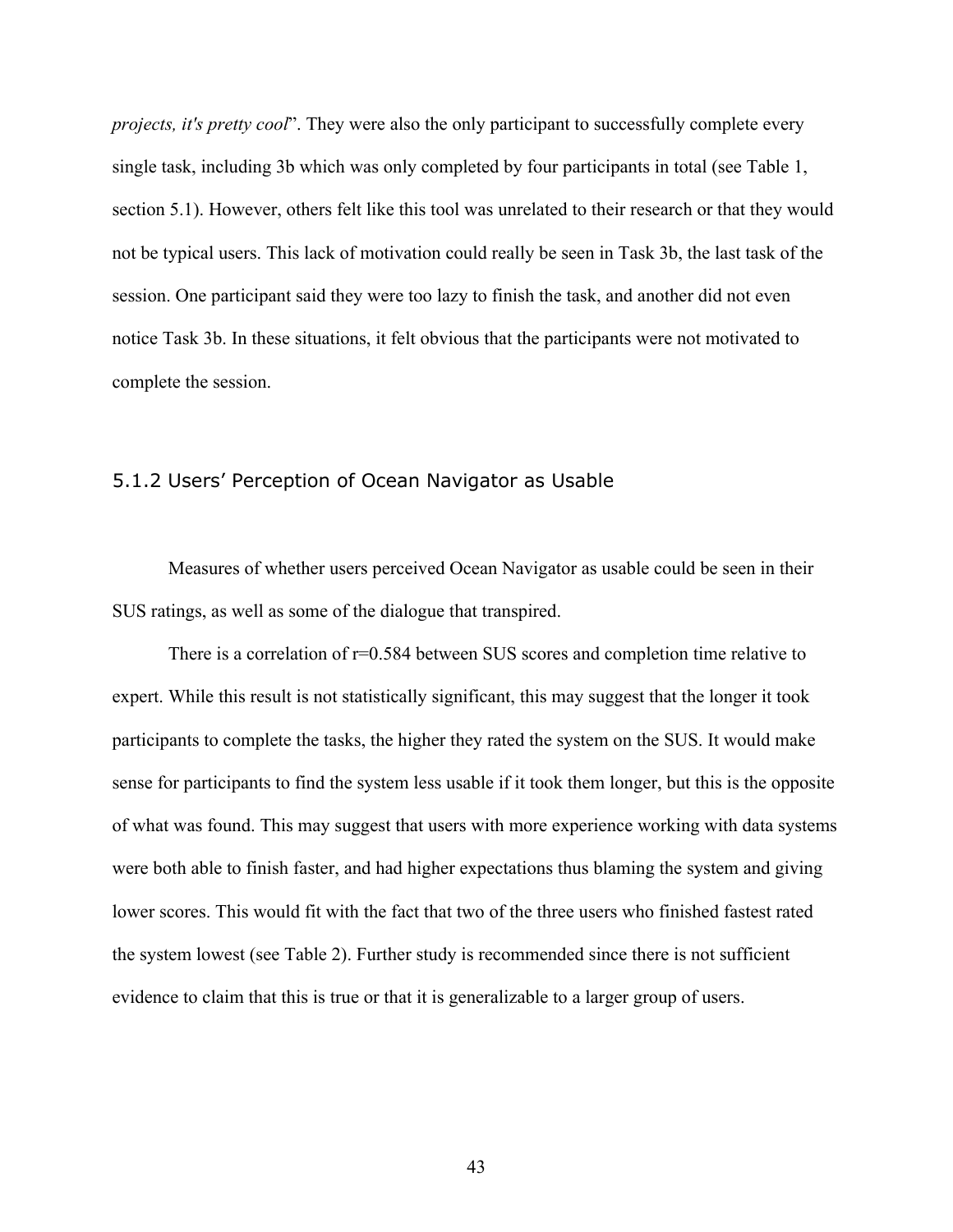*projects, it's pretty cool*". They were also the only participant to successfully complete every single task, including 3b which was only completed by four participants in total (see Table 1, section 5.1). However, others felt like this tool was unrelated to their research or that they would not be typical users. This lack of motivation could really be seen in Task 3b, the last task of the session. One participant said they were too lazy to finish the task, and another did not even notice Task 3b. In these situations, it felt obvious that the participants were not motivated to complete the session.

### 5.1.2 Users' Perception of Ocean Navigator as Usable

Measures of whether users perceived Ocean Navigator as usable could be seen in their SUS ratings, as well as some of the dialogue that transpired.

There is a correlation of $r=0.584$ between SUS scores and completion time relative to expert. While this result is not statistically significant, this may suggest that the longer it took participants to complete the tasks, the higher they rated the system on the SUS. It would make sense for participants to find the system less usable if it took them longer, but this is the opposite of what was found. This may suggest that users with more experience working with data systems were both able to finish faster, and had higher expectations thus blaming the system and giving lower scores. This would fit with the fact that two of the three users who finished fastest rated the system lowest (see Table 2). Further study is recommended since there is not sufficient evidence to claim that this is true or that it is generalizable to a larger group of users.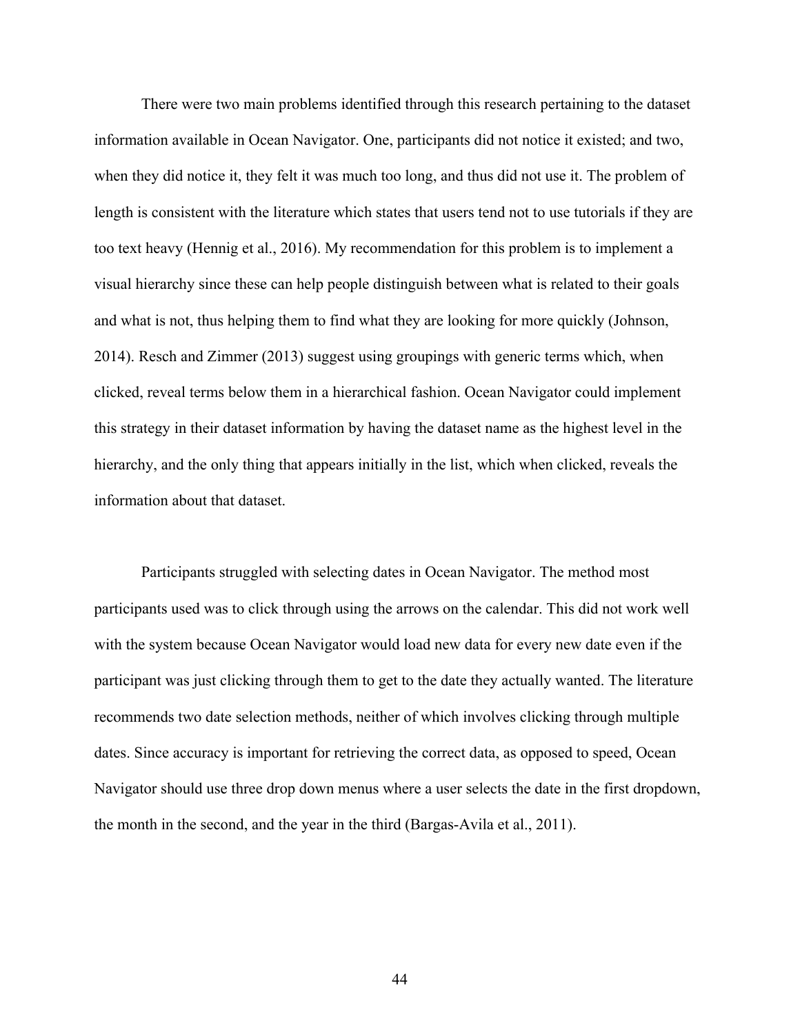There were two main problems identified through this research pertaining to the dataset information available in Ocean Navigator. One, participants did not notice it existed; and two, when they did notice it, they felt it was much too long, and thus did not use it. The problem of length is consistent with the literature which states that users tend not to use tutorials if they are too text heavy (Hennig et al., 2016). My recommendation for this problem is to implement a visual hierarchy since these can help people distinguish between what is related to their goals and what is not, thus helping them to find what they are looking for more quickly (Johnson, 2014). Resch and Zimmer (2013) suggest using groupings with generic terms which, when clicked, reveal terms below them in a hierarchical fashion. Ocean Navigator could implement this strategy in their dataset information by having the dataset name as the highest level in the hierarchy, and the only thing that appears initially in the list, which when clicked, reveals the information about that dataset.

Participants struggled with selecting dates in Ocean Navigator. The method most participants used was to click through using the arrows on the calendar. This did not work well with the system because Ocean Navigator would load new data for every new date even if the participant was just clicking through them to get to the date they actually wanted. The literature recommends two date selection methods, neither of which involves clicking through multiple dates. Since accuracy is important for retrieving the correct data, as opposed to speed, Ocean Navigator should use three drop down menus where a user selects the date in the first dropdown, the month in the second, and the year in the third (Bargas-Avila et al., 2011).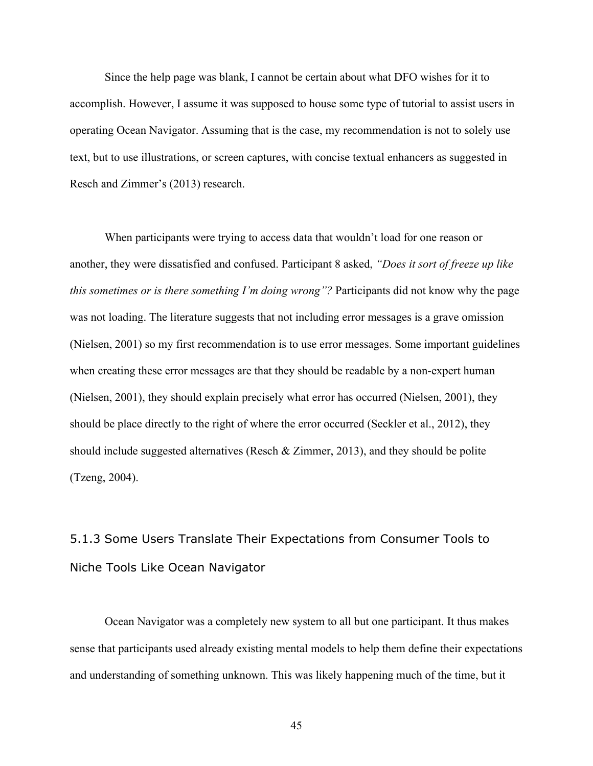Since the help page was blank, I cannot be certain about what DFO wishes for it to accomplish. However, I assume it was supposed to house some type of tutorial to assist users in operating Ocean Navigator. Assuming that is the case, my recommendation is not to solely use text, but to use illustrations, or screen captures, with concise textual enhancers as suggested in Resch and Zimmer's (2013) research.

When participants were trying to access data that wouldn't load for one reason or another, they were dissatisfied and confused. Participant 8 asked, *"Does it sort of freeze up like this sometimes or is there something I'm doing wrong"?* Participants did not know why the page was not loading. The literature suggests that not including error messages is a grave omission (Nielsen, 2001) so my first recommendation is to use error messages. Some important guidelines when creating these error messages are that they should be readable by a non-expert human (Nielsen, 2001), they should explain precisely what error has occurred (Nielsen, 2001), they should be place directly to the right of where the error occurred (Seckler et al., 2012), they should include suggested alternatives (Resch & Zimmer, 2013), and they should be polite (Tzeng, 2004).

### 5.1.3 Some Users Translate Their Expectations from Consumer Tools to Niche Tools Like Ocean Navigator

Ocean Navigator was a completely new system to all but one participant. It thus makes sense that participants used already existing mental models to help them define their expectations and understanding of something unknown. This was likely happening much of the time, but it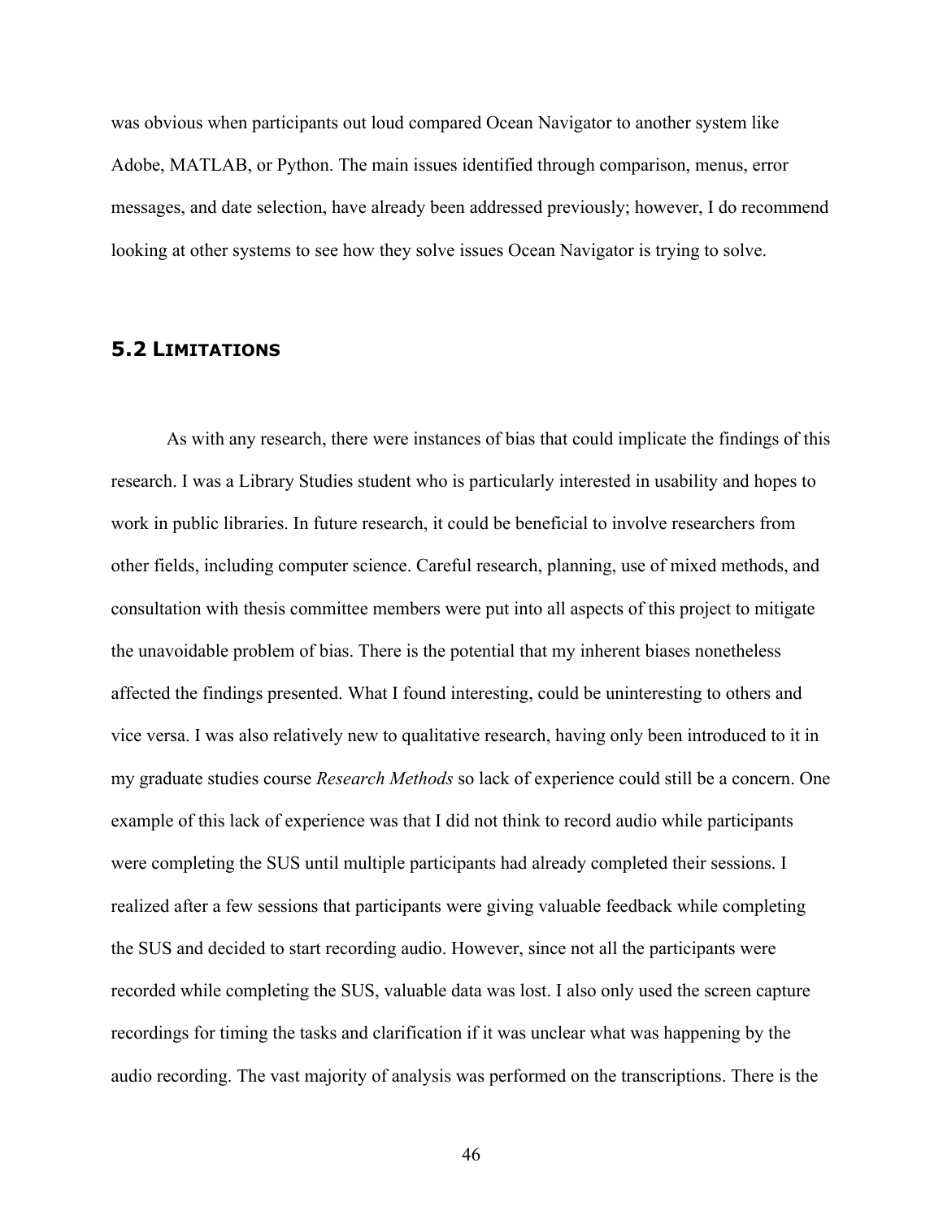was obvious when participants out loud compared Ocean Navigator to another system like Adobe, MATLAB, or Python. The main issues identified through comparison, menus, error messages, and date selection, have already been addressed previously; however, I do recommend looking at other systems to see how they solve issues Ocean Navigator is trying to solve.

## 5.2 Limitations

As with any research, there were instances of bias that could implicate the findings of this research. I was a Library Studies student who is particularly interested in usability and hopes to work in public libraries. In future research, it could be beneficial to involve researchers from other fields, including computer science. Careful research, planning, use of mixed methods, and consultation with thesis committee members were put into all aspects of this project to mitigate the unavoidable problem of bias. There is the potential that my inherent biases nonetheless affected the findings presented. What I found interesting, could be uninteresting to others and vice versa. I was also relatively new to qualitative research, having only been introduced to it in my graduate studies course *Research Methods* so lack of experience could still be a concern. One example of this lack of experience was that I did not think to record audio while participants were completing the SUS until multiple participants had already completed their sessions. I realized after a few sessions that participants were giving valuable feedback while completing the SUS and decided to start recording audio. However, since not all the participants were recorded while completing the SUS, valuable data was lost. I also only used the screen capture recordings for timing the tasks and clarification if it was unclear what was happening by the audio recording. The vast majority of analysis was performed on the transcriptions. There is the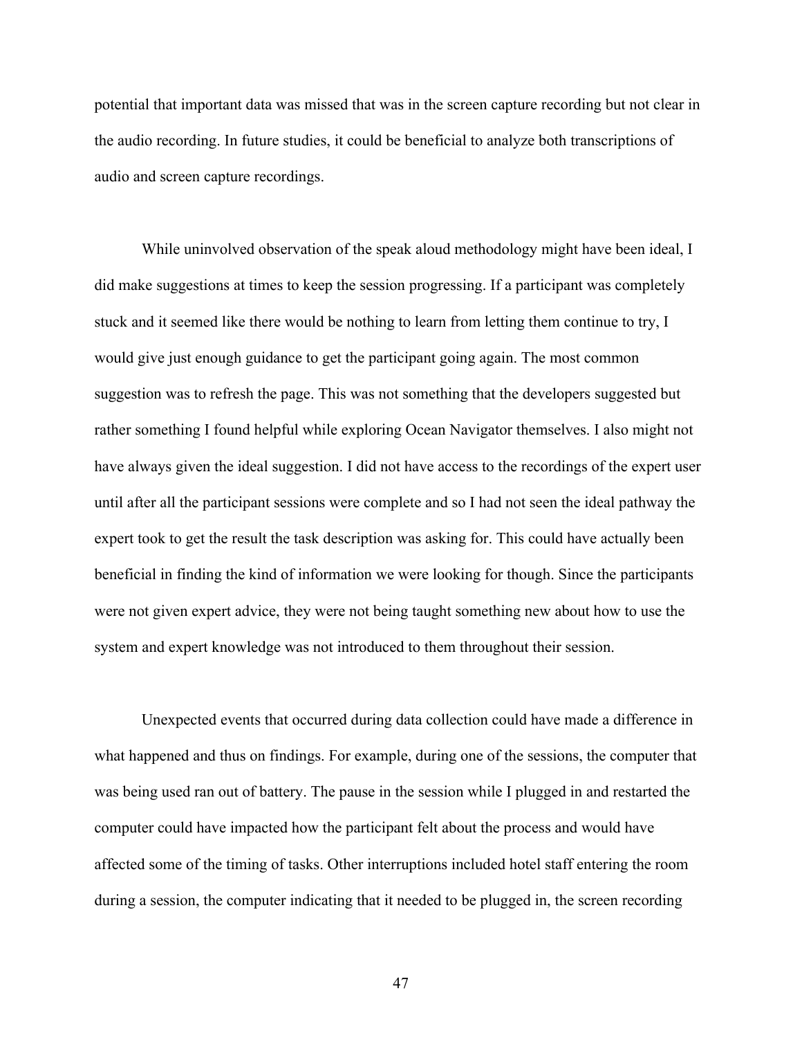potential that important data was missed that was in the screen capture recording but not clear in the audio recording. In future studies, it could be beneficial to analyze both transcriptions of audio and screen capture recordings.

While uninvolved observation of the speak aloud methodology might have been ideal, I did make suggestions at times to keep the session progressing. If a participant was completely stuck and it seemed like there would be nothing to learn from letting them continue to try, I would give just enough guidance to get the participant going again. The most common suggestion was to refresh the page. This was not something that the developers suggested but rather something I found helpful while exploring Ocean Navigator themselves. I also might not have always given the ideal suggestion. I did not have access to the recordings of the expert user until after all the participant sessions were complete and so I had not seen the ideal pathway the expert took to get the result the task description was asking for. This could have actually been beneficial in finding the kind of information we were looking for though. Since the participants were not given expert advice, they were not being taught something new about how to use the system and expert knowledge was not introduced to them throughout their session.

Unexpected events that occurred during data collection could have made a difference in what happened and thus on findings. For example, during one of the sessions, the computer that was being used ran out of battery. The pause in the session while I plugged in and restarted the computer could have impacted how the participant felt about the process and would have affected some of the timing of tasks. Other interruptions included hotel staff entering the room during a session, the computer indicating that it needed to be plugged in, the screen recording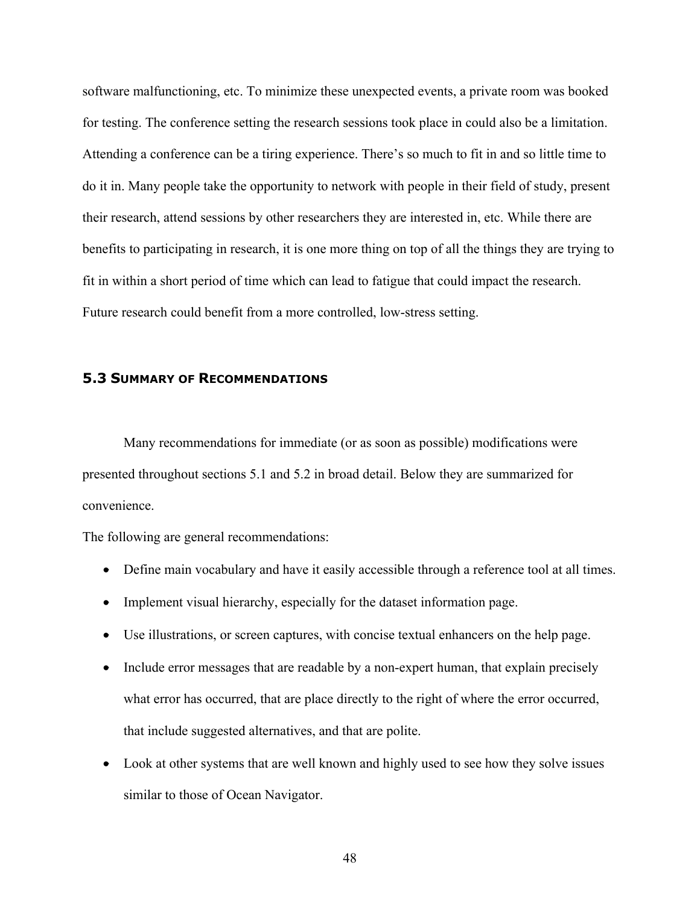software malfunctioning, etc. To minimize these unexpected events, a private room was booked for testing. The conference setting the research sessions took place in could also be a limitation. Attending a conference can be a tiring experience. There's so much to fit in and so little time to do it in. Many people take the opportunity to network with people in their field of study, present their research, attend sessions by other researchers they are interested in, etc. While there are benefits to participating in research, it is one more thing on top of all the things they are trying to fit in within a short period of time which can lead to fatigue that could impact the research. Future research could benefit from a more controlled, low-stress setting.

## 5.3 Summary of Recommendations

Many recommendations for immediate (or as soon as possible) modifications were presented throughout sections 5.1 and 5.2 in broad detail. Below they are summarized for convenience.

The following are general recommendations:

- Define main vocabulary and have it easily accessible through a reference tool at all times.
- Implement visual hierarchy, especially for the dataset information page.
- Use illustrations, or screen captures, with concise textual enhancers on the help page.
- Include error messages that are readable by a non-expert human, that explain precisely what error has occurred, that are place directly to the right of where the error occurred, that include suggested alternatives, and that are polite.
- Look at other systems that are well known and highly used to see how they solve issues similar to those of Ocean Navigator.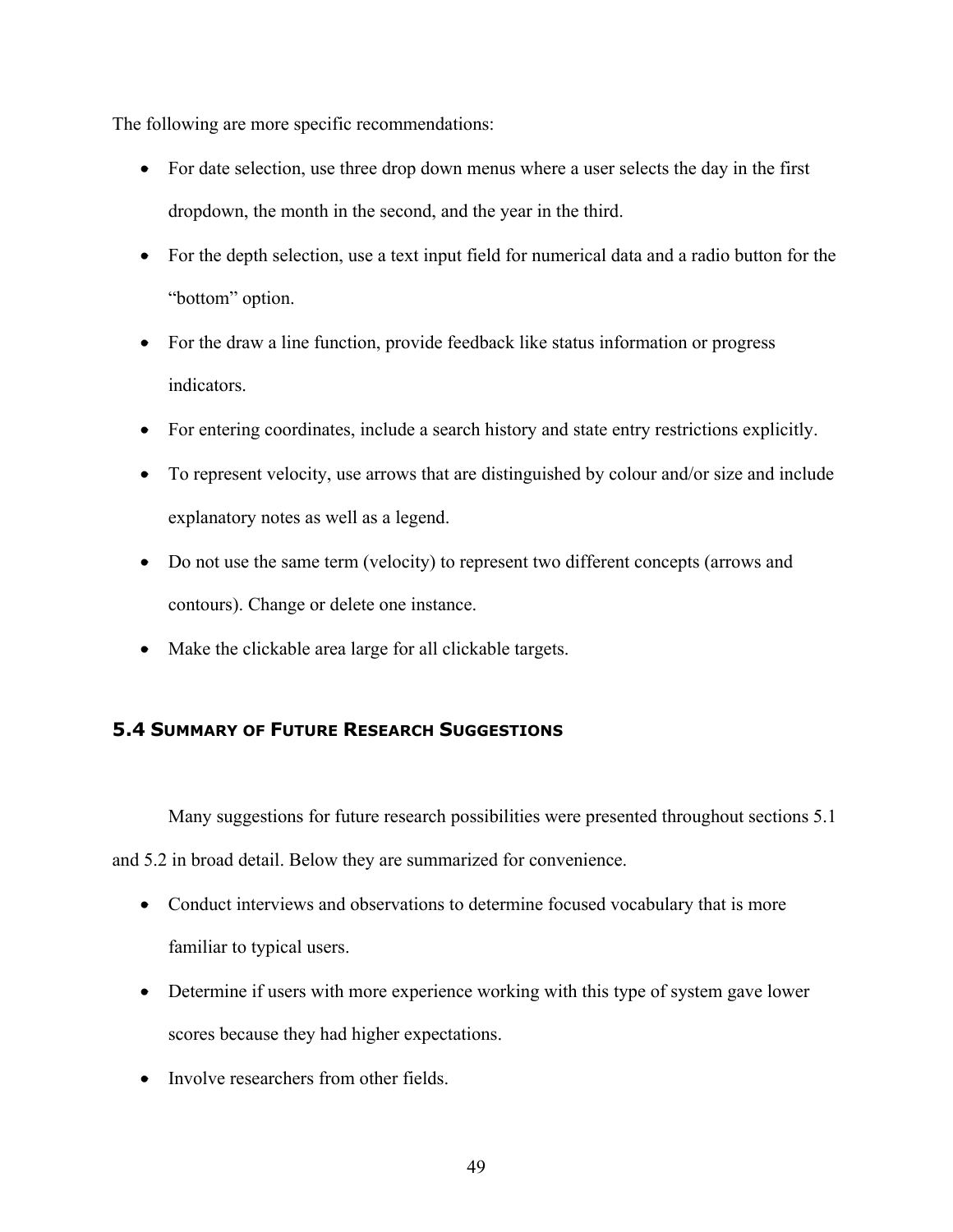The following are more specific recommendations:

- For date selection, use three drop down menus where a user selects the day in the first dropdown, the month in the second, and the year in the third.
- For the depth selection, use a text input field for numerical data and a radio button for the “bottom” option.
- For the draw a line function, provide feedback like status information or progress indicators.
- For entering coordinates, include a search history and state entry restrictions explicitly.
- To represent velocity, use arrows that are distinguished by colour and/or size and include explanatory notes as well as a legend.
- Do not use the same term (velocity) to represent two different concepts (arrows and contours). Change or delete one instance.
- Make the clickable area large for all clickable targets.

## 5.4 Summary of Future Research Suggestions

Many suggestions for future research possibilities were presented throughout sections 5.1 and 5.2 in broad detail. Below they are summarized for convenience.

- Conduct interviews and observations to determine focused vocabulary that is more familiar to typical users.
- Determine if users with more experience working with this type of system gave lower scores because they had higher expectations.
- Involve researchers from other fields.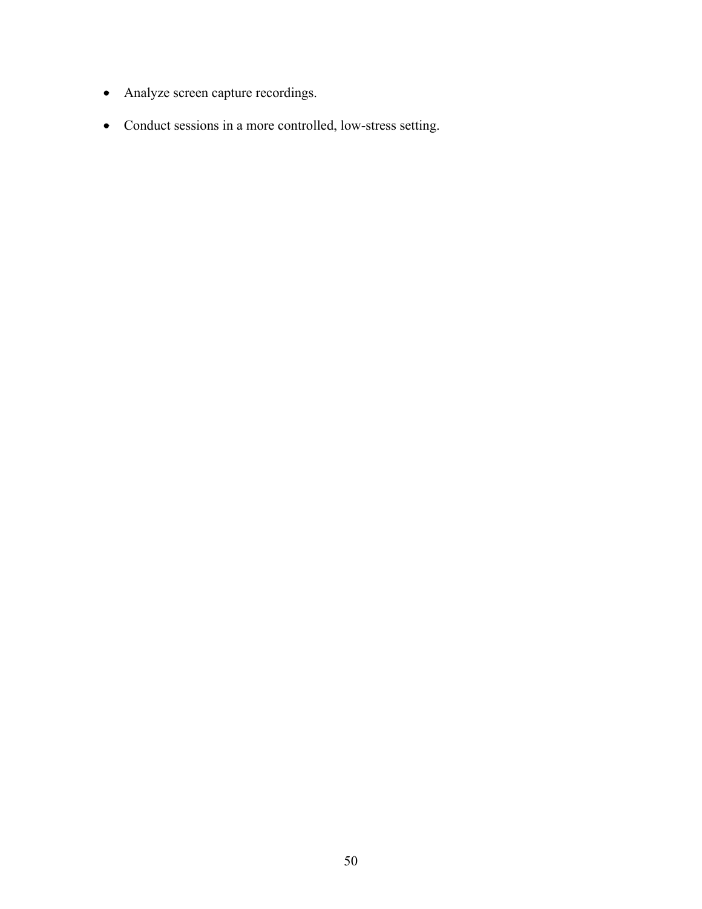- Analyze screen capture recordings.
- Conduct sessions in a more controlled, low-stress setting.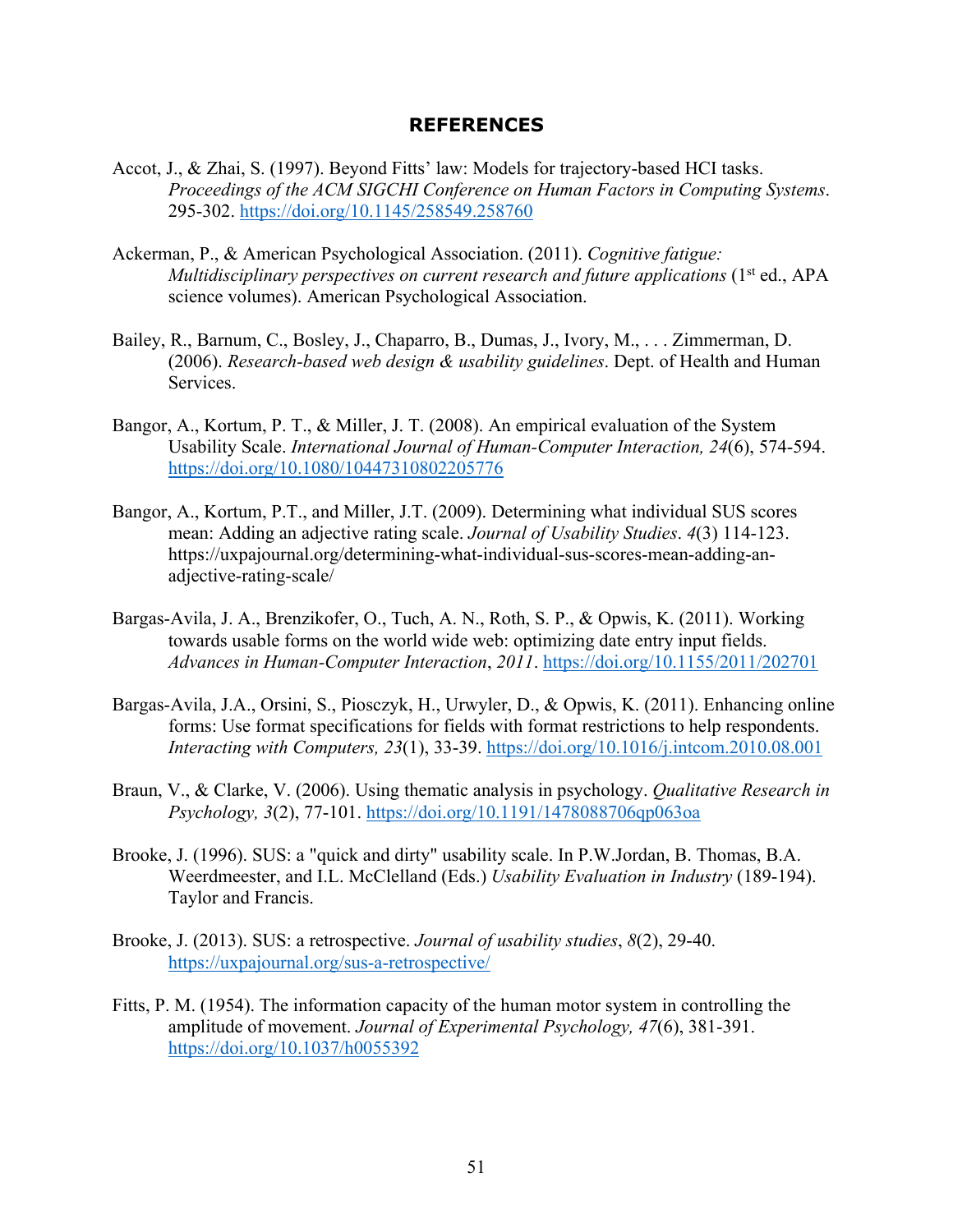# REFERENCES

Accot, J., & Zhai, S. (1997). Beyond Fitts' law: Models for trajectory-based HCI tasks. *Proceedings of the ACM SIGCHI Conference on Human Factors in Computing Systems*. 295-302. https://doi.org/10.1145/258549.258760

Ackerman, P., & American Psychological Association. (2011). *Cognitive fatigue: Multidisciplinary perspectives on current research and future applications* (1st ed., APA science volumes). American Psychological Association.

Bailey, R., Barnum, C., Bosley, J., Chaparro, B., Dumas, J., Ivory, M., . . . Zimmerman, D. (2006). *Research-based web design & usability guidelines*. Dept. of Health and Human Services.

Bangor, A., Kortum, P. T., & Miller, J. T. (2008). An empirical evaluation of the System Usability Scale. *International Journal of Human-Computer Interaction, 24*(6), 574-594. https://doi.org/10.1080/10447310802205776

Bangor, A., Kortum, P.T., and Miller, J.T. (2009). Determining what individual SUS scores mean: Adding an adjective rating scale. *Journal of Usability Studies*. *4*(3) 114-123. https://uxpajournal.org/determining-what-individual-sus-scores-mean-adding-an-adjective-rating-scale/

Bargas-Avila, J. A., Brenzikofer, O., Tuch, A. N., Roth, S. P., & Opwis, K. (2011). Working towards usable forms on the world wide web: optimizing date entry input fields. *Advances in Human-Computer Interaction*, *2011*. https://doi.org/10.1155/2011/202701

Bargas-Avila, J.A., Orsini, S., Piosczyk, H., Urwyler, D., & Opwis, K. (2011). Enhancing online forms: Use format specifications for fields with format restrictions to help respondents. *Interacting with Computers, 23*(1), 33-39. https://doi.org/10.1016/j.intcom.2010.08.001

Braun, V., & Clarke, V. (2006). Using thematic analysis in psychology. *Qualitative Research in Psychology, 3*(2), 77-101. https://doi.org/10.1191/1478088706qp063oa

Brooke, J. (1996). SUS: a "quick and dirty" usability scale. In P.W.Jordan, B. Thomas, B.A. Weerdmeester, and I.L. McClelland (Eds.) *Usability Evaluation in Industry* (189-194). Taylor and Francis.

Brooke, J. (2013). SUS: a retrospective. *Journal of usability studies*, *8*(2), 29-40. https://uxpajournal.org/sus-a-retrospective/

Fitts, P. M. (1954). The information capacity of the human motor system in controlling the amplitude of movement. *Journal of Experimental Psychology, 47*(6), 381-391. https://doi.org/10.1037/h0055392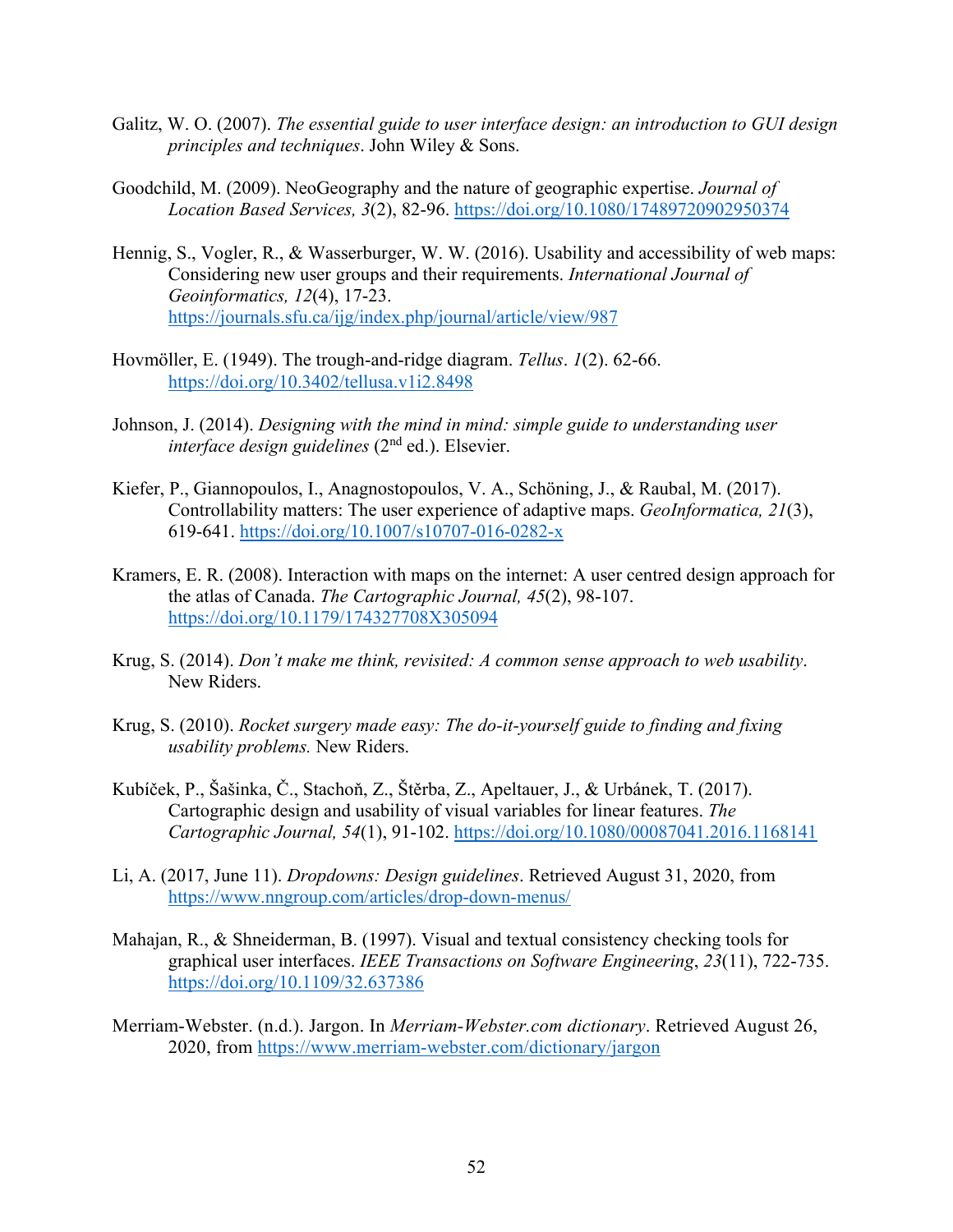Galitz, W. O. (2007). *The essential guide to user interface design: an introduction to GUI design principles and techniques*. John Wiley & Sons.

Goodchild, M. (2009). NeoGeography and the nature of geographic expertise. *Journal of Location Based Services, 3*(2), 82-96. https://doi.org/10.1080/17489720902950374

Hennig, S., Vogler, R., & Wasserburger, W. W. (2016). Usability and accessibility of web maps: Considering new user groups and their requirements. *International Journal of Geoinformatics, 12*(4), 17-23. https://journals.sfu.ca/ijg/index.php/journal/article/view/987

Hovmöller, E. (1949). The trough-and-ridge diagram. *Tellus*. *1*(2). 62-66. https://doi.org/10.3402/tellusa.v1i2.8498

Johnson, J. (2014). *Designing with the mind in mind: simple guide to understanding user interface design guidelines* (2nd ed.). Elsevier.

Kiefer, P., Giannopoulos, I., Anagnostopoulos, V. A., Schöning, J., & Raubal, M. (2017). Controllability matters: The user experience of adaptive maps. *GeoInformatica, 21*(3), 619-641. https://doi.org/10.1007/s10707-016-0282-x

Kramers, E. R. (2008). Interaction with maps on the internet: A user centred design approach for the atlas of Canada. *The Cartographic Journal, 45*(2), 98-107. https://doi.org/10.1179/174327708X305094

Krug, S. (2014). *Don't make me think, revisited: A common sense approach to web usability*. New Riders.

Krug, S. (2010). *Rocket surgery made easy: The do-it-yourself guide to finding and fixing usability problems.* New Riders.

Kubíček, P., Šašinka, Č., Stachoň, Z., Štěrba, Z., Apeltauer, J., & Urbánek, T. (2017). Cartographic design and usability of visual variables for linear features. *The Cartographic Journal, 54*(1), 91-102. https://doi.org/10.1080/00087041.2016.1168141

Li, A. (2017, June 11). *Dropdowns: Design guidelines*. Retrieved August 31, 2020, from https://www.nngroup.com/articles/drop-down-menus/

Mahajan, R., & Shneiderman, B. (1997). Visual and textual consistency checking tools for graphical user interfaces. *IEEE Transactions on Software Engineering*, *23*(11), 722-735. https://doi.org/10.1109/32.637386

Merriam-Webster. (n.d.). Jargon. In *Merriam-Webster.com dictionary*. Retrieved August 26, 2020, from https://www.merriam-webster.com/dictionary/jargon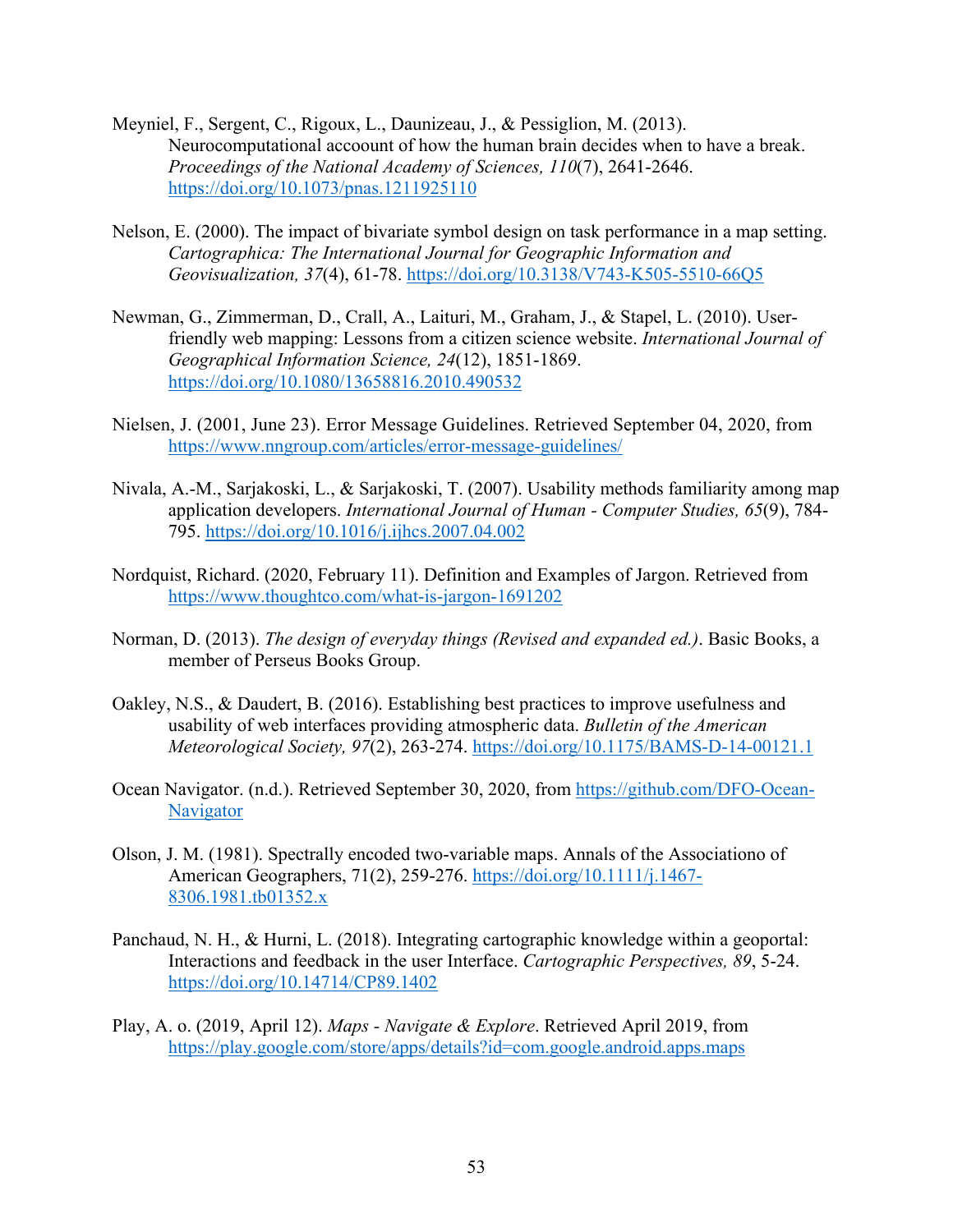Meyniel, F., Sergent, C., Rigoux, L., Daunizeau, J., & Pessiglion, M. (2013). Neurocomputational accoount of how the human brain decides when to have a break. *Proceedings of the National Academy of Sciences, 110*(7), 2641-2646. https://doi.org/10.1073/pnas.1211925110

Nelson, E. (2000). The impact of bivariate symbol design on task performance in a map setting. *Cartographica: The International Journal for Geographic Information and Geovisualization, 37*(4), 61-78. https://doi.org/10.3138/V743-K505-5510-66Q5

Newman, G., Zimmerman, D., Crall, A., Laituri, M., Graham, J., & Stapel, L. (2010). User-friendly web mapping: Lessons from a citizen science website. *International Journal of Geographical Information Science, 24*(12), 1851-1869. https://doi.org/10.1080/13658816.2010.490532

Nielsen, J. (2001, June 23). Error Message Guidelines. Retrieved September 04, 2020, from https://www.nngroup.com/articles/error-message-guidelines/

Nivala, A.-M., Sarjakoski, L., & Sarjakoski, T. (2007). Usability methods familiarity among map application developers. *International Journal of Human - Computer Studies, 65*(9), 784-795. https://doi.org/10.1016/j.ijhcs.2007.04.002

Nordquist, Richard. (2020, February 11). Definition and Examples of Jargon. Retrieved from https://www.thoughtco.com/what-is-jargon-1691202

Norman, D. (2013). *The design of everyday things (Revised and expanded ed.)*. Basic Books, a member of Perseus Books Group.

Oakley, N.S., & Daudert, B. (2016). Establishing best practices to improve usefulness and usability of web interfaces providing atmospheric data. *Bulletin of the American Meteorological Society, 97*(2), 263-274. https://doi.org/10.1175/BAMS-D-14-00121.1

Ocean Navigator. (n.d.). Retrieved September 30, 2020, from https://github.com/DFO-Ocean-Navigator

Olson, J. M. (1981). Spectrally encoded two-variable maps. Annals of the Associationo of American Geographers, 71(2), 259-276. https://doi.org/10.1111/j.1467-8306.1981.tb01352.x

Panchaud, N. H., & Hurni, L. (2018). Integrating cartographic knowledge within a geoportal: Interactions and feedback in the user Interface. *Cartographic Perspectives, 89*, 5-24. https://doi.org/10.14714/CP89.1402

Play, A. o. (2019, April 12). *Maps - Navigate & Explore*. Retrieved April 2019, from https://play.google.com/store/apps/details?id=com.google.android.apps.maps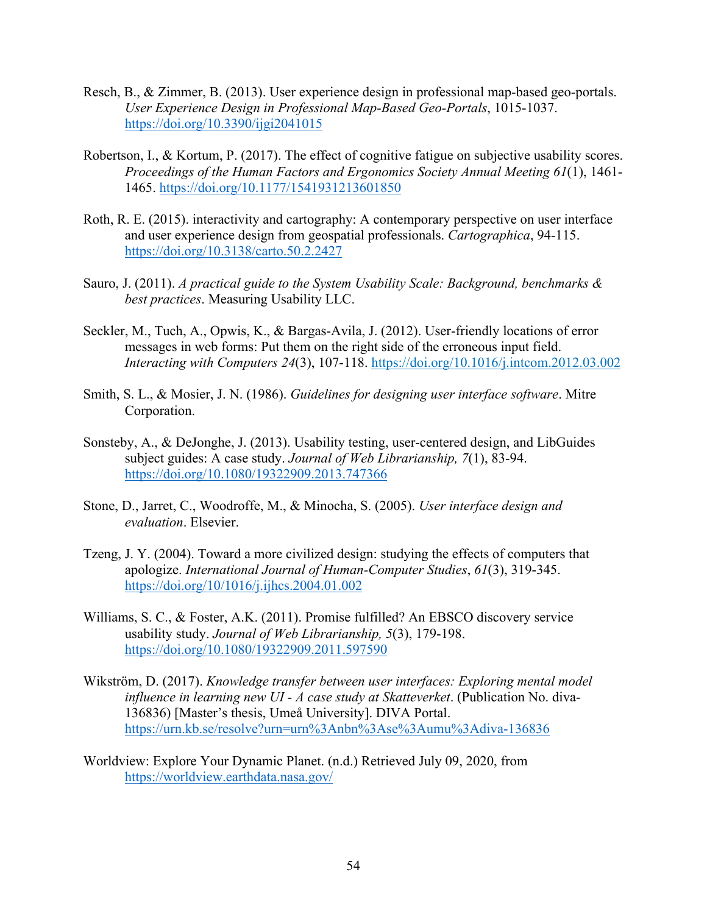Resch, B., & Zimmer, B. (2013). User experience design in professional map-based geo-portals. *User Experience Design in Professional Map-Based Geo-Portals*, 1015-1037. https://doi.org/10.3390/ijgi2041015

Robertson, I., & Kortum, P. (2017). The effect of cognitive fatigue on subjective usability scores. *Proceedings of the Human Factors and Ergonomics Society Annual Meeting 61*(1), 1461-1465. https://doi.org/10.1177/1541931213601850

Roth, R. E. (2015). interactivity and cartography: A contemporary perspective on user interface and user experience design from geospatial professionals. *Cartographica*, 94-115. https://doi.org/10.3138/carto.50.2.2427

Sauro, J. (2011). *A practical guide to the System Usability Scale: Background, benchmarks & best practices*. Measuring Usability LLC.

Seckler, M., Tuch, A., Opwis, K., & Bargas-Avila, J. (2012). User-friendly locations of error messages in web forms: Put them on the right side of the erroneous input field. *Interacting with Computers 24*(3), 107-118. https://doi.org/10.1016/j.intcom.2012.03.002

Smith, S. L., & Mosier, J. N. (1986). *Guidelines for designing user interface software*. Mitre Corporation.

Sonsteby, A., & DeJonghe, J. (2013). Usability testing, user-centered design, and LibGuides subject guides: A case study. *Journal of Web Librarianship, 7*(1), 83-94. https://doi.org/10.1080/19322909.2013.747366

Stone, D., Jarret, C., Woodroffe, M., & Minocha, S. (2005). *User interface design and evaluation*. Elsevier.

Tzeng, J. Y. (2004). Toward a more civilized design: studying the effects of computers that apologize. *International Journal of Human-Computer Studies*, *61*(3), 319-345. https://doi.org/10/1016/j.ijhcs.2004.01.002

Williams, S. C., & Foster, A.K. (2011). Promise fulfilled? An EBSCO discovery service usability study. *Journal of Web Librarianship, 5*(3), 179-198. https://doi.org/10.1080/19322909.2011.597590

Wikström, D. (2017). *Knowledge transfer between user interfaces: Exploring mental model influence in learning new UI - A case study at Skatteverket*. (Publication No. diva-136836) [Master's thesis, Umeå University]. DIVA Portal. https://urn.kb.se/resolve?urn=urn%3Anbn%3Ase%3Aumu%3Adiva-136836

Worldview: Explore Your Dynamic Planet. (n.d.) Retrieved July 09, 2020, from https://worldview.earthdata.nasa.gov/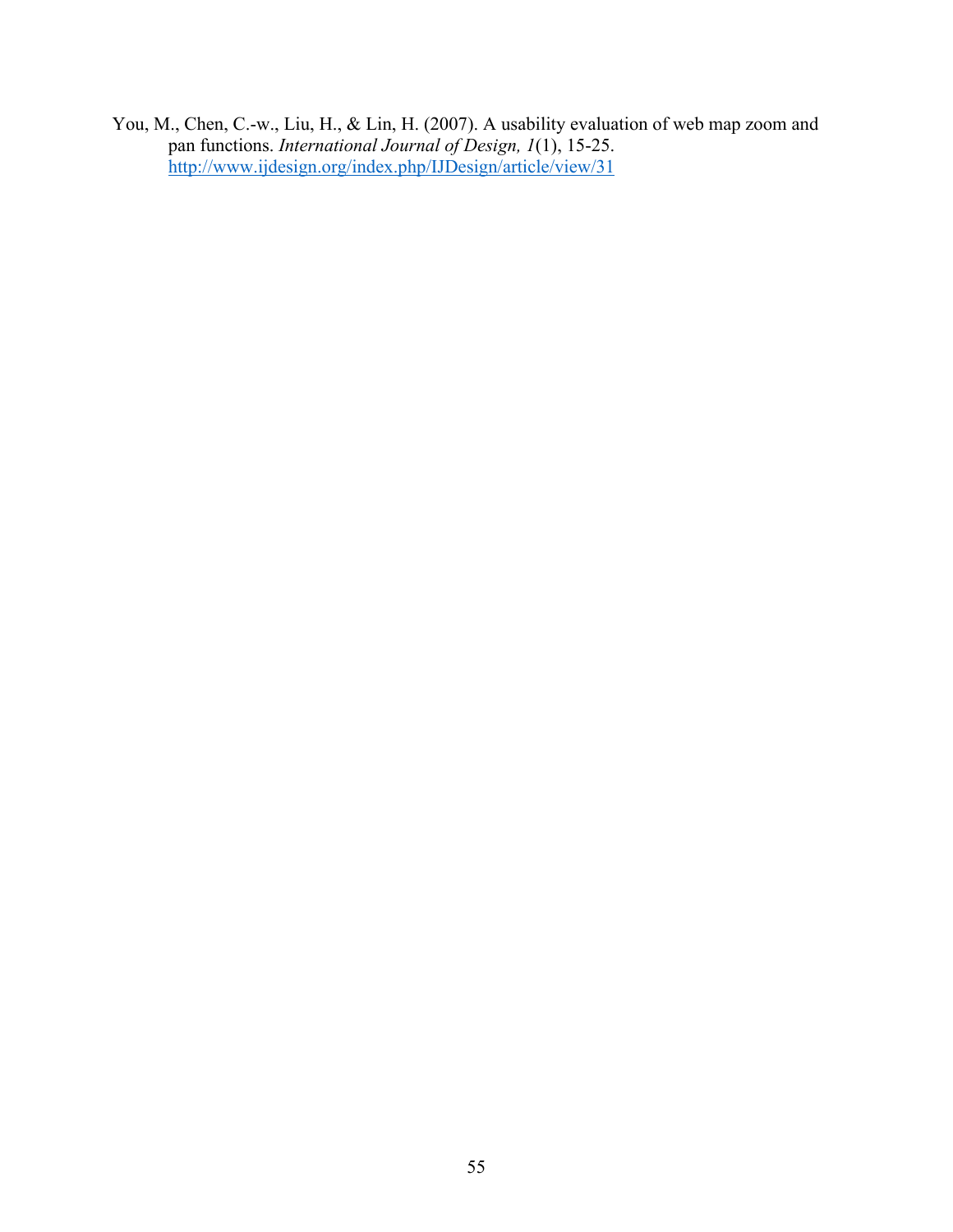You, M., Chen, C.-w., Liu, H., & Lin, H. (2007). A usability evaluation of web map zoom and pan functions. *International Journal of Design, 1*(1), 15-25. http://www.ijdesign.org/index.php/IJDesign/article/view/31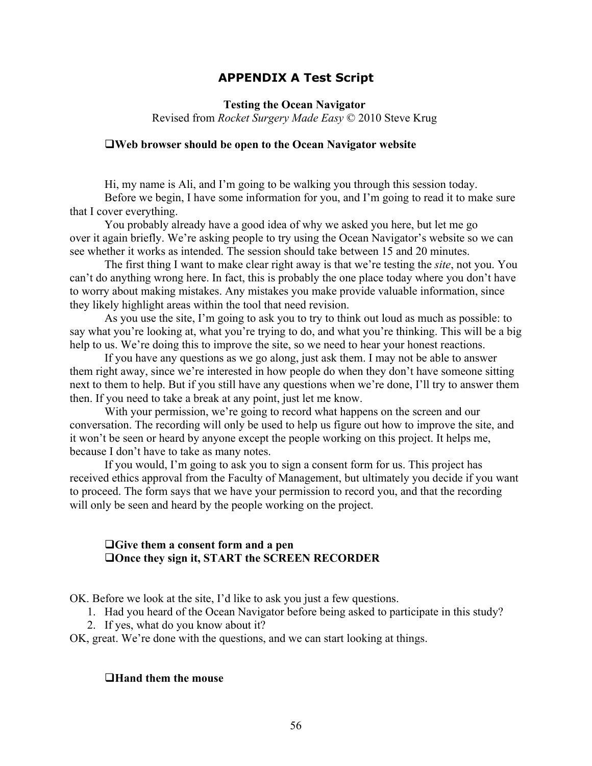# APPENDIX A Test Script

**Testing the Ocean Navigator**

Revised from *Rocket Surgery Made Easy* © 2010 Steve Krug

❑**Web browser should be open to the Ocean Navigator website**

Hi, my name is Ali, and I'm going to be walking you through this session today.

Before we begin, I have some information for you, and I'm going to read it to make sure that I cover everything.

You probably already have a good idea of why we asked you here, but let me go over it again briefly. We're asking people to try using the Ocean Navigator's website so we can see whether it works as intended. The session should take between 15 and 20 minutes.

The first thing I want to make clear right away is that we're testing the *site*, not you. You can't do anything wrong here. In fact, this is probably the one place today where you don't have to worry about making mistakes. Any mistakes you make provide valuable information, since they likely highlight areas within the tool that need revision.

As you use the site, I'm going to ask you to try to think out loud as much as possible: to say what you're looking at, what you're trying to do, and what you're thinking. This will be a big help to us. We're doing this to improve the site, so we need to hear your honest reactions.

If you have any questions as we go along, just ask them. I may not be able to answer them right away, since we're interested in how people do when they don't have someone sitting next to them to help. But if you still have any questions when we're done, I'll try to answer them then. If you need to take a break at any point, just let me know.

With your permission, we're going to record what happens on the screen and our conversation. The recording will only be used to help us figure out how to improve the site, and it won't be seen or heard by anyone except the people working on this project. It helps me, because I don't have to take as many notes.

If you would, I'm going to ask you to sign a consent form for us. This project has received ethics approval from the Faculty of Management, but ultimately you decide if you want to proceed. The form says that we have your permission to record you, and that the recording will only be seen and heard by the people working on the project.

❑**Give them a consent form and a pen**
❑**Once they sign it, START the SCREEN RECORDER**

OK. Before we look at the site, I'd like to ask you just a few questions.

1. Had you heard of the Ocean Navigator before being asked to participate in this study?
2. If yes, what do you know about it?

OK, great. We're done with the questions, and we can start looking at things.

❑**Hand them the mouse**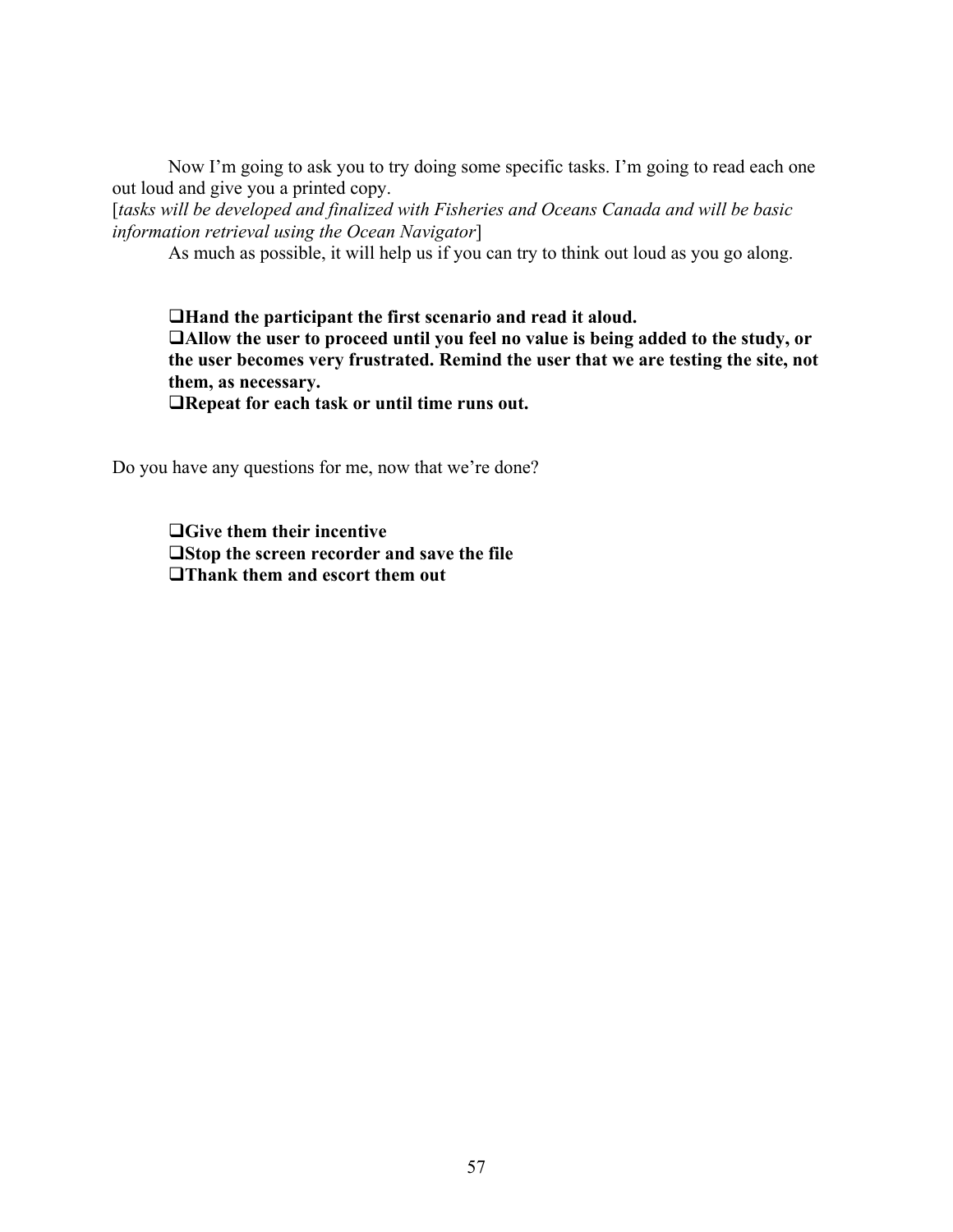Now I'm going to ask you to try doing some specific tasks. I'm going to read each one out loud and give you a printed copy.

[*tasks will be developed and finalized with Fisheries and Oceans Canada and will be basic information retrieval using the Ocean Navigator*]

As much as possible, it will help us if you can try to think out loud as you go along.

- ❑**Hand the participant the first scenario and read it aloud.**
- ❑**Allow the user to proceed until you feel no value is being added to the study, or the user becomes very frustrated. Remind the user that we are testing the site, not them, as necessary.**
- ❑**Repeat for each task or until time runs out.**

Do you have any questions for me, now that we're done?

- ❑**Give them their incentive**
- ❑**Stop the screen recorder and save the file**
- ❑**Thank them and escort them out**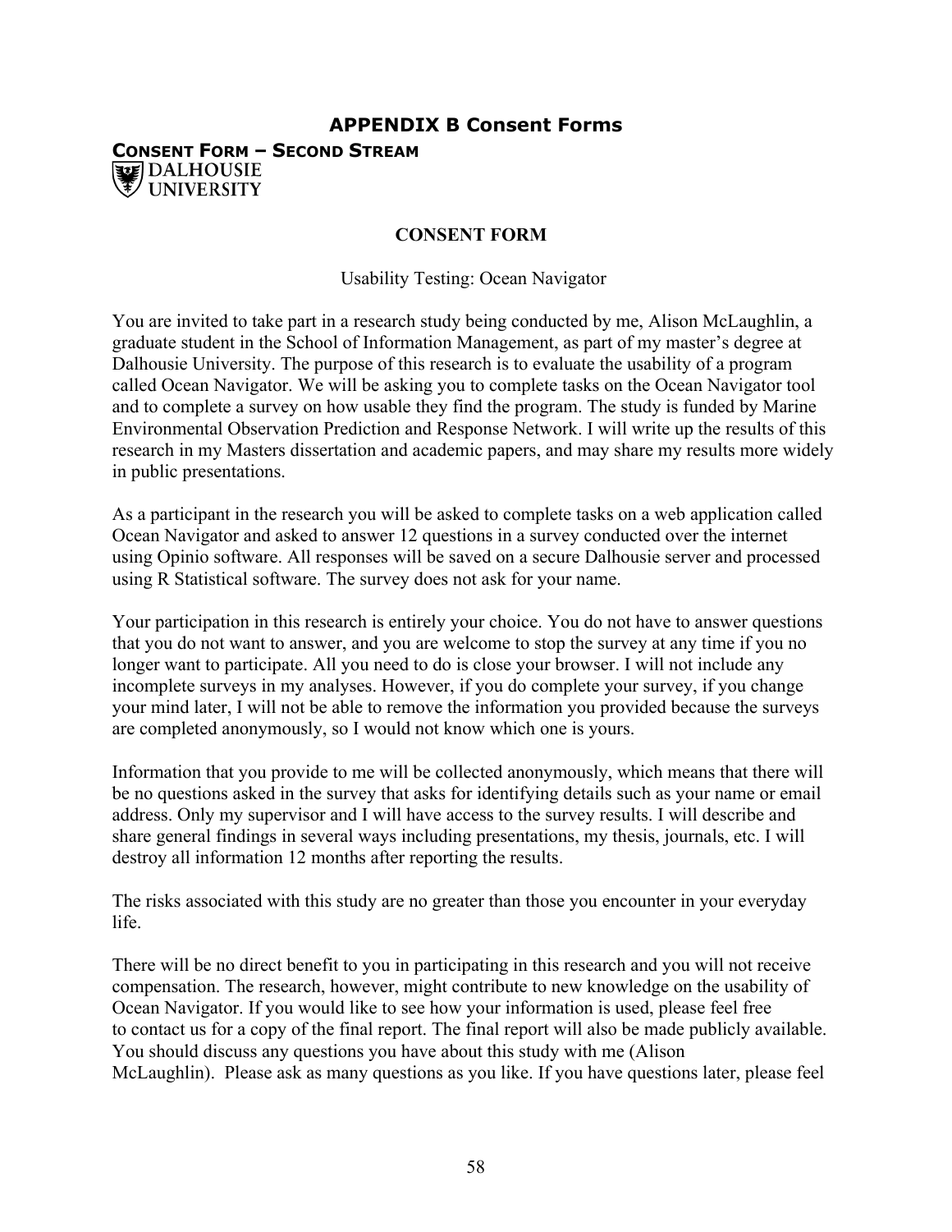# APPENDIX B Consent Forms

## Consent Form – Second Stream

DALHOUSIE UNIVERSITY

**CONSENT FORM**

Usability Testing: Ocean Navigator

You are invited to take part in a research study being conducted by me, Alison McLaughlin, a graduate student in the School of Information Management, as part of my master's degree at Dalhousie University. The purpose of this research is to evaluate the usability of a program called Ocean Navigator. We will be asking you to complete tasks on the Ocean Navigator tool and to complete a survey on how usable they find the program. The study is funded by Marine Environmental Observation Prediction and Response Network. I will write up the results of this research in my Masters dissertation and academic papers, and may share my results more widely in public presentations.

As a participant in the research you will be asked to complete tasks on a web application called Ocean Navigator and asked to answer 12 questions in a survey conducted over the internet using Opinio software. All responses will be saved on a secure Dalhousie server and processed using R Statistical software. The survey does not ask for your name.

Your participation in this research is entirely your choice. You do not have to answer questions that you do not want to answer, and you are welcome to stop the survey at any time if you no longer want to participate. All you need to do is close your browser. I will not include any incomplete surveys in my analyses. However, if you do complete your survey, if you change your mind later, I will not be able to remove the information you provided because the surveys are completed anonymously, so I would not know which one is yours.

Information that you provide to me will be collected anonymously, which means that there will be no questions asked in the survey that asks for identifying details such as your name or email address. Only my supervisor and I will have access to the survey results. I will describe and share general findings in several ways including presentations, my thesis, journals, etc. I will destroy all information 12 months after reporting the results.

The risks associated with this study are no greater than those you encounter in your everyday life.

There will be no direct benefit to you in participating in this research and you will not receive compensation. The research, however, might contribute to new knowledge on the usability of Ocean Navigator. If you would like to see how your information is used, please feel free to contact us for a copy of the final report. The final report will also be made publicly available. You should discuss any questions you have about this study with me (Alison McLaughlin). Please ask as many questions as you like. If you have questions later, please feel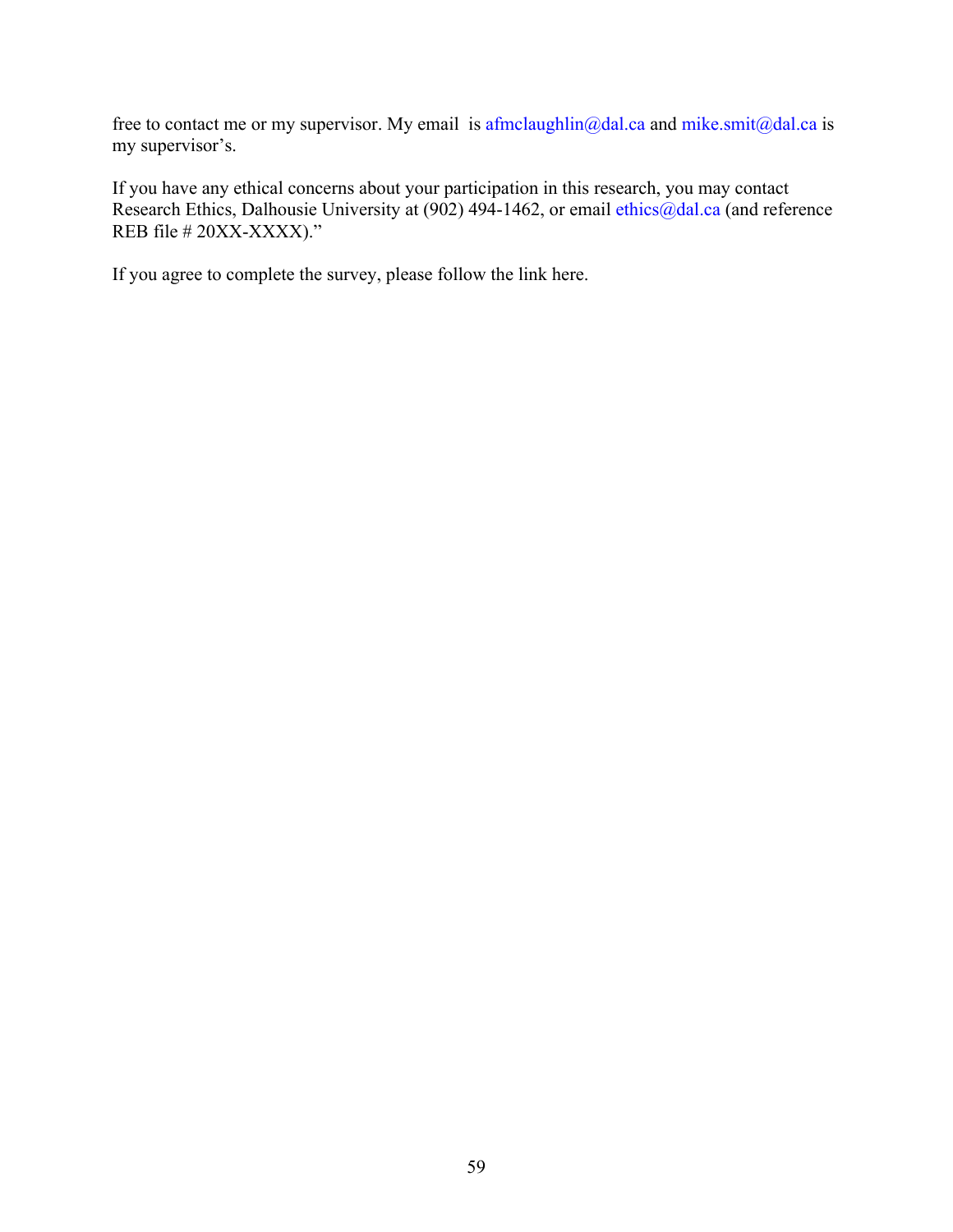free to contact me or my supervisor. My email is afmclaughlin@dal.ca and mike.smit@dal.ca is my supervisor's.

If you have any ethical concerns about your participation in this research, you may contact Research Ethics, Dalhousie University at (902) 494-1462, or email ethics@dal.ca (and reference REB file # 20XX-XXXX)."

If you agree to complete the survey, please follow the link here.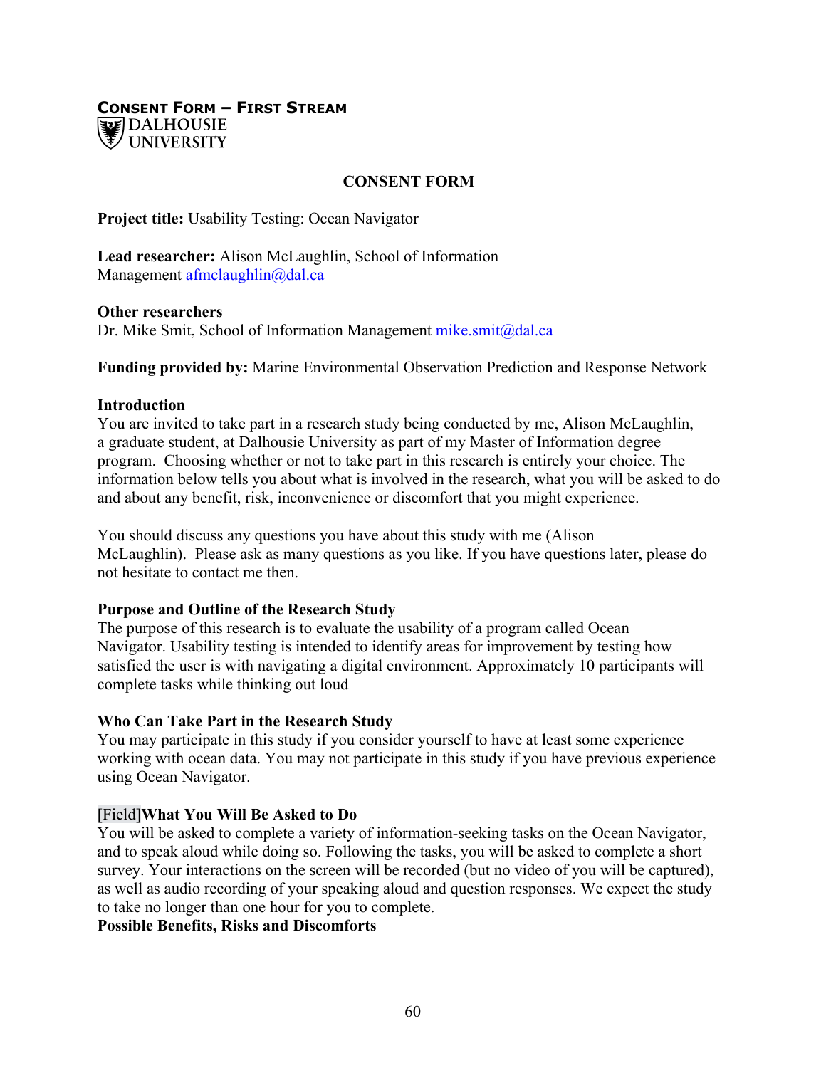**Consent Form – First Stream**

DALHOUSIE UNIVERSITY

# CONSENT FORM

**Project title:** Usability Testing: Ocean Navigator

**Lead researcher:** Alison McLaughlin, School of Information Management afmclaughlin@dal.ca

**Other researchers**
Dr. Mike Smit, School of Information Management mike.smit@dal.ca

**Funding provided by:** Marine Environmental Observation Prediction and Response Network

**Introduction**
You are invited to take part in a research study being conducted by me, Alison McLaughlin, a graduate student, at Dalhousie University as part of my Master of Information degree program. Choosing whether or not to take part in this research is entirely your choice. The information below tells you about what is involved in the research, what you will be asked to do and about any benefit, risk, inconvenience or discomfort that you might experience.

You should discuss any questions you have about this study with me (Alison McLaughlin). Please ask as many questions as you like. If you have questions later, please do not hesitate to contact me then.

**Purpose and Outline of the Research Study**
The purpose of this research is to evaluate the usability of a program called Ocean Navigator. Usability testing is intended to identify areas for improvement by testing how satisfied the user is with navigating a digital environment. Approximately 10 participants will complete tasks while thinking out loud

**Who Can Take Part in the Research Study**
You may participate in this study if you consider yourself to have at least some experience working with ocean data. You may not participate in this study if you have previous experience using Ocean Navigator.

[Field]**What You Will Be Asked to Do**
You will be asked to complete a variety of information-seeking tasks on the Ocean Navigator, and to speak aloud while doing so. Following the tasks, you will be asked to complete a short survey. Your interactions on the screen will be recorded (but no video of you will be captured), as well as audio recording of your speaking aloud and question responses. We expect the study to take no longer than one hour for you to complete.

**Possible Benefits, Risks and Discomforts**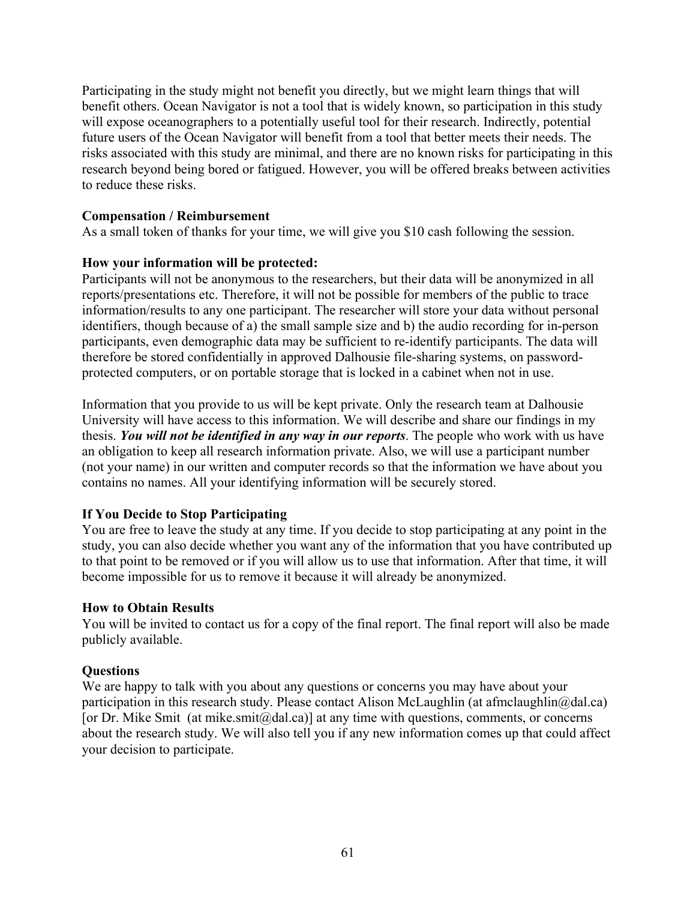Participating in the study might not benefit you directly, but we might learn things that will benefit others. Ocean Navigator is not a tool that is widely known, so participation in this study will expose oceanographers to a potentially useful tool for their research. Indirectly, potential future users of the Ocean Navigator will benefit from a tool that better meets their needs. The risks associated with this study are minimal, and there are no known risks for participating in this research beyond being bored or fatigued. However, you will be offered breaks between activities to reduce these risks.

**Compensation / Reimbursement**

As a small token of thanks for your time, we will give you $10 cash following the session.

**How your information will be protected:**

Participants will not be anonymous to the researchers, but their data will be anonymized in all reports/presentations etc. Therefore, it will not be possible for members of the public to trace information/results to any one participant. The researcher will store your data without personal identifiers, though because of a) the small sample size and b) the audio recording for in-person participants, even demographic data may be sufficient to re-identify participants. The data will therefore be stored confidentially in approved Dalhousie file-sharing systems, on password-protected computers, or on portable storage that is locked in a cabinet when not in use.

Information that you provide to us will be kept private. Only the research team at Dalhousie University will have access to this information. We will describe and share our findings in my thesis. ***You will not be identified in any way in our reports***. The people who work with us have an obligation to keep all research information private. Also, we will use a participant number (not your name) in our written and computer records so that the information we have about you contains no names. All your identifying information will be securely stored.

**If You Decide to Stop Participating**

You are free to leave the study at any time. If you decide to stop participating at any point in the study, you can also decide whether you want any of the information that you have contributed up to that point to be removed or if you will allow us to use that information. After that time, it will become impossible for us to remove it because it will already be anonymized.

**How to Obtain Results**

You will be invited to contact us for a copy of the final report. The final report will also be made publicly available.

**Questions**

We are happy to talk with you about any questions or concerns you may have about your participation in this research study. Please contact Alison McLaughlin (at afmclaughlin@dal.ca) [or Dr. Mike Smit (at mike.smit@dal.ca)] at any time with questions, comments, or concerns about the research study. We will also tell you if any new information comes up that could affect your decision to participate.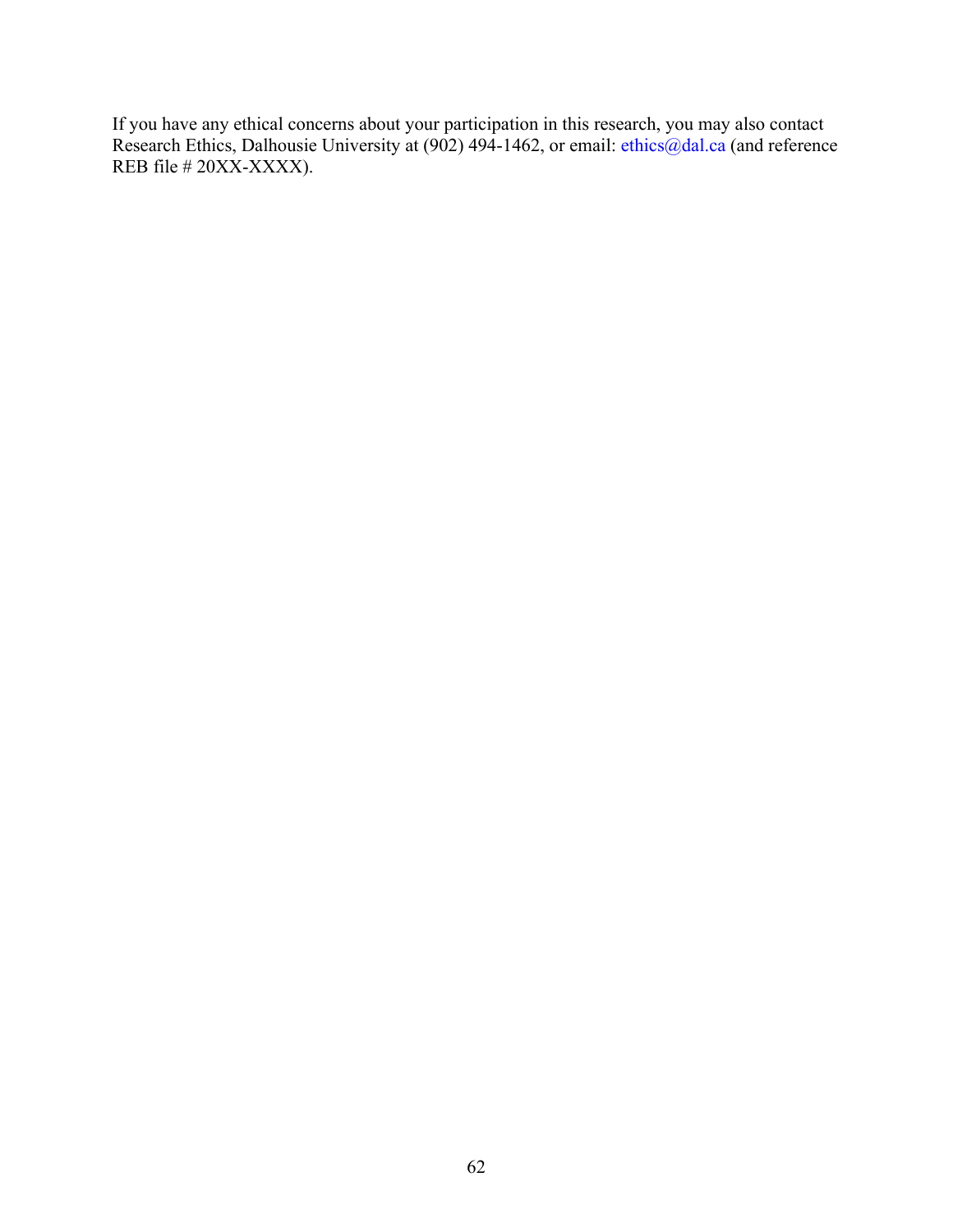If you have any ethical concerns about your participation in this research, you may also contact Research Ethics, Dalhousie University at (902) 494-1462, or email: ethics@dal.ca (and reference REB file # 20XX-XXXX).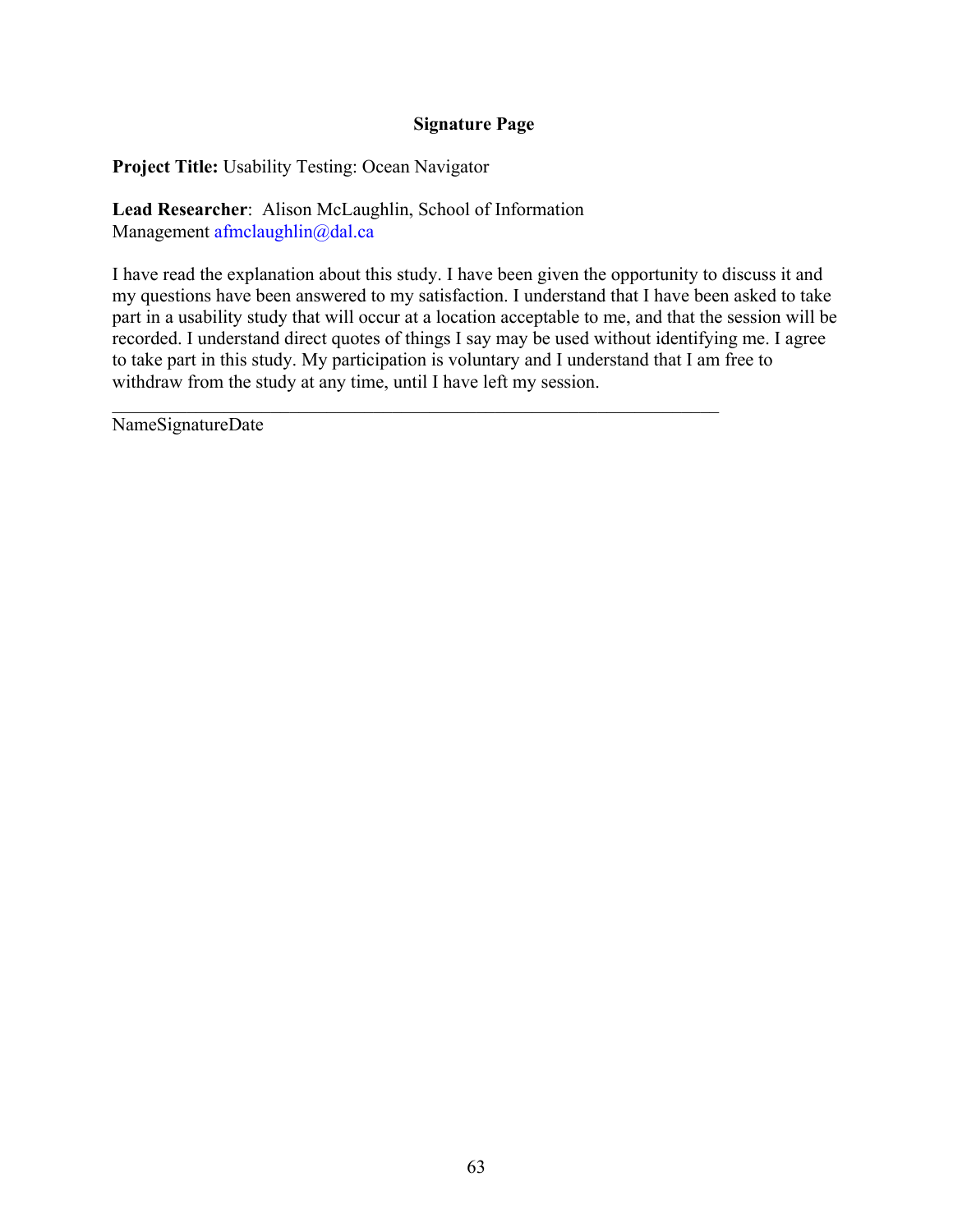**Signature Page**

**Project Title:** Usability Testing: Ocean Navigator

**Lead Researcher**: Alison McLaughlin, School of Information Management afmclaughlin@dal.ca

I have read the explanation about this study. I have been given the opportunity to discuss it and my questions have been answered to my satisfaction. I understand that I have been asked to take part in a usability study that will occur at a location acceptable to me, and that the session will be recorded. I understand direct quotes of things I say may be used without identifying me. I agree to take part in this study. My participation is voluntary and I understand that I am free to withdraw from the study at any time, until I have left my session.

\_\_\_\_\_\_\_\_\_\_\_\_\_\_\_\_\_\_\_\_\_\_\_\_\_\_\_\_\_\_\_\_\_\_\_\_\_\_\_\_\_\_\_\_\_\_\_\_\_\_\_\_\_\_\_\_\_\_\_\_\_\_\_\_\_\_

NameSignatureDate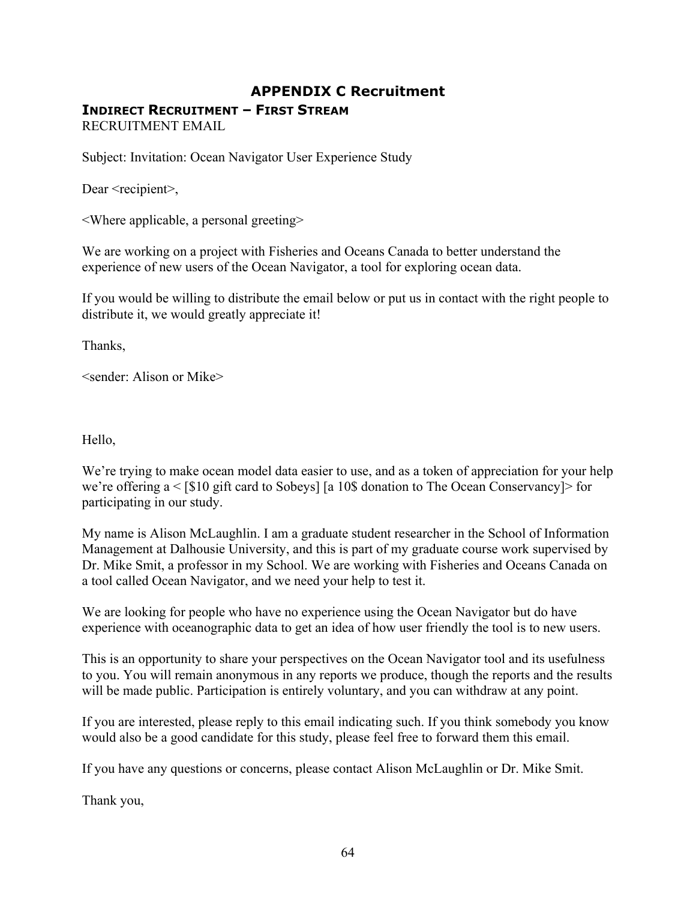# APPENDIX C Recruitment

## INDIRECT RECRUITMENT – FIRST STREAM

RECRUITMENT EMAIL

Subject: Invitation: Ocean Navigator User Experience Study

Dear <recipient>,

<Where applicable, a personal greeting>

We are working on a project with Fisheries and Oceans Canada to better understand the experience of new users of the Ocean Navigator, a tool for exploring ocean data.

If you would be willing to distribute the email below or put us in contact with the right people to distribute it, we would greatly appreciate it!

Thanks,

<sender: Alison or Mike>

Hello,

We're trying to make ocean model data easier to use, and as a token of appreciation for your help we're offering a < [$10 gift card to Sobeys] [a 10$ donation to The Ocean Conservancy]> for participating in our study.

My name is Alison McLaughlin. I am a graduate student researcher in the School of Information Management at Dalhousie University, and this is part of my graduate course work supervised by Dr. Mike Smit, a professor in my School. We are working with Fisheries and Oceans Canada on a tool called Ocean Navigator, and we need your help to test it.

We are looking for people who have no experience using the Ocean Navigator but do have experience with oceanographic data to get an idea of how user friendly the tool is to new users.

This is an opportunity to share your perspectives on the Ocean Navigator tool and its usefulness to you. You will remain anonymous in any reports we produce, though the reports and the results will be made public. Participation is entirely voluntary, and you can withdraw at any point.

If you are interested, please reply to this email indicating such. If you think somebody you know would also be a good candidate for this study, please feel free to forward them this email.

If you have any questions or concerns, please contact Alison McLaughlin or Dr. Mike Smit.

Thank you,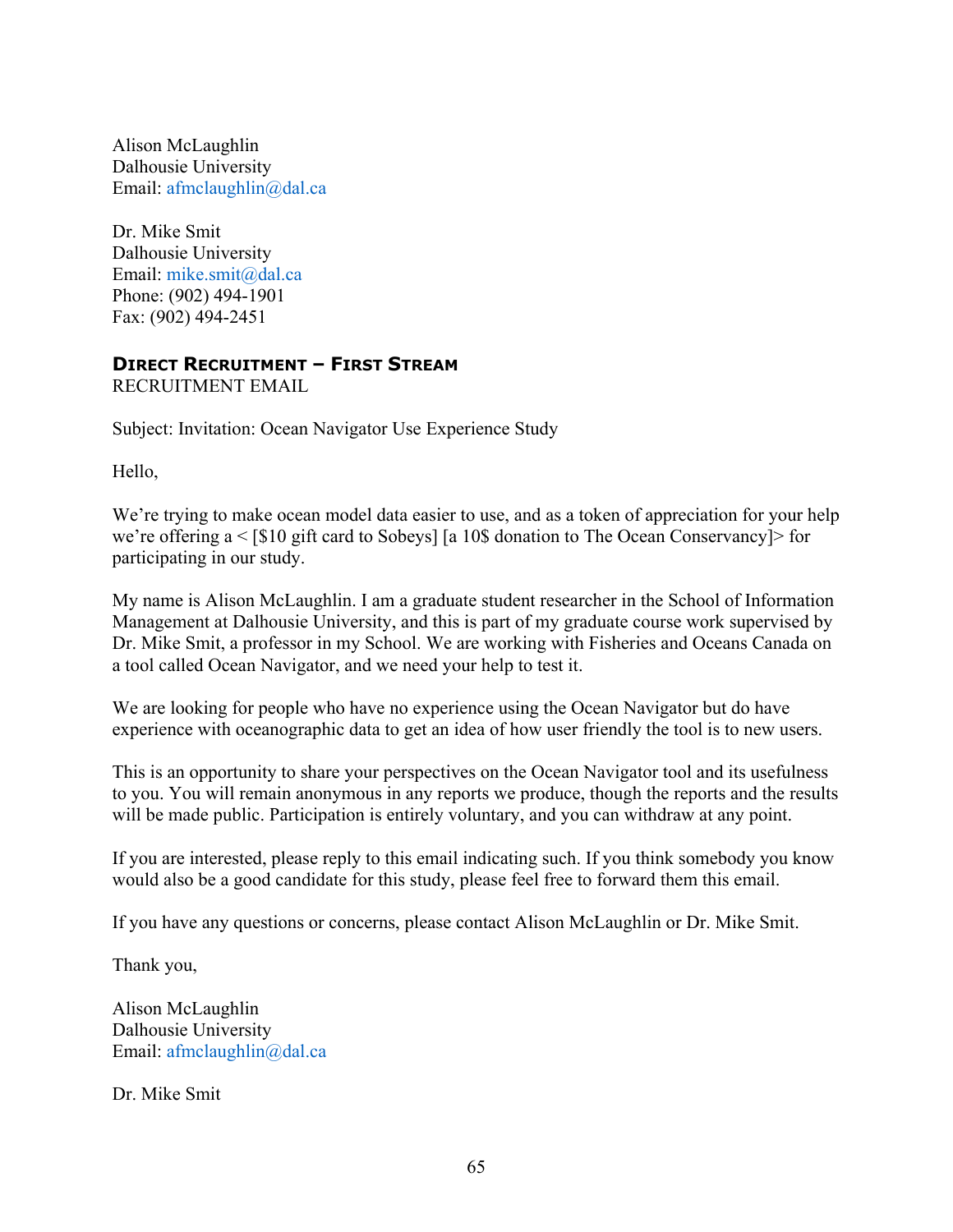Alison McLaughlin
Dalhousie University
Email: afmclaughlin@dal.ca

Dr. Mike Smit
Dalhousie University
Email: mike.smit@dal.ca
Phone: (902) 494-1901
Fax: (902) 494-2451

**DIRECT RECRUITMENT – FIRST STREAM**
RECRUITMENT EMAIL

Subject: Invitation: Ocean Navigator Use Experience Study

Hello,

We're trying to make ocean model data easier to use, and as a token of appreciation for your help we're offering a < [$10 gift card to Sobeys] [a 10$ donation to The Ocean Conservancy]> for participating in our study.

My name is Alison McLaughlin. I am a graduate student researcher in the School of Information Management at Dalhousie University, and this is part of my graduate course work supervised by Dr. Mike Smit, a professor in my School. We are working with Fisheries and Oceans Canada on a tool called Ocean Navigator, and we need your help to test it.

We are looking for people who have no experience using the Ocean Navigator but do have experience with oceanographic data to get an idea of how user friendly the tool is to new users.

This is an opportunity to share your perspectives on the Ocean Navigator tool and its usefulness to you. You will remain anonymous in any reports we produce, though the reports and the results will be made public. Participation is entirely voluntary, and you can withdraw at any point.

If you are interested, please reply to this email indicating such. If you think somebody you know would also be a good candidate for this study, please feel free to forward them this email.

If you have any questions or concerns, please contact Alison McLaughlin or Dr. Mike Smit.

Thank you,

Alison McLaughlin
Dalhousie University
Email: afmclaughlin@dal.ca

Dr. Mike Smit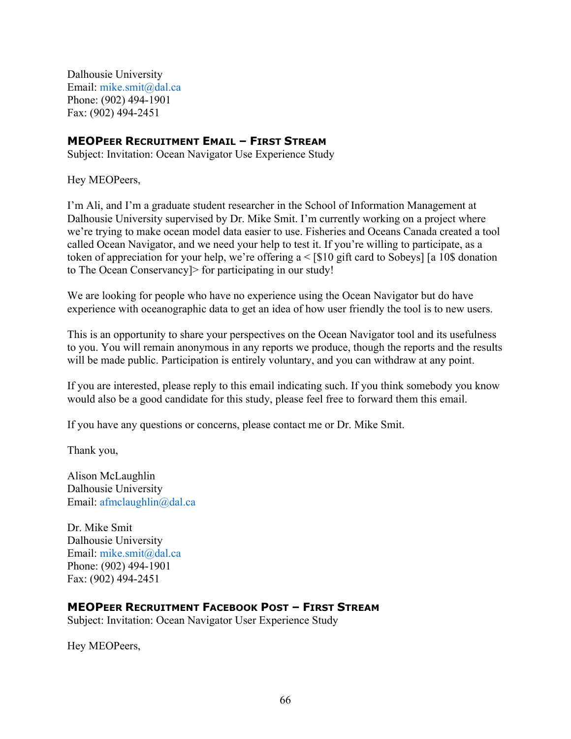Dalhousie University
Email: mike.smit@dal.ca
Phone: (902) 494-1901
Fax: (902) 494-2451

### MEOPeer Recruitment Email – First Stream

Subject: Invitation: Ocean Navigator Use Experience Study

Hey MEOPeers,

I'm Ali, and I'm a graduate student researcher in the School of Information Management at Dalhousie University supervised by Dr. Mike Smit. I'm currently working on a project where we're trying to make ocean model data easier to use. Fisheries and Oceans Canada created a tool called Ocean Navigator, and we need your help to test it. If you're willing to participate, as a token of appreciation for your help, we're offering a < [$10 gift card to Sobeys] [a 10$ donation to The Ocean Conservancy]> for participating in our study!

We are looking for people who have no experience using the Ocean Navigator but do have experience with oceanographic data to get an idea of how user friendly the tool is to new users.

This is an opportunity to share your perspectives on the Ocean Navigator tool and its usefulness to you. You will remain anonymous in any reports we produce, though the reports and the results will be made public. Participation is entirely voluntary, and you can withdraw at any point.

If you are interested, please reply to this email indicating such. If you think somebody you know would also be a good candidate for this study, please feel free to forward them this email.

If you have any questions or concerns, please contact me or Dr. Mike Smit.

Thank you,

Alison McLaughlin
Dalhousie University
Email: afmclaughlin@dal.ca

Dr. Mike Smit
Dalhousie University
Email: mike.smit@dal.ca
Phone: (902) 494-1901
Fax: (902) 494-2451

### MEOPeer Recruitment Facebook Post – First Stream

Subject: Invitation: Ocean Navigator User Experience Study

Hey MEOPeers,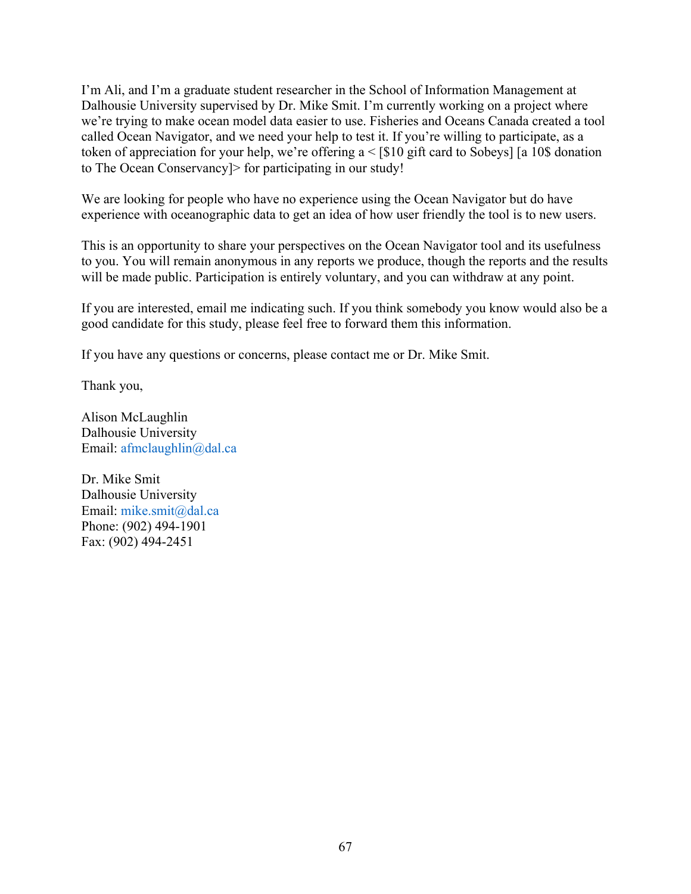I'm Ali, and I'm a graduate student researcher in the School of Information Management at Dalhousie University supervised by Dr. Mike Smit. I'm currently working on a project where we're trying to make ocean model data easier to use. Fisheries and Oceans Canada created a tool called Ocean Navigator, and we need your help to test it. If you're willing to participate, as a token of appreciation for your help, we're offering a < [$10 gift card to Sobeys] [a 10$ donation to The Ocean Conservancy]> for participating in our study!

We are looking for people who have no experience using the Ocean Navigator but do have experience with oceanographic data to get an idea of how user friendly the tool is to new users.

This is an opportunity to share your perspectives on the Ocean Navigator tool and its usefulness to you. You will remain anonymous in any reports we produce, though the reports and the results will be made public. Participation is entirely voluntary, and you can withdraw at any point.

If you are interested, email me indicating such. If you think somebody you know would also be a good candidate for this study, please feel free to forward them this information.

If you have any questions or concerns, please contact me or Dr. Mike Smit.

Thank you,

Alison McLaughlin  
Dalhousie University  
Email: afmclaughlin@dal.ca

Dr. Mike Smit  
Dalhousie University  
Email: mike.smit@dal.ca  
Phone: (902) 494-1901  
Fax: (902) 494-2451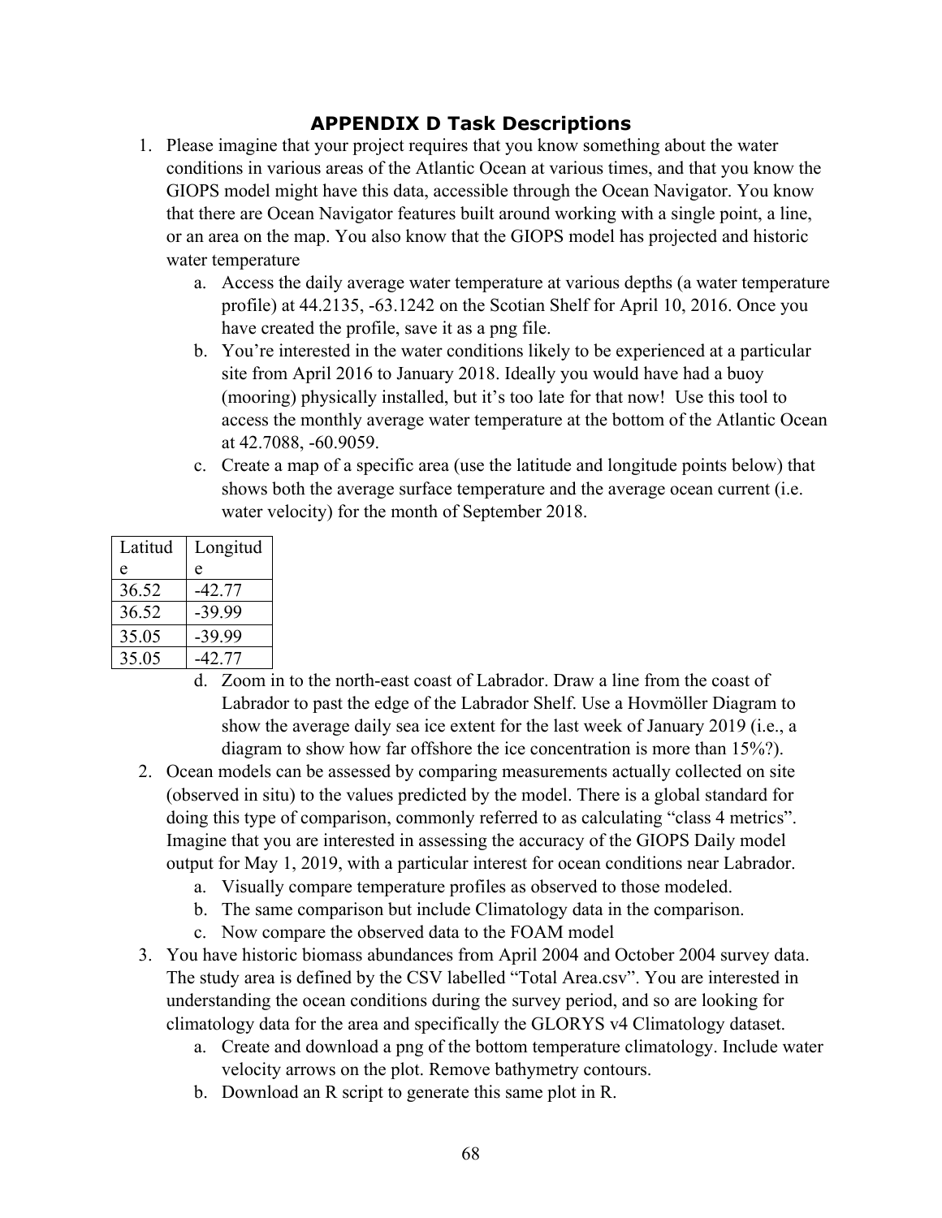## APPENDIX D Task Descriptions

1. Please imagine that your project requires that you know something about the water conditions in various areas of the Atlantic Ocean at various times, and that you know the GIOPS model might have this data, accessible through the Ocean Navigator. You know that there are Ocean Navigator features built around working with a single point, a line, or an area on the map. You also know that the GIOPS model has projected and historic water temperature
   a. Access the daily average water temperature at various depths (a water temperature profile) at 44.2135, -63.1242 on the Scotian Shelf for April 10, 2016. Once you have created the profile, save it as a png file.
   b. You're interested in the water conditions likely to be experienced at a particular site from April 2016 to January 2018. Ideally you would have had a buoy (mooring) physically installed, but it's too late for that now! Use this tool to access the monthly average water temperature at the bottom of the Atlantic Ocean at 42.7088, -60.9059.
   c. Create a map of a specific area (use the latitude and longitude points below) that shows both the average surface temperature and the average ocean current (i.e. water velocity) for the month of September 2018.

| Latitude | Longitude |
|---|---|
| 36.52 | -42.77 |
| 36.52 | -39.99 |
| 35.05 | -39.99 |
| 35.05 | -42.77 |

   d. Zoom in to the north-east coast of Labrador. Draw a line from the coast of Labrador to past the edge of the Labrador Shelf. Use a Hovmöller Diagram to show the average daily sea ice extent for the last week of January 2019 (i.e., a diagram to show how far offshore the ice concentration is more than 15%?).
2. Ocean models can be assessed by comparing measurements actually collected on site (observed in situ) to the values predicted by the model. There is a global standard for doing this type of comparison, commonly referred to as calculating "class 4 metrics". Imagine that you are interested in assessing the accuracy of the GIOPS Daily model output for May 1, 2019, with a particular interest for ocean conditions near Labrador.
   a. Visually compare temperature profiles as observed to those modeled.
   b. The same comparison but include Climatology data in the comparison.
   c. Now compare the observed data to the FOAM model
3. You have historic biomass abundances from April 2004 and October 2004 survey data. The study area is defined by the CSV labelled "Total Area.csv". You are interested in understanding the ocean conditions during the survey period, and so are looking for climatology data for the area and specifically the GLORYS v4 Climatology dataset.
   a. Create and download a png of the bottom temperature climatology. Include water velocity arrows on the plot. Remove bathymetry contours.
   b. Download an R script to generate this same plot in R.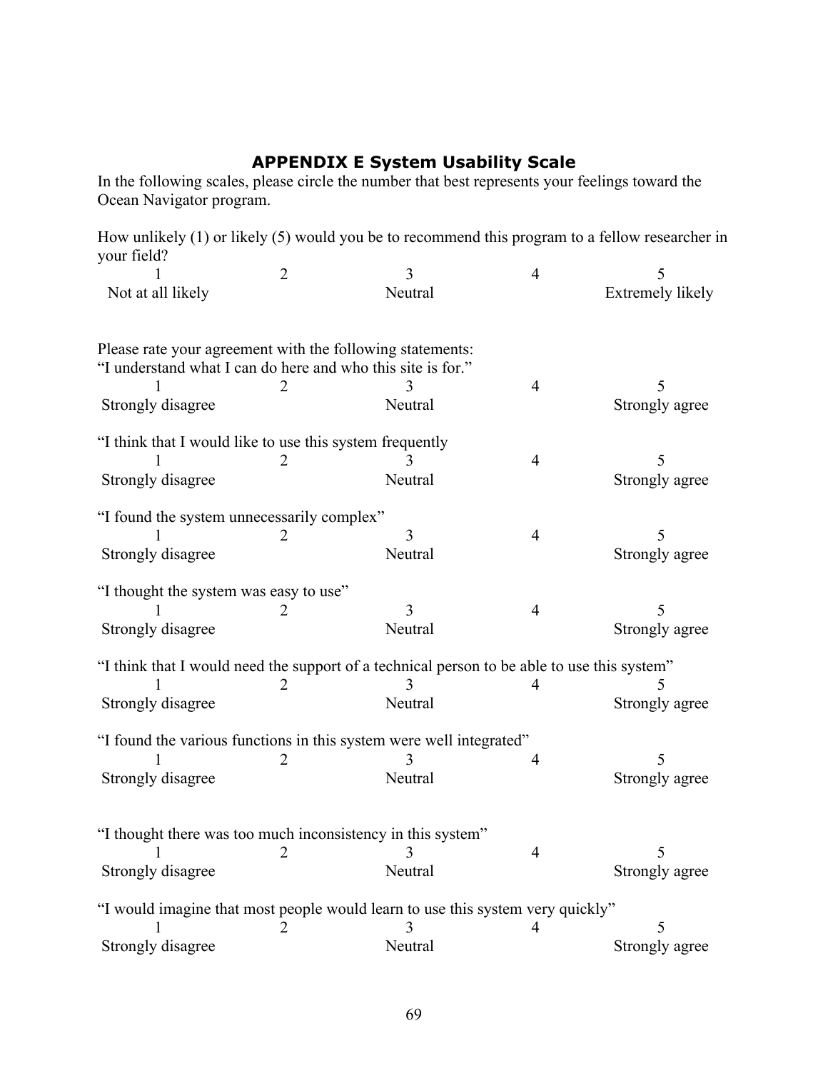## APPENDIX E System Usability Scale

In the following scales, please circle the number that best represents your feelings toward the Ocean Navigator program.

How unlikely (1) or likely (5) would you be to recommend this program to a fellow researcher in your field?

| 1 | 2 | 3 | 4 | 5 |
|---|---|---|---|---|
| Not at all likely | | Neutral | | Extremely likely |

Please rate your agreement with the following statements:

"I understand what I can do here and who this site is for."

| 1 | 2 | 3 | 4 | 5 |
|---|---|---|---|---|
| Strongly disagree | | Neutral | | Strongly agree |

"I think that I would like to use this system frequently

| 1 | 2 | 3 | 4 | 5 |
|---|---|---|---|---|
| Strongly disagree | | Neutral | | Strongly agree |

"I found the system unnecessarily complex"

| 1 | 2 | 3 | 4 | 5 |
|---|---|---|---|---|
| Strongly disagree | | Neutral | | Strongly agree |

"I thought the system was easy to use"

| 1 | 2 | 3 | 4 | 5 |
|---|---|---|---|---|
| Strongly disagree | | Neutral | | Strongly agree |

"I think that I would need the support of a technical person to be able to use this system"

| 1 | 2 | 3 | 4 | 5 |
|---|---|---|---|---|
| Strongly disagree | | Neutral | | Strongly agree |

"I found the various functions in this system were well integrated"

| 1 | 2 | 3 | 4 | 5 |
|---|---|---|---|---|
| Strongly disagree | | Neutral | | Strongly agree |

"I thought there was too much inconsistency in this system"

| 1 | 2 | 3 | 4 | 5 |
|---|---|---|---|---|
| Strongly disagree | | Neutral | | Strongly agree |

"I would imagine that most people would learn to use this system very quickly"

| 1 | 2 | 3 | 4 | 5 |
|---|---|---|---|---|
| Strongly disagree | | Neutral | | Strongly agree |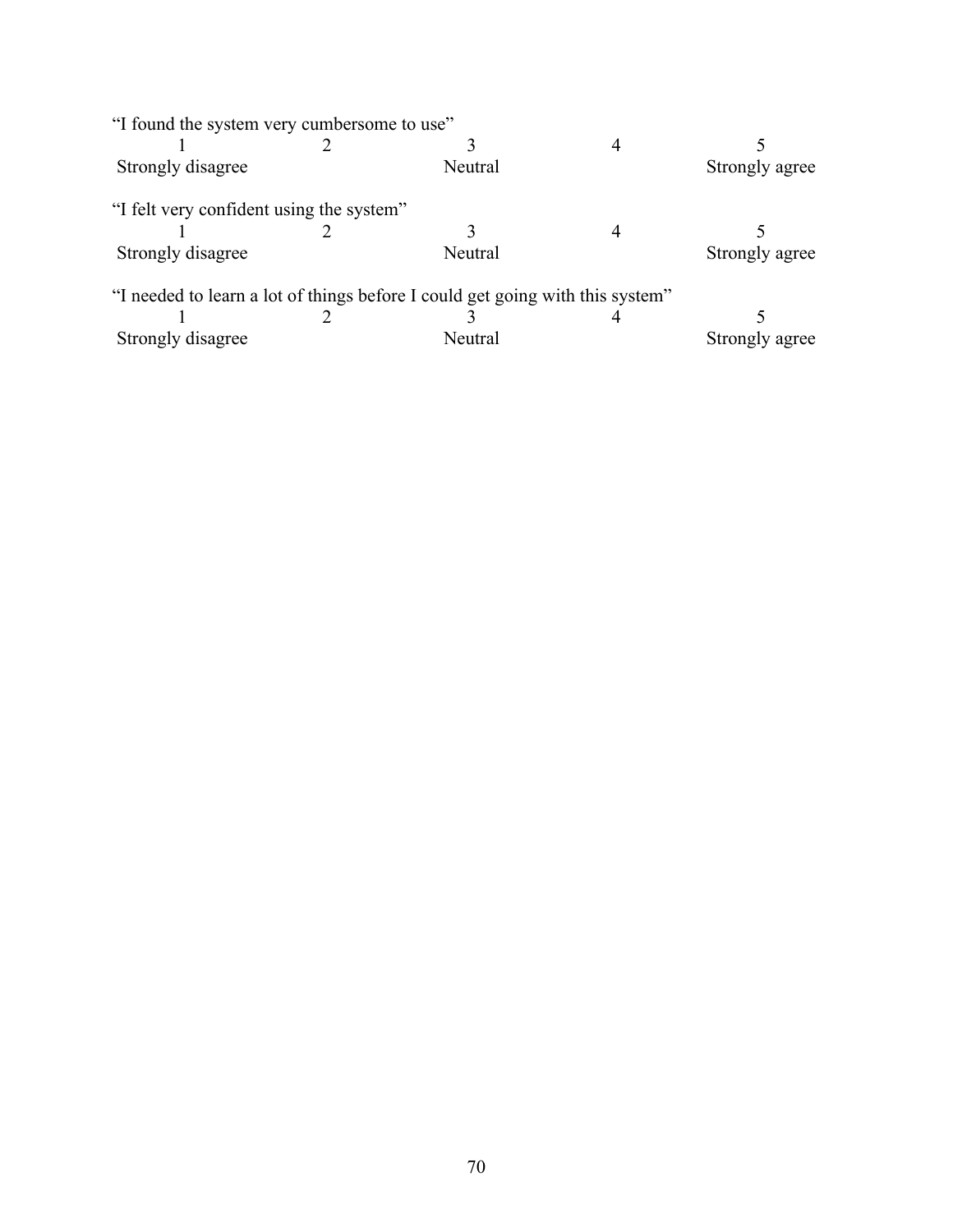"I found the system very cumbersome to use"

| 1 | 2 | 3 | 4 | 5 |
|---|---|---|---|---|
| Strongly disagree | | Neutral | | Strongly agree |

"I felt very confident using the system"

| 1 | 2 | 3 | 4 | 5 |
|---|---|---|---|---|
| Strongly disagree | | Neutral | | Strongly agree |

"I needed to learn a lot of things before I could get going with this system"

| 1 | 2 | 3 | 4 | 5 |
|---|---|---|---|---|
| Strongly disagree | | Neutral | | Strongly agree |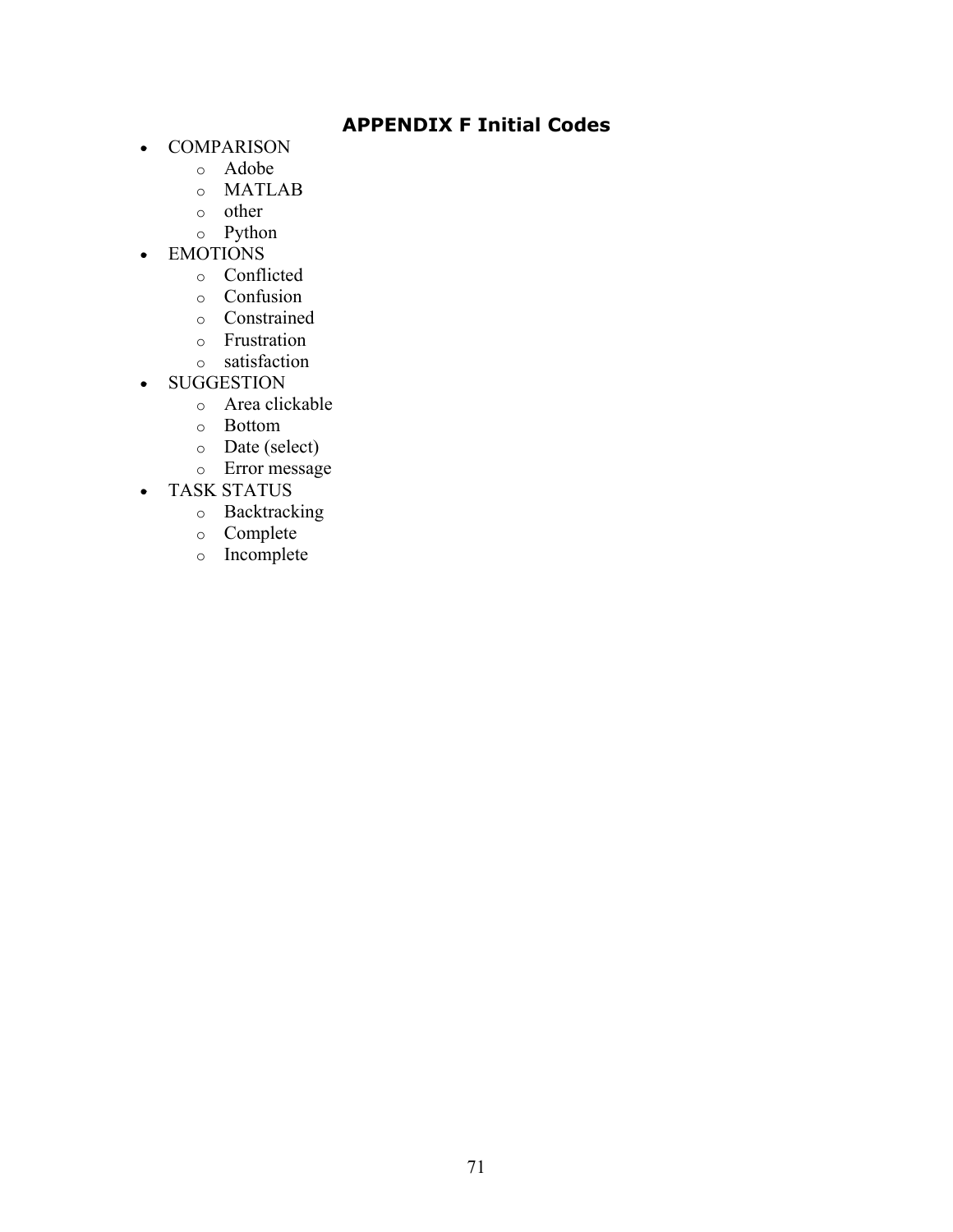## APPENDIX F Initial Codes

- COMPARISON
  - Adobe
  - MATLAB
  - other
  - Python
- EMOTIONS
  - Conflicted
  - Confusion
  - Constrained
  - Frustration
  - satisfaction
- SUGGESTION
  - Area clickable
  - Bottom
  - Date (select)
  - Error message
- TASK STATUS
  - Backtracking
  - Complete
  - Incomplete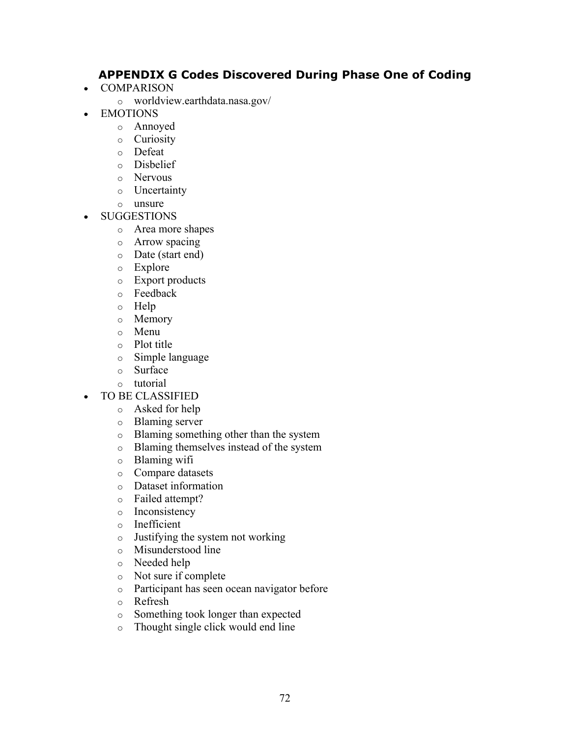## APPENDIX G Codes Discovered During Phase One of Coding

- COMPARISON
  - worldview.earthdata.nasa.gov/
- EMOTIONS
  - Annoyed
  - Curiosity
  - Defeat
  - Disbelief
  - Nervous
  - Uncertainty
  - unsure
- SUGGESTIONS
  - Area more shapes
  - Arrow spacing
  - Date (start end)
  - Explore
  - Export products
  - Feedback
  - Help
  - Memory
  - Menu
  - Plot title
  - Simple language
  - Surface
  - tutorial
- TO BE CLASSIFIED
  - Asked for help
  - Blaming server
  - Blaming something other than the system
  - Blaming themselves instead of the system
  - Blaming wifi
  - Compare datasets
  - Dataset information
  - Failed attempt?
  - Inconsistency
  - Inefficient
  - Justifying the system not working
  - Misunderstood line
  - Needed help
  - Not sure if complete
  - Participant has seen ocean navigator before
  - Refresh
  - Something took longer than expected
  - Thought single click would end line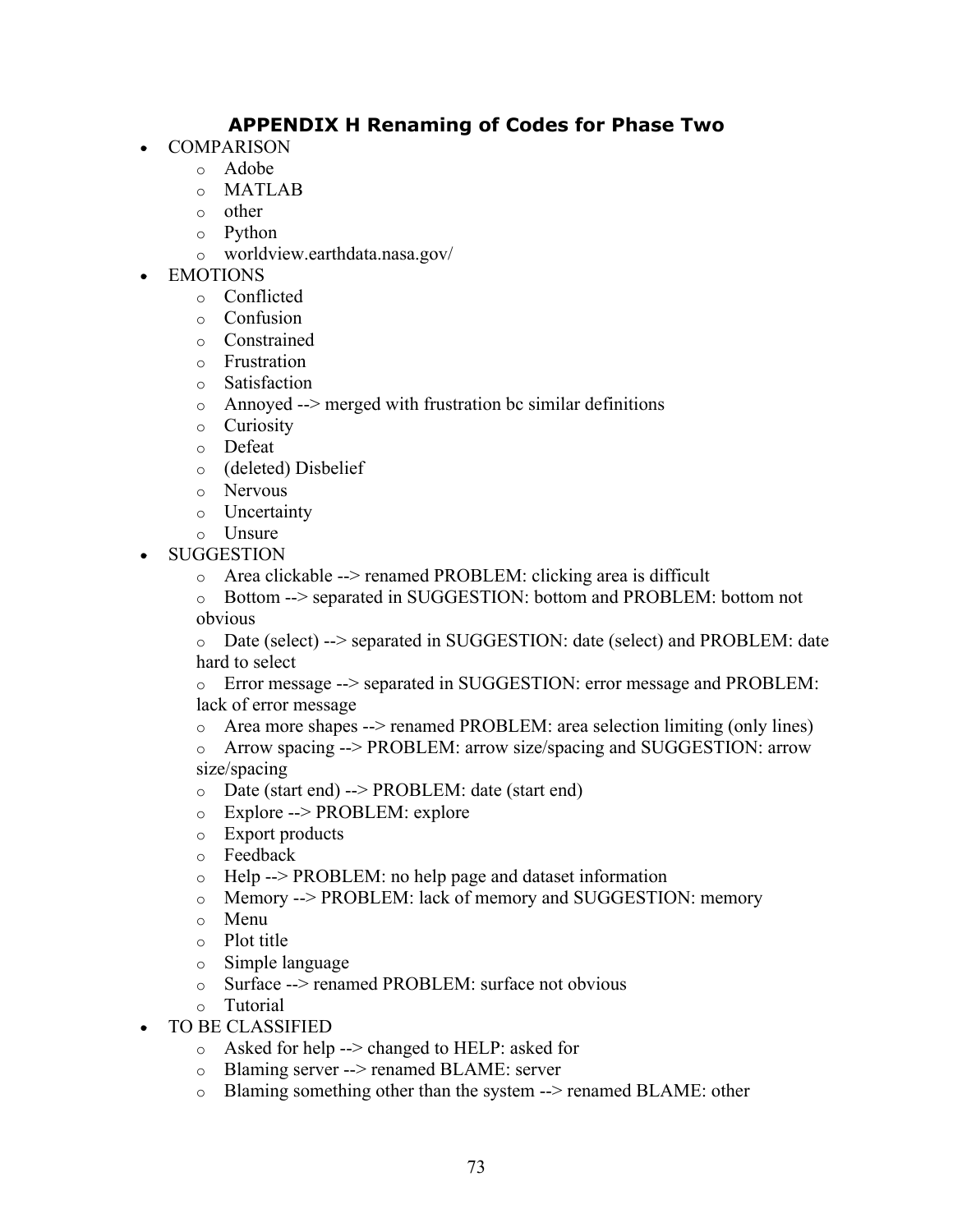## APPENDIX H Renaming of Codes for Phase Two

- COMPARISON
  - Adobe
  - MATLAB
  - other
  - Python
  - worldview.earthdata.nasa.gov/
- EMOTIONS
  - Conflicted
  - Confusion
  - Constrained
  - Frustration
  - Satisfaction
  - Annoyed --> merged with frustration bc similar definitions
  - Curiosity
  - Defeat
  - (deleted) Disbelief
  - Nervous
  - Uncertainty
  - Unsure
- SUGGESTION
  - Area clickable --> renamed PROBLEM: clicking area is difficult
  - Bottom --> separated in SUGGESTION: bottom and PROBLEM: bottom not obvious
  - Date (select) --> separated in SUGGESTION: date (select) and PROBLEM: date hard to select
  - Error message --> separated in SUGGESTION: error message and PROBLEM: lack of error message
  - Area more shapes --> renamed PROBLEM: area selection limiting (only lines)
  - Arrow spacing --> PROBLEM: arrow size/spacing and SUGGESTION: arrow size/spacing
  - Date (start end) --> PROBLEM: date (start end)
  - Explore --> PROBLEM: explore
  - Export products
  - Feedback
  - Help --> PROBLEM: no help page and dataset information
  - Memory --> PROBLEM: lack of memory and SUGGESTION: memory
  - Menu
  - Plot title
  - Simple language
  - Surface --> renamed PROBLEM: surface not obvious
  - Tutorial
- TO BE CLASSIFIED
  - Asked for help --> changed to HELP: asked for
  - Blaming server --> renamed BLAME: server
  - Blaming something other than the system --> renamed BLAME: other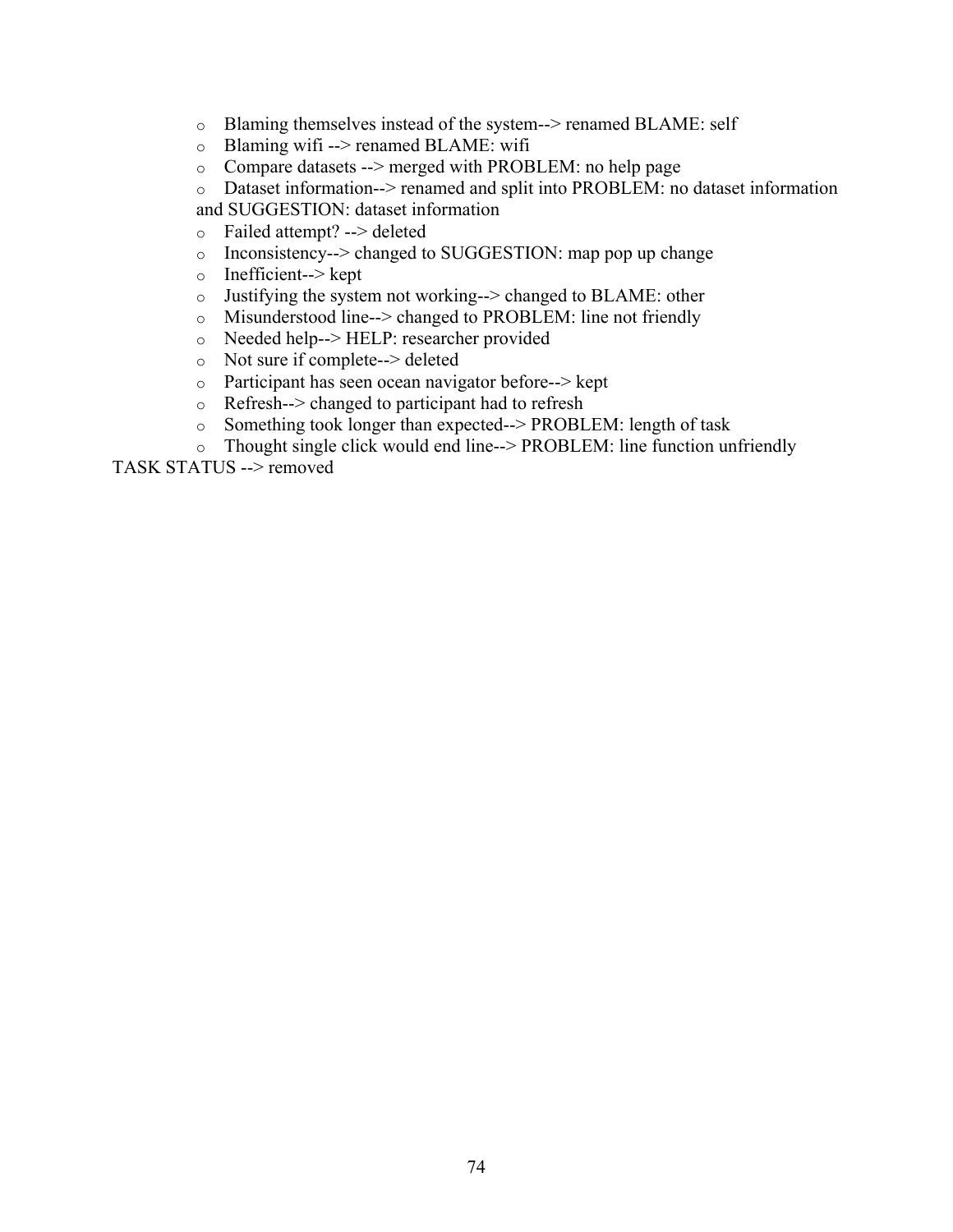- Blaming themselves instead of the system--> renamed BLAME: self
- Blaming wifi --> renamed BLAME: wifi
- Compare datasets --> merged with PROBLEM: no help page
- Dataset information--> renamed and split into PROBLEM: no dataset information and SUGGESTION: dataset information
- Failed attempt? --> deleted
- Inconsistency--> changed to SUGGESTION: map pop up change
- Inefficient--> kept
- Justifying the system not working--> changed to BLAME: other
- Misunderstood line--> changed to PROBLEM: line not friendly
- Needed help--> HELP: researcher provided
- Not sure if complete--> deleted
- Participant has seen ocean navigator before--> kept
- Refresh--> changed to participant had to refresh
- Something took longer than expected--> PROBLEM: length of task
- Thought single click would end line--> PROBLEM: line function unfriendly

TASK STATUS --> removed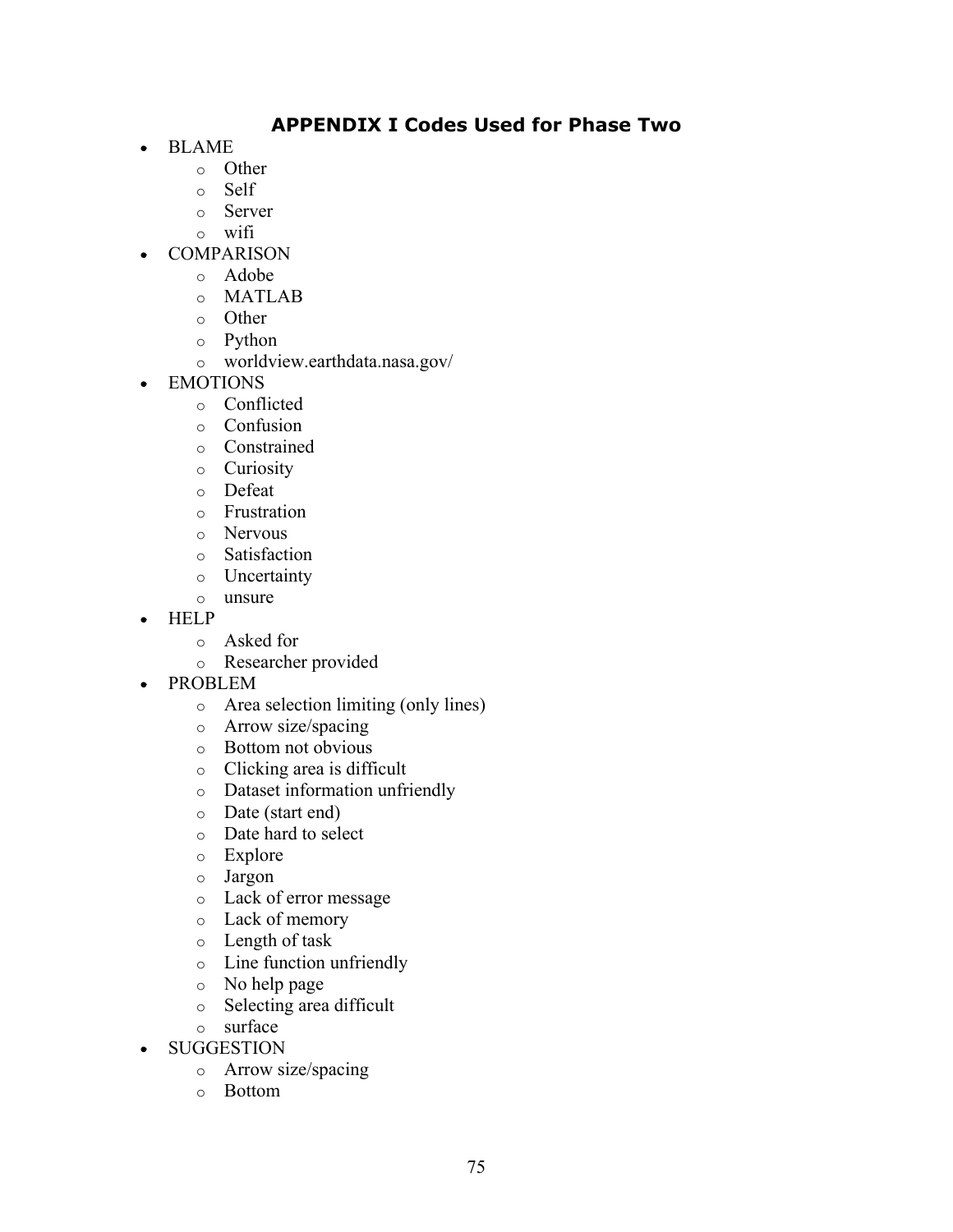## APPENDIX I Codes Used for Phase Two

- BLAME
  - Other
  - Self
  - Server
  - wifi
- COMPARISON
  - Adobe
  - MATLAB
  - Other
  - Python
  - worldview.earthdata.nasa.gov/
- EMOTIONS
  - Conflicted
  - Confusion
  - Constrained
  - Curiosity
  - Defeat
  - Frustration
  - Nervous
  - Satisfaction
  - Uncertainty
  - unsure
- HELP
  - Asked for
  - Researcher provided
- PROBLEM
  - Area selection limiting (only lines)
  - Arrow size/spacing
  - Bottom not obvious
  - Clicking area is difficult
  - Dataset information unfriendly
  - Date (start end)
  - Date hard to select
  - Explore
  - Jargon
  - Lack of error message
  - Lack of memory
  - Length of task
  - Line function unfriendly
  - No help page
  - Selecting area difficult
  - surface
- SUGGESTION
  - Arrow size/spacing
  - Bottom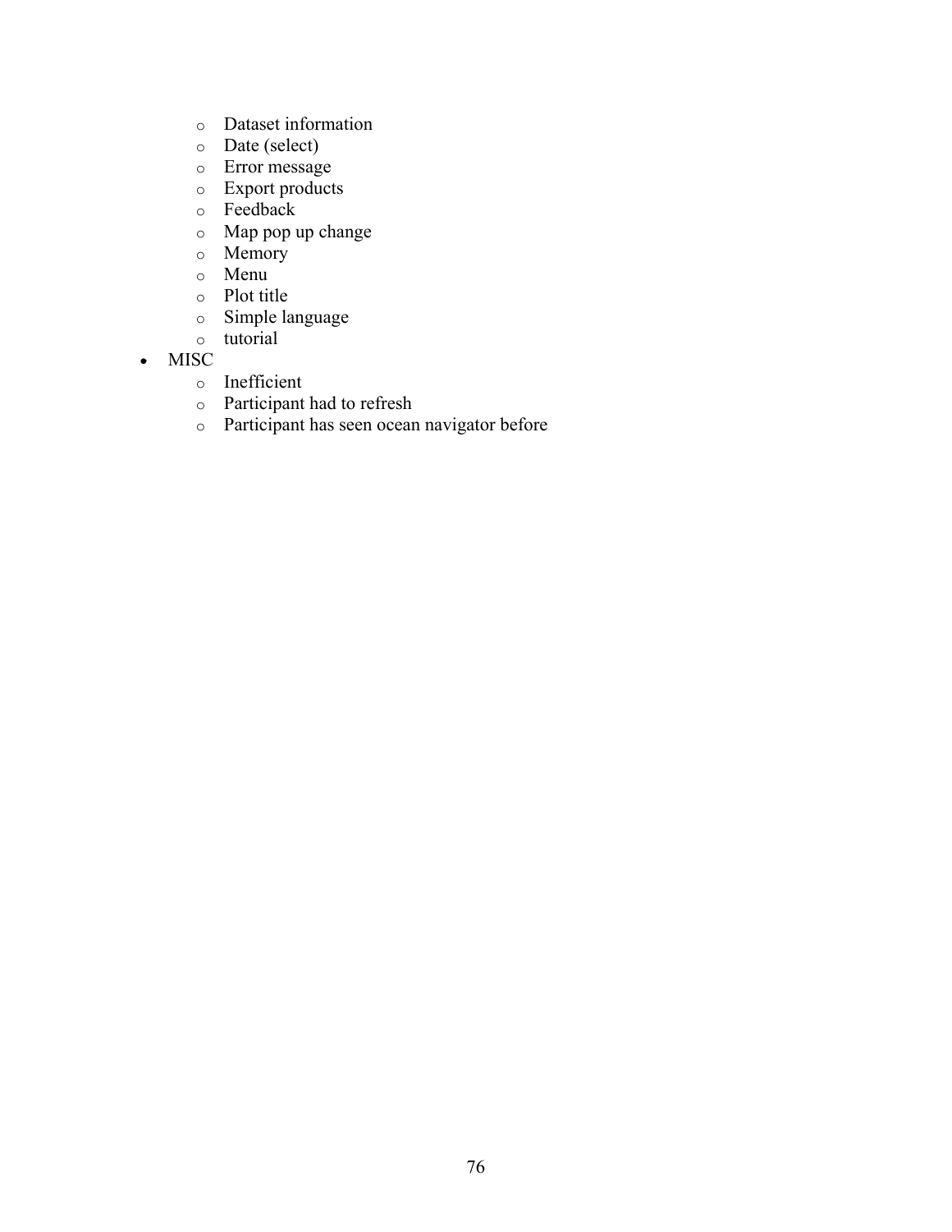- Dataset information
  - Date (select)
  - Error message
  - Export products
  - Feedback
  - Map pop up change
  - Memory
  - Menu
  - Plot title
  - Simple language
  - tutorial
- MISC
  - Inefficient
  - Participant had to refresh
  - Participant has seen ocean navigator before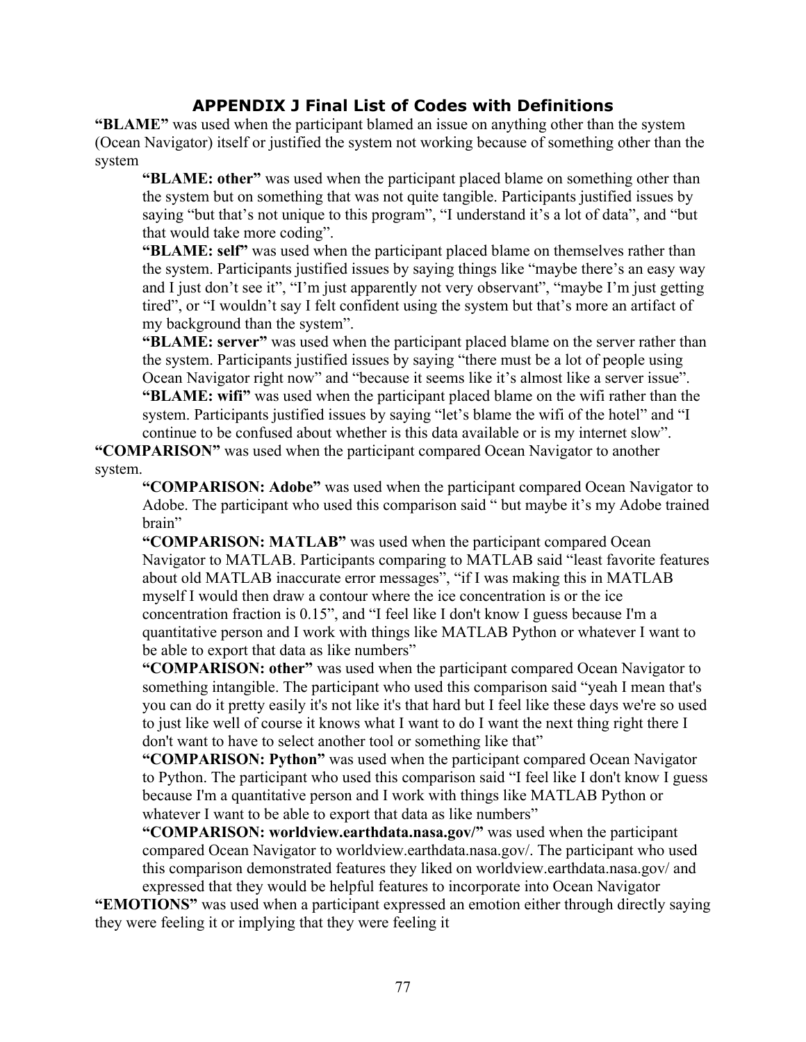## APPENDIX J Final List of Codes with Definitions

**"BLAME"** was used when the participant blamed an issue on anything other than the system (Ocean Navigator) itself or justified the system not working because of something other than the system

> **"BLAME: other"** was used when the participant placed blame on something other than the system but on something that was not quite tangible. Participants justified issues by saying "but that's not unique to this program", "I understand it's a lot of data", and "but that would take more coding".
>
> **"BLAME: self"** was used when the participant placed blame on themselves rather than the system. Participants justified issues by saying things like "maybe there's an easy way and I just don't see it", "I'm just apparently not very observant", "maybe I'm just getting tired", or "I wouldn't say I felt confident using the system but that's more an artifact of my background than the system".
>
> **"BLAME: server"** was used when the participant placed blame on the server rather than the system. Participants justified issues by saying "there must be a lot of people using Ocean Navigator right now" and "because it seems like it's almost like a server issue".
>
> **"BLAME: wifi"** was used when the participant placed blame on the wifi rather than the system. Participants justified issues by saying "let's blame the wifi of the hotel" and "I continue to be confused about whether is this data available or is my internet slow".

**"COMPARISON"** was used when the participant compared Ocean Navigator to another system.

> **"COMPARISON: Adobe"** was used when the participant compared Ocean Navigator to Adobe. The participant who used this comparison said " but maybe it's my Adobe trained brain"
>
> **"COMPARISON: MATLAB"** was used when the participant compared Ocean Navigator to MATLAB. Participants comparing to MATLAB said "least favorite features about old MATLAB inaccurate error messages", "if I was making this in MATLAB myself I would then draw a contour where the ice concentration is or the ice concentration fraction is 0.15", and "I feel like I don't know I guess because I'm a quantitative person and I work with things like MATLAB Python or whatever I want to be able to export that data as like numbers"
>
> **"COMPARISON: other"** was used when the participant compared Ocean Navigator to something intangible. The participant who used this comparison said "yeah I mean that's you can do it pretty easily it's not like it's that hard but I feel like these days we're so used to just like well of course it knows what I want to do I want the next thing right there I don't want to have to select another tool or something like that"
>
> **"COMPARISON: Python"** was used when the participant compared Ocean Navigator to Python. The participant who used this comparison said "I feel like I don't know I guess because I'm a quantitative person and I work with things like MATLAB Python or whatever I want to be able to export that data as like numbers"
>
> **"COMPARISON: worldview.earthdata.nasa.gov/"** was used when the participant compared Ocean Navigator to worldview.earthdata.nasa.gov/. The participant who used this comparison demonstrated features they liked on worldview.earthdata.nasa.gov/ and expressed that they would be helpful features to incorporate into Ocean Navigator

**"EMOTIONS"** was used when a participant expressed an emotion either through directly saying they were feeling it or implying that they were feeling it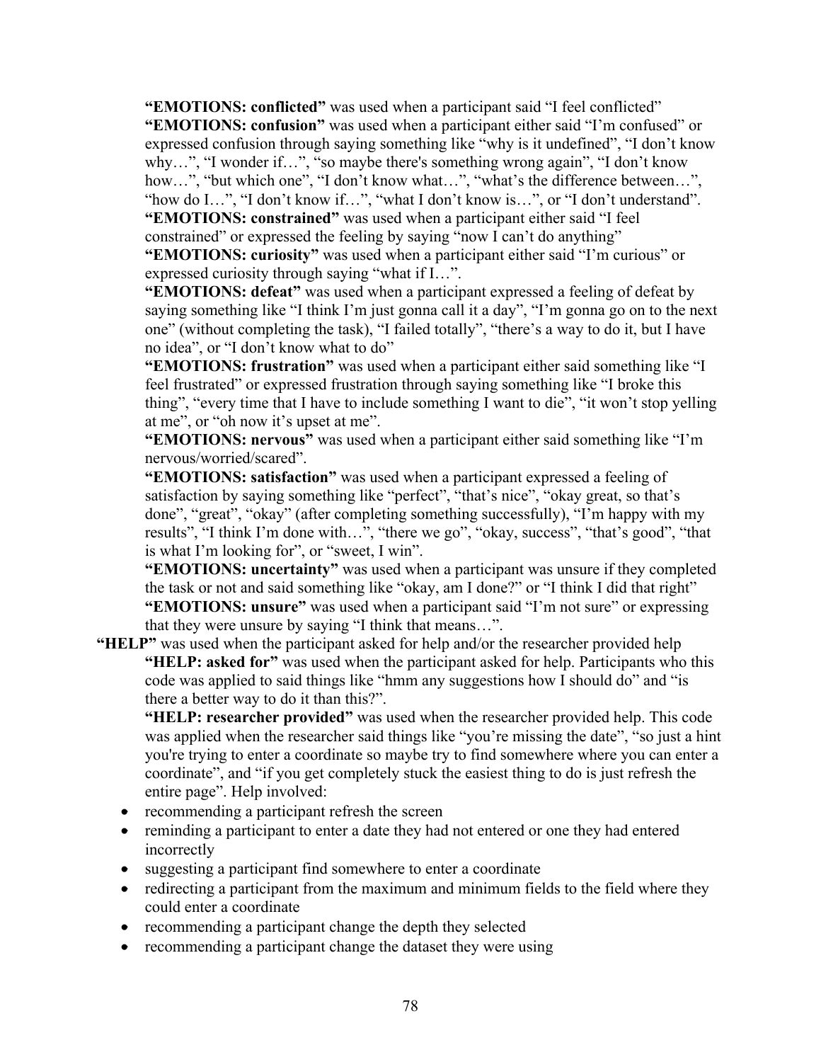**"EMOTIONS: conflicted"** was used when a participant said "I feel conflicted"

**"EMOTIONS: confusion"** was used when a participant either said "I'm confused" or expressed confusion through saying something like "why is it undefined", "I don't know why…", "I wonder if…", "so maybe there's something wrong again", "I don't know how…", "but which one", "I don't know what…", "what's the difference between…", "how do I…", "I don't know if…", "what I don't know is…", or "I don't understand".

**"EMOTIONS: constrained"** was used when a participant either said "I feel constrained" or expressed the feeling by saying "now I can't do anything"

**"EMOTIONS: curiosity"** was used when a participant either said "I'm curious" or expressed curiosity through saying "what if I…".

**"EMOTIONS: defeat"** was used when a participant expressed a feeling of defeat by saying something like "I think I'm just gonna call it a day", "I'm gonna go on to the next one" (without completing the task), "I failed totally", "there's a way to do it, but I have no idea", or "I don't know what to do"

**"EMOTIONS: frustration"** was used when a participant either said something like "I feel frustrated" or expressed frustration through saying something like "I broke this thing", "every time that I have to include something I want to die", "it won't stop yelling at me", or "oh now it's upset at me".

**"EMOTIONS: nervous"** was used when a participant either said something like "I'm nervous/worried/scared".

**"EMOTIONS: satisfaction"** was used when a participant expressed a feeling of satisfaction by saying something like "perfect", "that's nice", "okay great, so that's done", "great", "okay" (after completing something successfully), "I'm happy with my results", "I think I'm done with…", "there we go", "okay, success", "that's good", "that is what I'm looking for", or "sweet, I win".

**"EMOTIONS: uncertainty"** was used when a participant was unsure if they completed the task or not and said something like "okay, am I done?" or "I think I did that right"

**"EMOTIONS: unsure"** was used when a participant said "I'm not sure" or expressing that they were unsure by saying "I think that means…".

**"HELP"** was used when the participant asked for help and/or the researcher provided help

**"HELP: asked for"** was used when the participant asked for help. Participants who this code was applied to said things like "hmm any suggestions how I should do" and "is there a better way to do it than this?".

**"HELP: researcher provided"** was used when the researcher provided help. This code was applied when the researcher said things like "you're missing the date", "so just a hint you're trying to enter a coordinate so maybe try to find somewhere where you can enter a coordinate", and "if you get completely stuck the easiest thing to do is just refresh the entire page". Help involved:

- recommending a participant refresh the screen
- reminding a participant to enter a date they had not entered or one they had entered incorrectly
- suggesting a participant find somewhere to enter a coordinate
- redirecting a participant from the maximum and minimum fields to the field where they could enter a coordinate
- recommending a participant change the depth they selected
- recommending a participant change the dataset they were using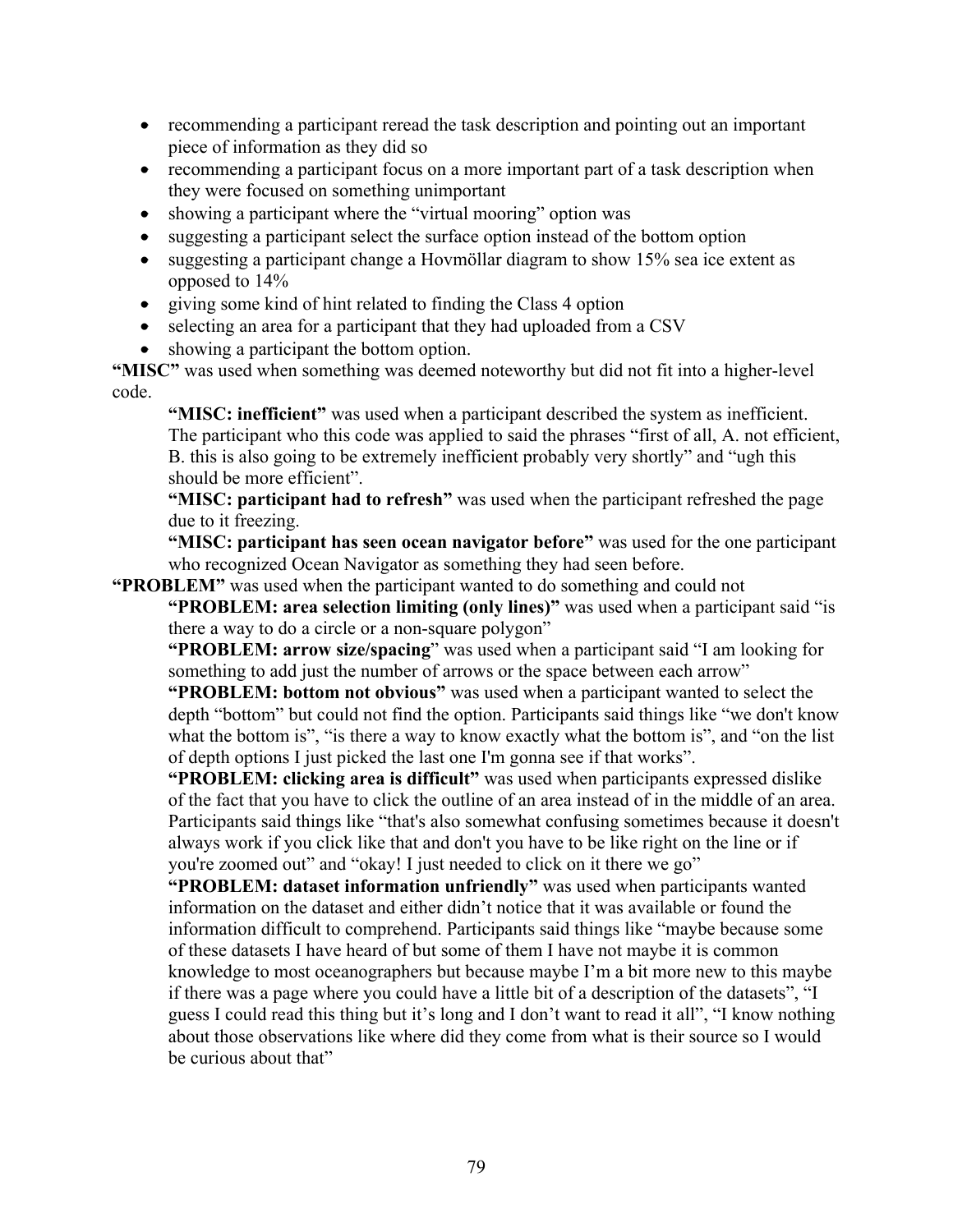- recommending a participant reread the task description and pointing out an important piece of information as they did so
- recommending a participant focus on a more important part of a task description when they were focused on something unimportant
- showing a participant where the "virtual mooring" option was
- suggesting a participant select the surface option instead of the bottom option
- suggesting a participant change a Hovmöllar diagram to show 15% sea ice extent as opposed to 14%
- giving some kind of hint related to finding the Class 4 option
- selecting an area for a participant that they had uploaded from a CSV
- showing a participant the bottom option.

**"MISC"** was used when something was deemed noteworthy but did not fit into a higher-level code.

> **"MISC: inefficient"** was used when a participant described the system as inefficient. The participant who this code was applied to said the phrases "first of all, A. not efficient, B. this is also going to be extremely inefficient probably very shortly" and "ugh this should be more efficient".
>
> **"MISC: participant had to refresh"** was used when the participant refreshed the page due to it freezing.
>
> **"MISC: participant has seen ocean navigator before"** was used for the one participant who recognized Ocean Navigator as something they had seen before.

**"PROBLEM"** was used when the participant wanted to do something and could not

> **"PROBLEM: area selection limiting (only lines)"** was used when a participant said "is there a way to do a circle or a non-square polygon"
>
> **"PROBLEM: arrow size/spacing"** was used when a participant said "I am looking for something to add just the number of arrows or the space between each arrow"
>
> **"PROBLEM: bottom not obvious"** was used when a participant wanted to select the depth "bottom" but could not find the option. Participants said things like "we don't know what the bottom is", "is there a way to know exactly what the bottom is", and "on the list of depth options I just picked the last one I'm gonna see if that works".
>
> **"PROBLEM: clicking area is difficult"** was used when participants expressed dislike of the fact that you have to click the outline of an area instead of in the middle of an area. Participants said things like "that's also somewhat confusing sometimes because it doesn't always work if you click like that and don't you have to be like right on the line or if you're zoomed out" and "okay! I just needed to click on it there we go"
>
> **"PROBLEM: dataset information unfriendly"** was used when participants wanted information on the dataset and either didn't notice that it was available or found the information difficult to comprehend. Participants said things like "maybe because some of these datasets I have heard of but some of them I have not maybe it is common knowledge to most oceanographers but because maybe I'm a bit more new to this maybe if there was a page where you could have a little bit of a description of the datasets", "I guess I could read this thing but it's long and I don't want to read it all", "I know nothing about those observations like where did they come from what is their source so I would be curious about that"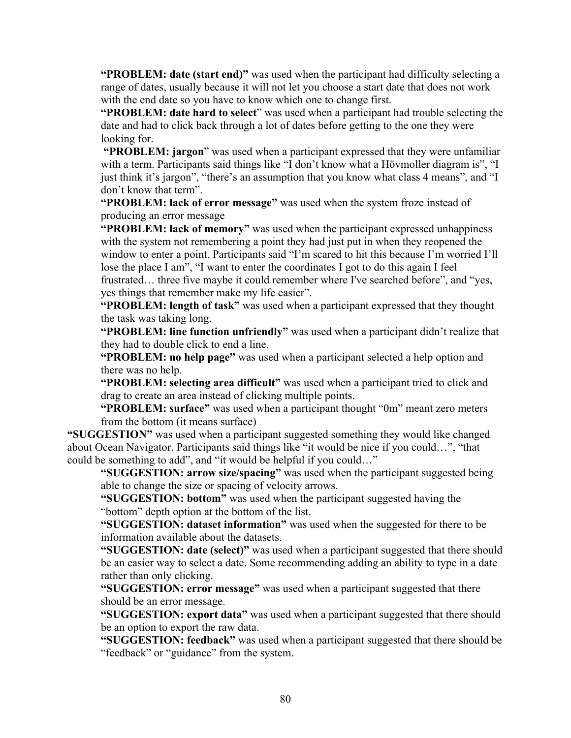**"PROBLEM: date (start end)"** was used when the participant had difficulty selecting a range of dates, usually because it will not let you choose a start date that does not work with the end date so you have to know which one to change first.

**"PROBLEM: date hard to select**" was used when a participant had trouble selecting the date and had to click back through a lot of dates before getting to the one they were looking for.

**"PROBLEM: jargon**" was used when a participant expressed that they were unfamiliar with a term. Participants said things like "I don't know what a Hövmoller diagram is", "I just think it's jargon", "there's an assumption that you know what class 4 means", and "I don't know that term".

**"PROBLEM: lack of error message"** was used when the system froze instead of producing an error message

**"PROBLEM: lack of memory"** was used when the participant expressed unhappiness with the system not remembering a point they had just put in when they reopened the window to enter a point. Participants said "I'm scared to hit this because I'm worried I'll lose the place I am", "I want to enter the coordinates I got to do this again I feel frustrated… three five maybe it could remember where I've searched before", and "yes, yes things that remember make my life easier".

**"PROBLEM: length of task"** was used when a participant expressed that they thought the task was taking long.

**"PROBLEM: line function unfriendly"** was used when a participant didn't realize that they had to double click to end a line.

**"PROBLEM: no help page"** was used when a participant selected a help option and there was no help.

**"PROBLEM: selecting area difficult"** was used when a participant tried to click and drag to create an area instead of clicking multiple points.

**"PROBLEM: surface"** was used when a participant thought "0m" meant zero meters from the bottom (it means surface)

**"SUGGESTION"** was used when a participant suggested something they would like changed about Ocean Navigator. Participants said things like "it would be nice if you could…", "that could be something to add", and "it would be helpful if you could…"

**"SUGGESTION: arrow size/spacing"** was used when the participant suggested being able to change the size or spacing of velocity arrows.

**"SUGGESTION: bottom"** was used when the participant suggested having the "bottom" depth option at the bottom of the list.

**"SUGGESTION: dataset information"** was used when the suggested for there to be information available about the datasets.

**"SUGGESTION: date (select)"** was used when a participant suggested that there should be an easier way to select a date. Some recommending adding an ability to type in a date rather than only clicking.

**"SUGGESTION: error message"** was used when a participant suggested that there should be an error message.

**"SUGGESTION: export data"** was used when a participant suggested that there should be an option to export the raw data.

**"SUGGESTION: feedback"** was used when a participant suggested that there should be "feedback" or "guidance" from the system.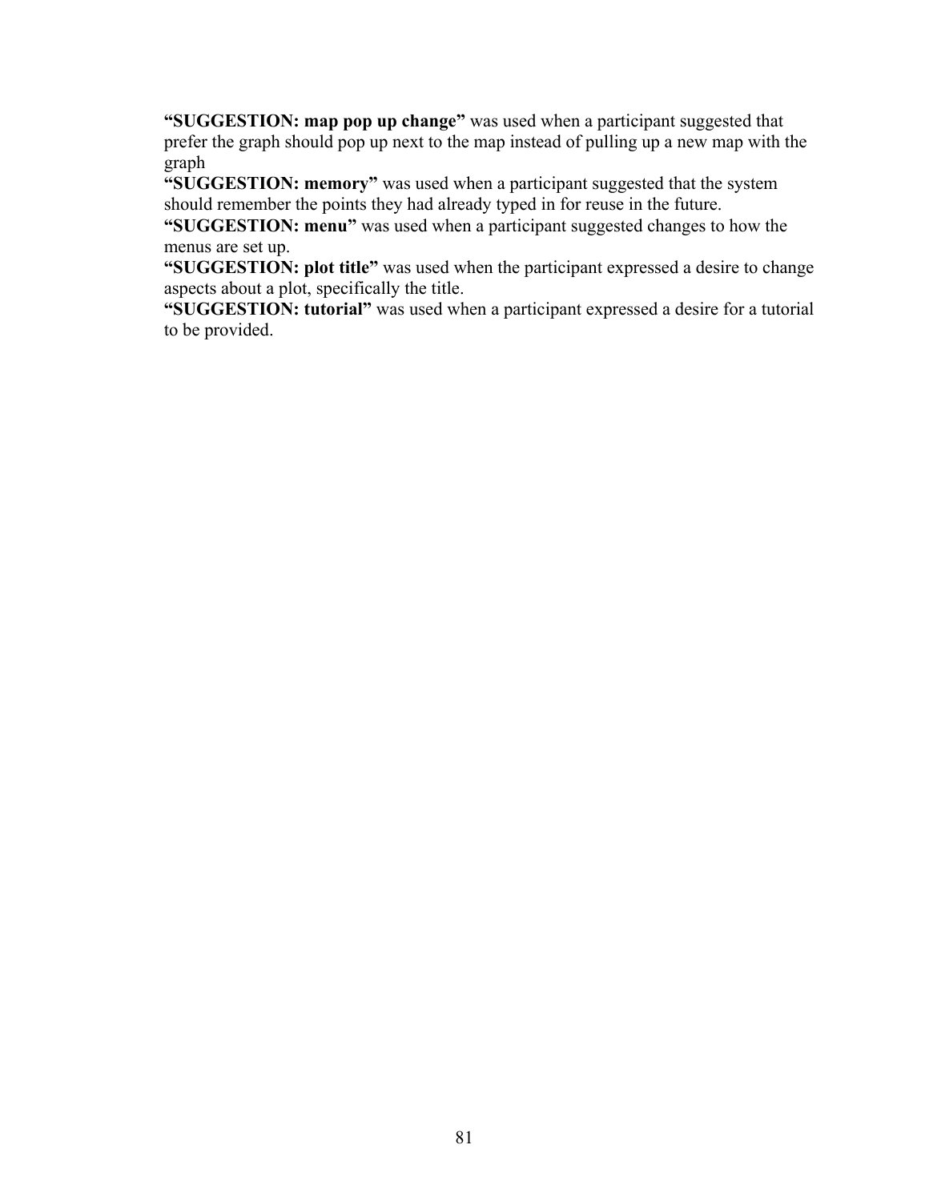**"SUGGESTION: map pop up change"** was used when a participant suggested that prefer the graph should pop up next to the map instead of pulling up a new map with the graph

**"SUGGESTION: memory"** was used when a participant suggested that the system should remember the points they had already typed in for reuse in the future.

**"SUGGESTION: menu"** was used when a participant suggested changes to how the menus are set up.

**"SUGGESTION: plot title"** was used when the participant expressed a desire to change aspects about a plot, specifically the title.

**"SUGGESTION: tutorial"** was used when a participant expressed a desire for a tutorial to be provided.